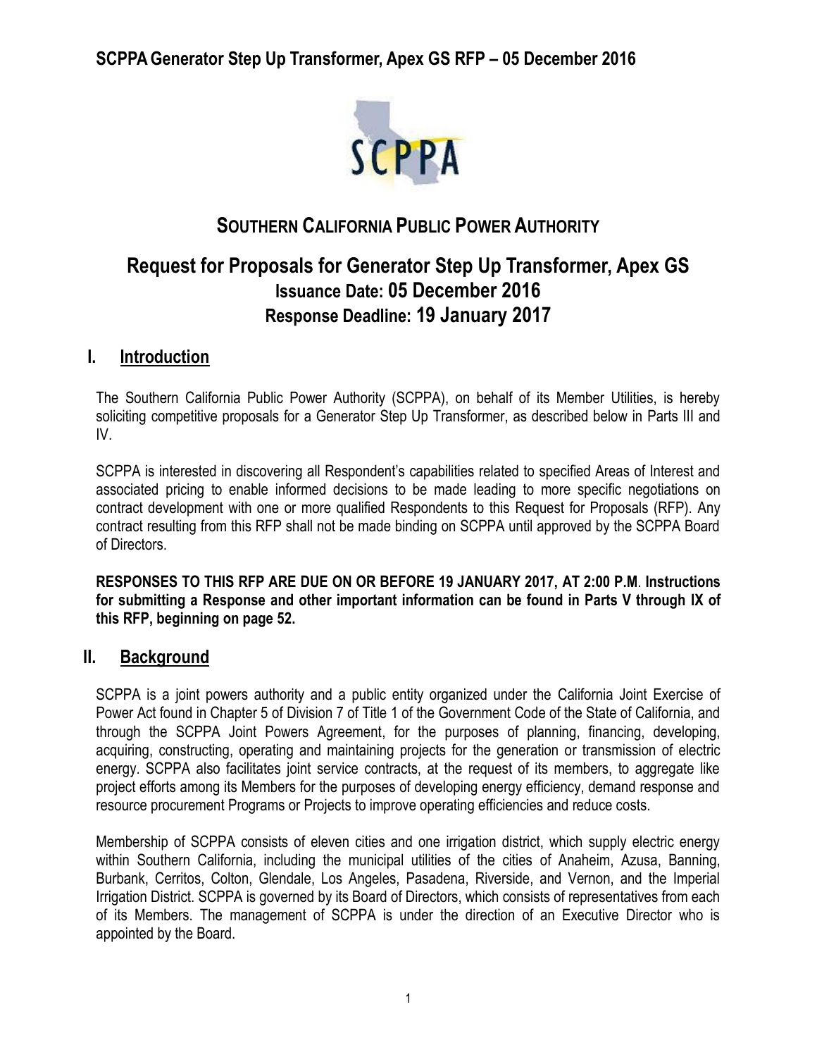# SOUTHERN CALIFORNIA PUBLIC POWER AUTHORITY

## Request for Proposals for Generator Step Up Transformer, Apex GS

### Issuance Date: 05 December 2016

### Response Deadline: 19 January 2017

## I. Introduction

The Southern California Public Power Authority (SCPPA), on behalf of its Member Utilities, is hereby soliciting competitive proposals for a Generator Step Up Transformer, as described below in Parts III and IV.

SCPPA is interested in discovering all Respondent's capabilities related to specified Areas of Interest and associated pricing to enable informed decisions to be made leading to more specific negotiations on contract development with one or more qualified Respondents to this Request for Proposals (RFP). Any contract resulting from this RFP shall not be made binding on SCPPA until approved by the SCPPA Board of Directors.

**RESPONSES TO THIS RFP ARE DUE ON OR BEFORE 19 JANUARY 2017, AT 2:00 P.M. Instructions for submitting a Response and other important information can be found in Parts V through IX of this RFP, beginning on page 52.**

## II. Background

SCPPA is a joint powers authority and a public entity organized under the California Joint Exercise of Power Act found in Chapter 5 of Division 7 of Title 1 of the Government Code of the State of California, and through the SCPPA Joint Powers Agreement, for the purposes of planning, financing, developing, acquiring, constructing, operating and maintaining projects for the generation or transmission of electric energy. SCPPA also facilitates joint service contracts, at the request of its members, to aggregate like project efforts among its Members for the purposes of developing energy efficiency, demand response and resource procurement Programs or Projects to improve operating efficiencies and reduce costs.

Membership of SCPPA consists of eleven cities and one irrigation district, which supply electric energy within Southern California, including the municipal utilities of the cities of Anaheim, Azusa, Banning, Burbank, Cerritos, Colton, Glendale, Los Angeles, Pasadena, Riverside, and Vernon, and the Imperial Irrigation District. SCPPA is governed by its Board of Directors, which consists of representatives from each of its Members. The management of SCPPA is under the direction of an Executive Director who is appointed by the Board.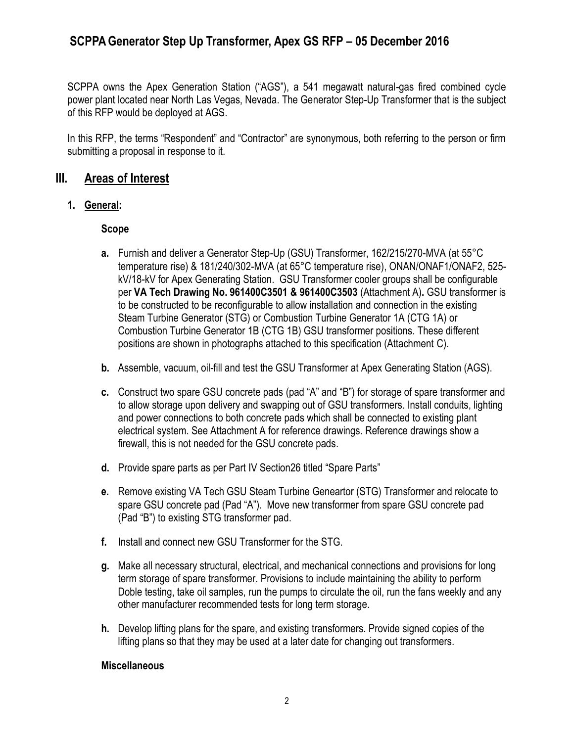SCPPA owns the Apex Generation Station ("AGS"), a 541 megawatt natural-gas fired combined cycle power plant located near North Las Vegas, Nevada. The Generator Step-Up Transformer that is the subject of this RFP would be deployed at AGS.

In this RFP, the terms "Respondent" and "Contractor" are synonymous, both referring to the person or firm submitting a proposal in response to it.

## III. Areas of Interest

### 1. General:

**Scope**

- **a.** Furnish and deliver a Generator Step-Up (GSU) Transformer, 162/215/270-MVA (at 55°C temperature rise) & 181/240/302-MVA (at 65°C temperature rise), ONAN/ONAF1/ONAF2, 525-kV/18-kV for Apex Generating Station. GSU Transformer cooler groups shall be configurable per **VA Tech Drawing No. 961400C3501 & 961400C3503** (Attachment A)**.** GSU transformer is to be constructed to be reconfigurable to allow installation and connection in the existing Steam Turbine Generator (STG) or Combustion Turbine Generator 1A (CTG 1A) or Combustion Turbine Generator 1B (CTG 1B) GSU transformer positions. These different positions are shown in photographs attached to this specification (Attachment C).
- **b.** Assemble, vacuum, oil-fill and test the GSU Transformer at Apex Generating Station (AGS).
- **c.** Construct two spare GSU concrete pads (pad "A" and "B") for storage of spare transformer and to allow storage upon delivery and swapping out of GSU transformers. Install conduits, lighting and power connections to both concrete pads which shall be connected to existing plant electrical system. See Attachment A for reference drawings. Reference drawings show a firewall, this is not needed for the GSU concrete pads.
- **d.** Provide spare parts as per Part IV Section26 titled "Spare Parts"
- **e.** Remove existing VA Tech GSU Steam Turbine Geneartor (STG) Transformer and relocate to spare GSU concrete pad (Pad "A"). Move new transformer from spare GSU concrete pad (Pad "B") to existing STG transformer pad.
- **f.** Install and connect new GSU Transformer for the STG.
- **g.** Make all necessary structural, electrical, and mechanical connections and provisions for long term storage of spare transformer. Provisions to include maintaining the ability to perform Doble testing, take oil samples, run the pumps to circulate the oil, run the fans weekly and any other manufacturer recommended tests for long term storage.
- **h.** Develop lifting plans for the spare, and existing transformers. Provide signed copies of the lifting plans so that they may be used at a later date for changing out transformers.

**Miscellaneous**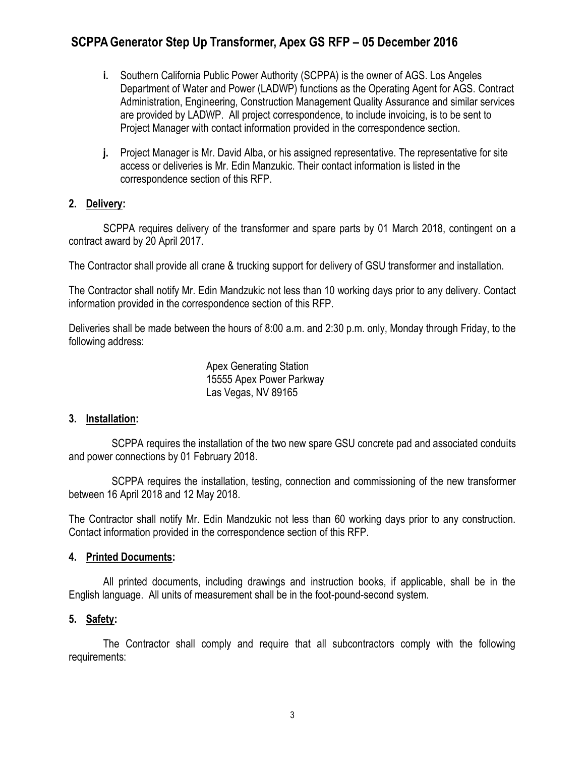- **i.** Southern California Public Power Authority (SCPPA) is the owner of AGS. Los Angeles Department of Water and Power (LADWP) functions as the Operating Agent for AGS. Contract Administration, Engineering, Construction Management Quality Assurance and similar services are provided by LADWP. All project correspondence, to include invoicing, is to be sent to Project Manager with contact information provided in the correspondence section.

- **j.** Project Manager is Mr. David Alba, or his assigned representative. The representative for site access or deliveries is Mr. Edin Manzukic. Their contact information is listed in the correspondence section of this RFP.

## 2. Delivery:

SCPPA requires delivery of the transformer and spare parts by 01 March 2018, contingent on a contract award by 20 April 2017.

The Contractor shall provide all crane & trucking support for delivery of GSU transformer and installation.

The Contractor shall notify Mr. Edin Mandzukic not less than 10 working days prior to any delivery. Contact information provided in the correspondence section of this RFP.

Deliveries shall be made between the hours of 8:00 a.m. and 2:30 p.m. only, Monday through Friday, to the following address:

Apex Generating Station
15555 Apex Power Parkway
Las Vegas, NV 89165

## 3. Installation:

SCPPA requires the installation of the two new spare GSU concrete pad and associated conduits and power connections by 01 February 2018.

SCPPA requires the installation, testing, connection and commissioning of the new transformer between 16 April 2018 and 12 May 2018.

The Contractor shall notify Mr. Edin Mandzukic not less than 60 working days prior to any construction. Contact information provided in the correspondence section of this RFP.

## 4. Printed Documents:

All printed documents, including drawings and instruction books, if applicable, shall be in the English language. All units of measurement shall be in the foot-pound-second system.

## 5. Safety:

The Contractor shall comply and require that all subcontractors comply with the following requirements: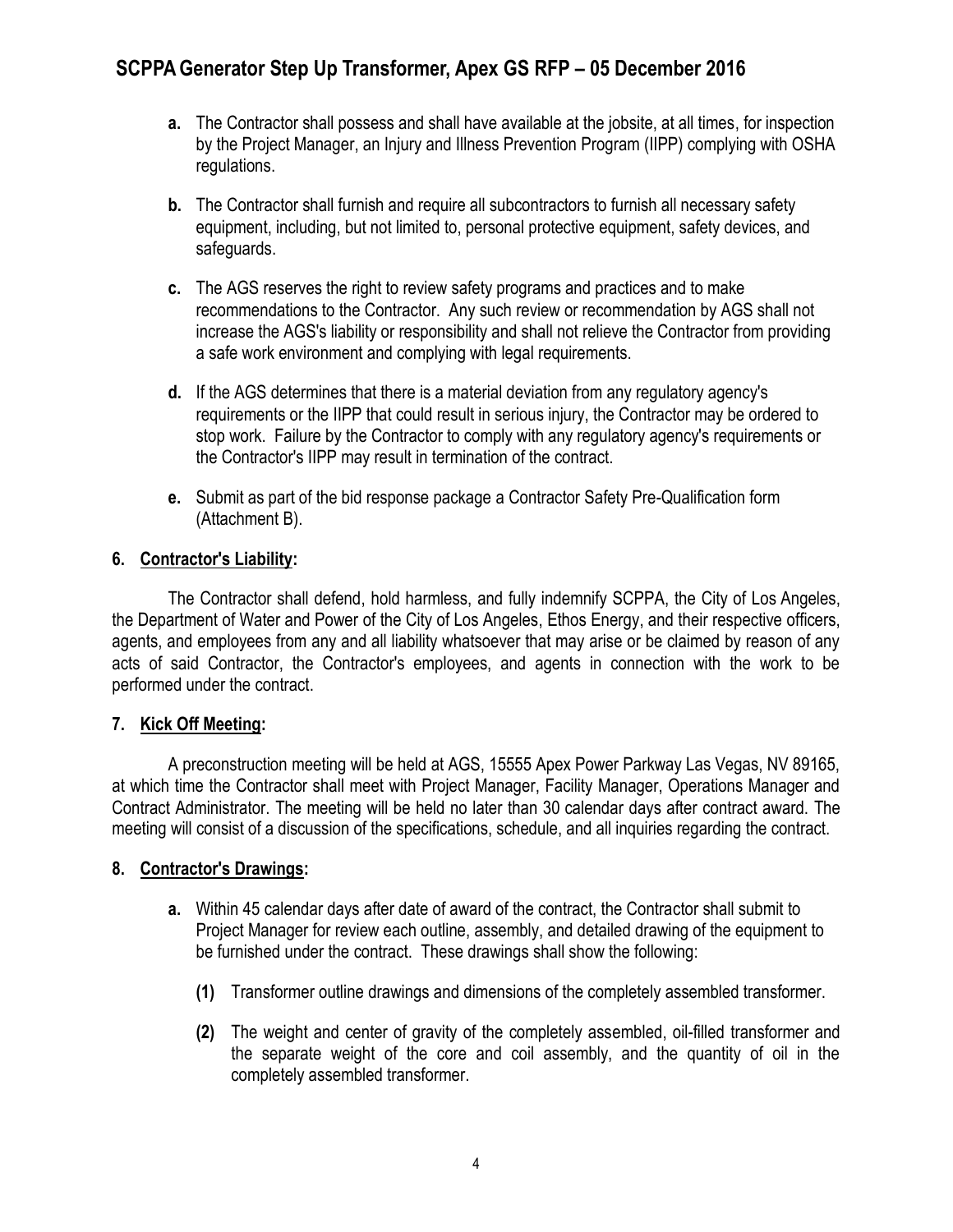- **a.** The Contractor shall possess and shall have available at the jobsite, at all times, for inspection by the Project Manager, an Injury and Illness Prevention Program (IIPP) complying with OSHA regulations.
- **b.** The Contractor shall furnish and require all subcontractors to furnish all necessary safety equipment, including, but not limited to, personal protective equipment, safety devices, and safeguards.
- **c.** The AGS reserves the right to review safety programs and practices and to make recommendations to the Contractor. Any such review or recommendation by AGS shall not increase the AGS's liability or responsibility and shall not relieve the Contractor from providing a safe work environment and complying with legal requirements.
- **d.** If the AGS determines that there is a material deviation from any regulatory agency's requirements or the IIPP that could result in serious injury, the Contractor may be ordered to stop work. Failure by the Contractor to comply with any regulatory agency's requirements or the Contractor's IIPP may result in termination of the contract.
- **e.** Submit as part of the bid response package a Contractor Safety Pre-Qualification form (Attachment B).

## 6. Contractor's Liability:

The Contractor shall defend, hold harmless, and fully indemnify SCPPA, the City of Los Angeles, the Department of Water and Power of the City of Los Angeles, Ethos Energy, and their respective officers, agents, and employees from any and all liability whatsoever that may arise or be claimed by reason of any acts of said Contractor, the Contractor's employees, and agents in connection with the work to be performed under the contract.

## 7. Kick Off Meeting:

A preconstruction meeting will be held at AGS, 15555 Apex Power Parkway Las Vegas, NV 89165, at which time the Contractor shall meet with Project Manager, Facility Manager, Operations Manager and Contract Administrator. The meeting will be held no later than 30 calendar days after contract award. The meeting will consist of a discussion of the specifications, schedule, and all inquiries regarding the contract.

## 8. Contractor's Drawings:

- **a.** Within 45 calendar days after date of award of the contract, the Contractor shall submit to Project Manager for review each outline, assembly, and detailed drawing of the equipment to be furnished under the contract. These drawings shall show the following:
  - **(1)** Transformer outline drawings and dimensions of the completely assembled transformer.
  - **(2)** The weight and center of gravity of the completely assembled, oil-filled transformer and the separate weight of the core and coil assembly, and the quantity of oil in the completely assembled transformer.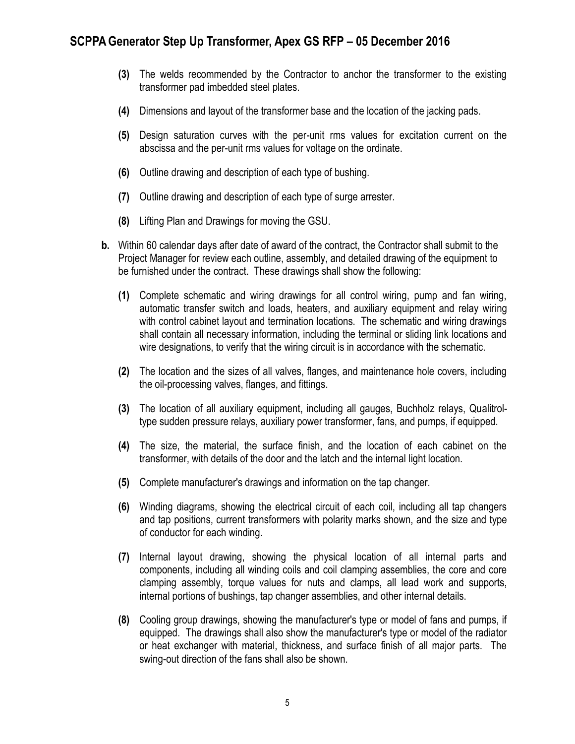**(3)** The welds recommended by the Contractor to anchor the transformer to the existing transformer pad imbedded steel plates.

**(4)** Dimensions and layout of the transformer base and the location of the jacking pads.

**(5)** Design saturation curves with the per-unit rms values for excitation current on the abscissa and the per-unit rms values for voltage on the ordinate.

**(6)** Outline drawing and description of each type of bushing.

**(7)** Outline drawing and description of each type of surge arrester.

**(8)** Lifting Plan and Drawings for moving the GSU.

**b.** Within 60 calendar days after date of award of the contract, the Contractor shall submit to the Project Manager for review each outline, assembly, and detailed drawing of the equipment to be furnished under the contract. These drawings shall show the following:

**(1)** Complete schematic and wiring drawings for all control wiring, pump and fan wiring, automatic transfer switch and loads, heaters, and auxiliary equipment and relay wiring with control cabinet layout and termination locations. The schematic and wiring drawings shall contain all necessary information, including the terminal or sliding link locations and wire designations, to verify that the wiring circuit is in accordance with the schematic.

**(2)** The location and the sizes of all valves, flanges, and maintenance hole covers, including the oil-processing valves, flanges, and fittings.

**(3)** The location of all auxiliary equipment, including all gauges, Buchholz relays, Qualitrol-type sudden pressure relays, auxiliary power transformer, fans, and pumps, if equipped.

**(4)** The size, the material, the surface finish, and the location of each cabinet on the transformer, with details of the door and the latch and the internal light location.

**(5)** Complete manufacturer's drawings and information on the tap changer.

**(6)** Winding diagrams, showing the electrical circuit of each coil, including all tap changers and tap positions, current transformers with polarity marks shown, and the size and type of conductor for each winding.

**(7)** Internal layout drawing, showing the physical location of all internal parts and components, including all winding coils and coil clamping assemblies, the core and core clamping assembly, torque values for nuts and clamps, all lead work and supports, internal portions of bushings, tap changer assemblies, and other internal details.

**(8)** Cooling group drawings, showing the manufacturer's type or model of fans and pumps, if equipped. The drawings shall also show the manufacturer's type or model of the radiator or heat exchanger with material, thickness, and surface finish of all major parts. The swing-out direction of the fans shall also be shown.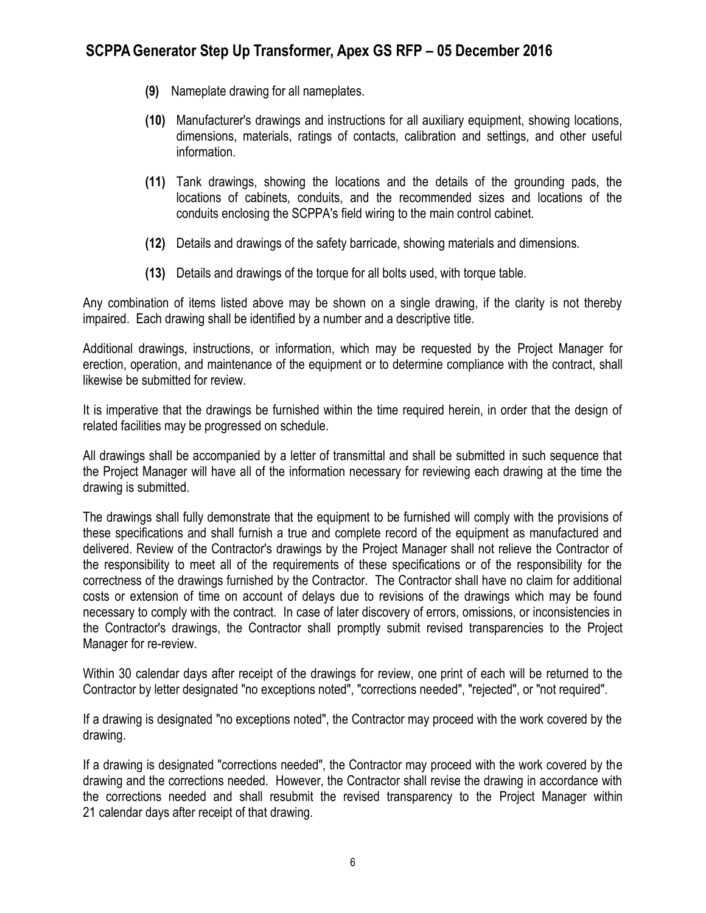**(9)** Nameplate drawing for all nameplates.

**(10)** Manufacturer's drawings and instructions for all auxiliary equipment, showing locations, dimensions, materials, ratings of contacts, calibration and settings, and other useful information.

**(11)** Tank drawings, showing the locations and the details of the grounding pads, the locations of cabinets, conduits, and the recommended sizes and locations of the conduits enclosing the SCPPA's field wiring to the main control cabinet.

**(12)** Details and drawings of the safety barricade, showing materials and dimensions.

**(13)** Details and drawings of the torque for all bolts used, with torque table.

Any combination of items listed above may be shown on a single drawing, if the clarity is not thereby impaired. Each drawing shall be identified by a number and a descriptive title.

Additional drawings, instructions, or information, which may be requested by the Project Manager for erection, operation, and maintenance of the equipment or to determine compliance with the contract, shall likewise be submitted for review.

It is imperative that the drawings be furnished within the time required herein, in order that the design of related facilities may be progressed on schedule.

All drawings shall be accompanied by a letter of transmittal and shall be submitted in such sequence that the Project Manager will have all of the information necessary for reviewing each drawing at the time the drawing is submitted.

The drawings shall fully demonstrate that the equipment to be furnished will comply with the provisions of these specifications and shall furnish a true and complete record of the equipment as manufactured and delivered. Review of the Contractor's drawings by the Project Manager shall not relieve the Contractor of the responsibility to meet all of the requirements of these specifications or of the responsibility for the correctness of the drawings furnished by the Contractor. The Contractor shall have no claim for additional costs or extension of time on account of delays due to revisions of the drawings which may be found necessary to comply with the contract. In case of later discovery of errors, omissions, or inconsistencies in the Contractor's drawings, the Contractor shall promptly submit revised transparencies to the Project Manager for re-review.

Within 30 calendar days after receipt of the drawings for review, one print of each will be returned to the Contractor by letter designated "no exceptions noted", "corrections needed", "rejected", or "not required".

If a drawing is designated "no exceptions noted", the Contractor may proceed with the work covered by the drawing.

If a drawing is designated "corrections needed", the Contractor may proceed with the work covered by the drawing and the corrections needed. However, the Contractor shall revise the drawing in accordance with the corrections needed and shall resubmit the revised transparency to the Project Manager within 21 calendar days after receipt of that drawing.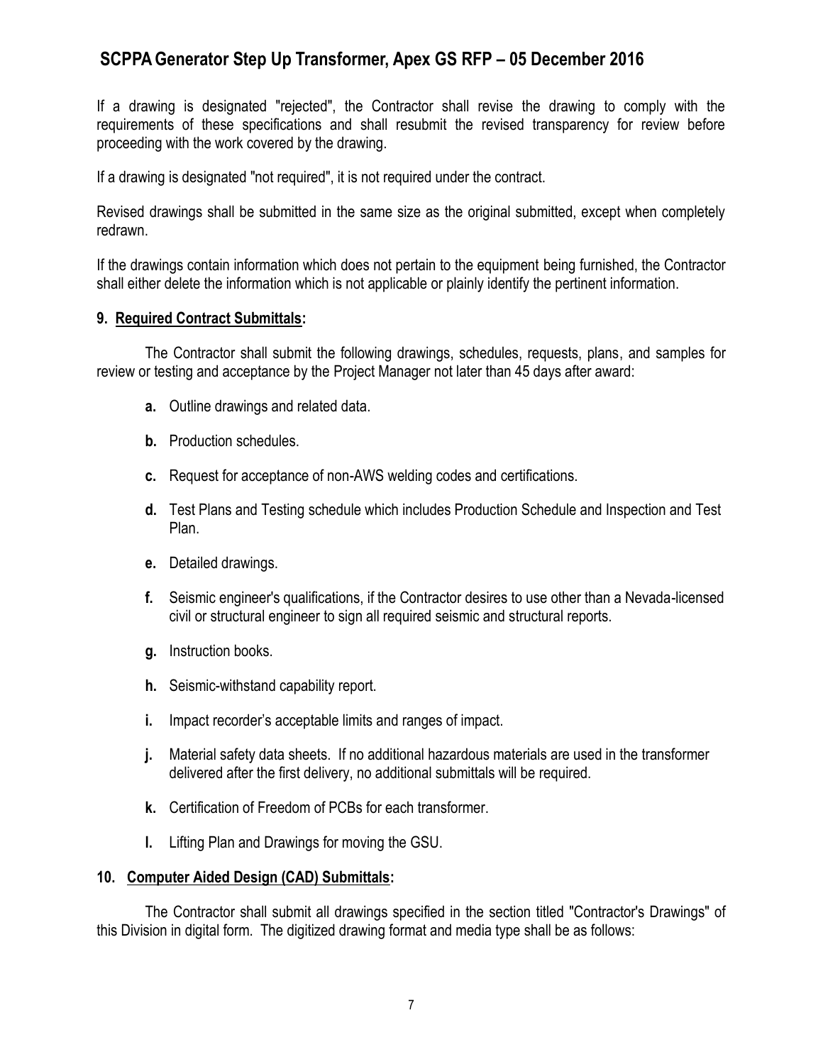If a drawing is designated "rejected", the Contractor shall revise the drawing to comply with the requirements of these specifications and shall resubmit the revised transparency for review before proceeding with the work covered by the drawing.

If a drawing is designated "not required", it is not required under the contract.

Revised drawings shall be submitted in the same size as the original submitted, except when completely redrawn.

If the drawings contain information which does not pertain to the equipment being furnished, the Contractor shall either delete the information which is not applicable or plainly identify the pertinent information.

**9. Required Contract Submittals:**

The Contractor shall submit the following drawings, schedules, requests, plans, and samples for review or testing and acceptance by the Project Manager not later than 45 days after award:

- **a.** Outline drawings and related data.
- **b.** Production schedules.
- **c.** Request for acceptance of non-AWS welding codes and certifications.
- **d.** Test Plans and Testing schedule which includes Production Schedule and Inspection and Test Plan.
- **e.** Detailed drawings.
- **f.** Seismic engineer's qualifications, if the Contractor desires to use other than a Nevada-licensed civil or structural engineer to sign all required seismic and structural reports.
- **g.** Instruction books.
- **h.** Seismic-withstand capability report.
- **i.** Impact recorder's acceptable limits and ranges of impact.
- **j.** Material safety data sheets. If no additional hazardous materials are used in the transformer delivered after the first delivery, no additional submittals will be required.
- **k.** Certification of Freedom of PCBs for each transformer.
- **l.** Lifting Plan and Drawings for moving the GSU.

**10. Computer Aided Design (CAD) Submittals:**

The Contractor shall submit all drawings specified in the section titled "Contractor's Drawings" of this Division in digital form. The digitized drawing format and media type shall be as follows: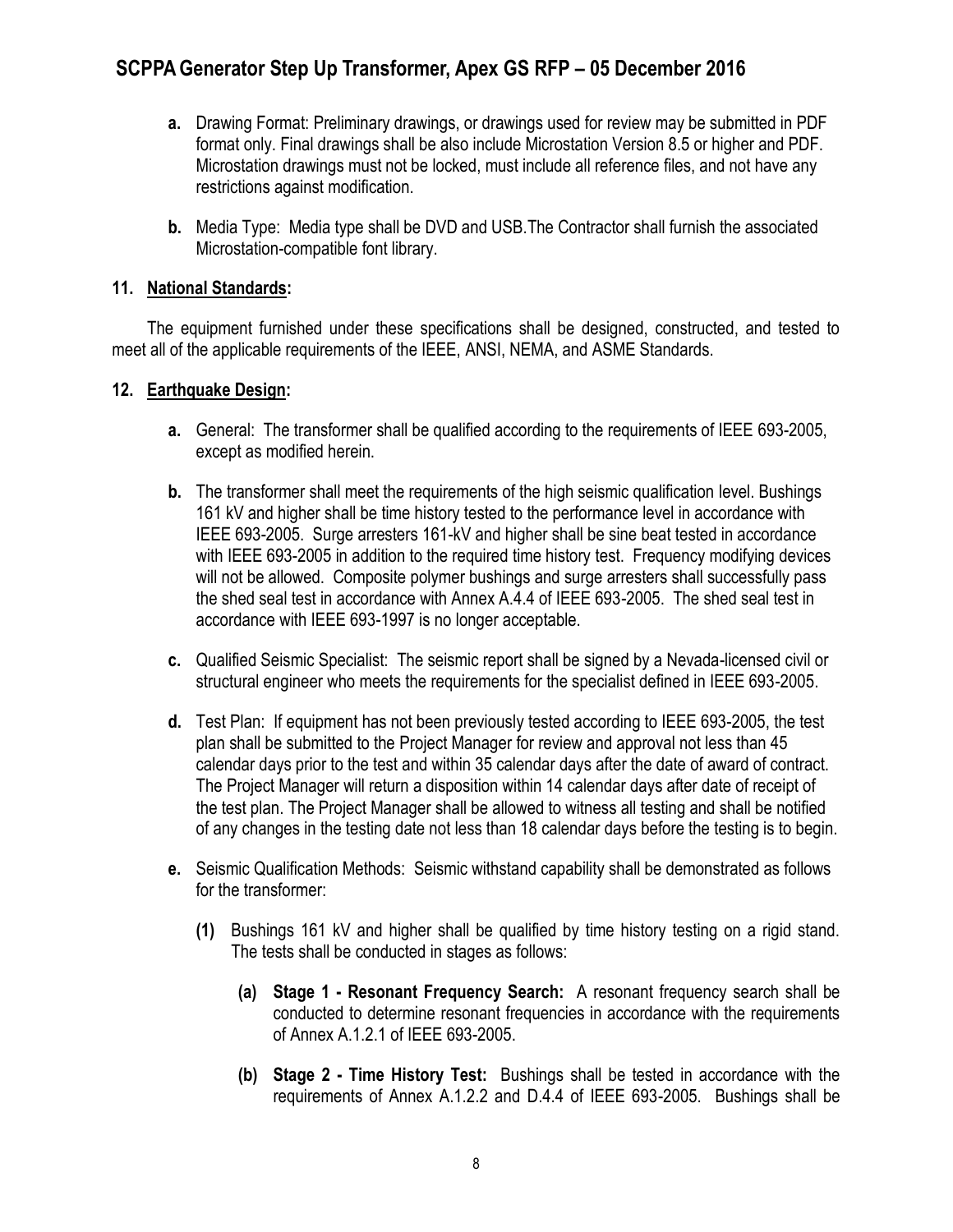- **a.** Drawing Format: Preliminary drawings, or drawings used for review may be submitted in PDF format only. Final drawings shall be also include Microstation Version 8.5 or higher and PDF. Microstation drawings must not be locked, must include all reference files, and not have any restrictions against modification.

- **b.** Media Type: Media type shall be DVD and USB.The Contractor shall furnish the associated Microstation-compatible font library.

### 11. National Standards:

The equipment furnished under these specifications shall be designed, constructed, and tested to meet all of the applicable requirements of the IEEE, ANSI, NEMA, and ASME Standards.

### 12. Earthquake Design:

- **a.** General: The transformer shall be qualified according to the requirements of IEEE 693-2005, except as modified herein.

- **b.** The transformer shall meet the requirements of the high seismic qualification level. Bushings 161 kV and higher shall be time history tested to the performance level in accordance with IEEE 693-2005. Surge arresters 161-kV and higher shall be sine beat tested in accordance with IEEE 693-2005 in addition to the required time history test. Frequency modifying devices will not be allowed. Composite polymer bushings and surge arresters shall successfully pass the shed seal test in accordance with Annex A.4.4 of IEEE 693-2005. The shed seal test in accordance with IEEE 693-1997 is no longer acceptable.

- **c.** Qualified Seismic Specialist: The seismic report shall be signed by a Nevada-licensed civil or structural engineer who meets the requirements for the specialist defined in IEEE 693-2005.

- **d.** Test Plan: If equipment has not been previously tested according to IEEE 693-2005, the test plan shall be submitted to the Project Manager for review and approval not less than 45 calendar days prior to the test and within 35 calendar days after the date of award of contract. The Project Manager will return a disposition within 14 calendar days after date of receipt of the test plan. The Project Manager shall be allowed to witness all testing and shall be notified of any changes in the testing date not less than 18 calendar days before the testing is to begin.

- **e.** Seismic Qualification Methods: Seismic withstand capability shall be demonstrated as follows for the transformer:

  - **(1)** Bushings 161 kV and higher shall be qualified by time history testing on a rigid stand. The tests shall be conducted in stages as follows:

    - **(a) Stage 1 - Resonant Frequency Search:** A resonant frequency search shall be conducted to determine resonant frequencies in accordance with the requirements of Annex A.1.2.1 of IEEE 693-2005.

    - **(b) Stage 2 - Time History Test:** Bushings shall be tested in accordance with the requirements of Annex A.1.2.2 and D.4.4 of IEEE 693-2005. Bushings shall be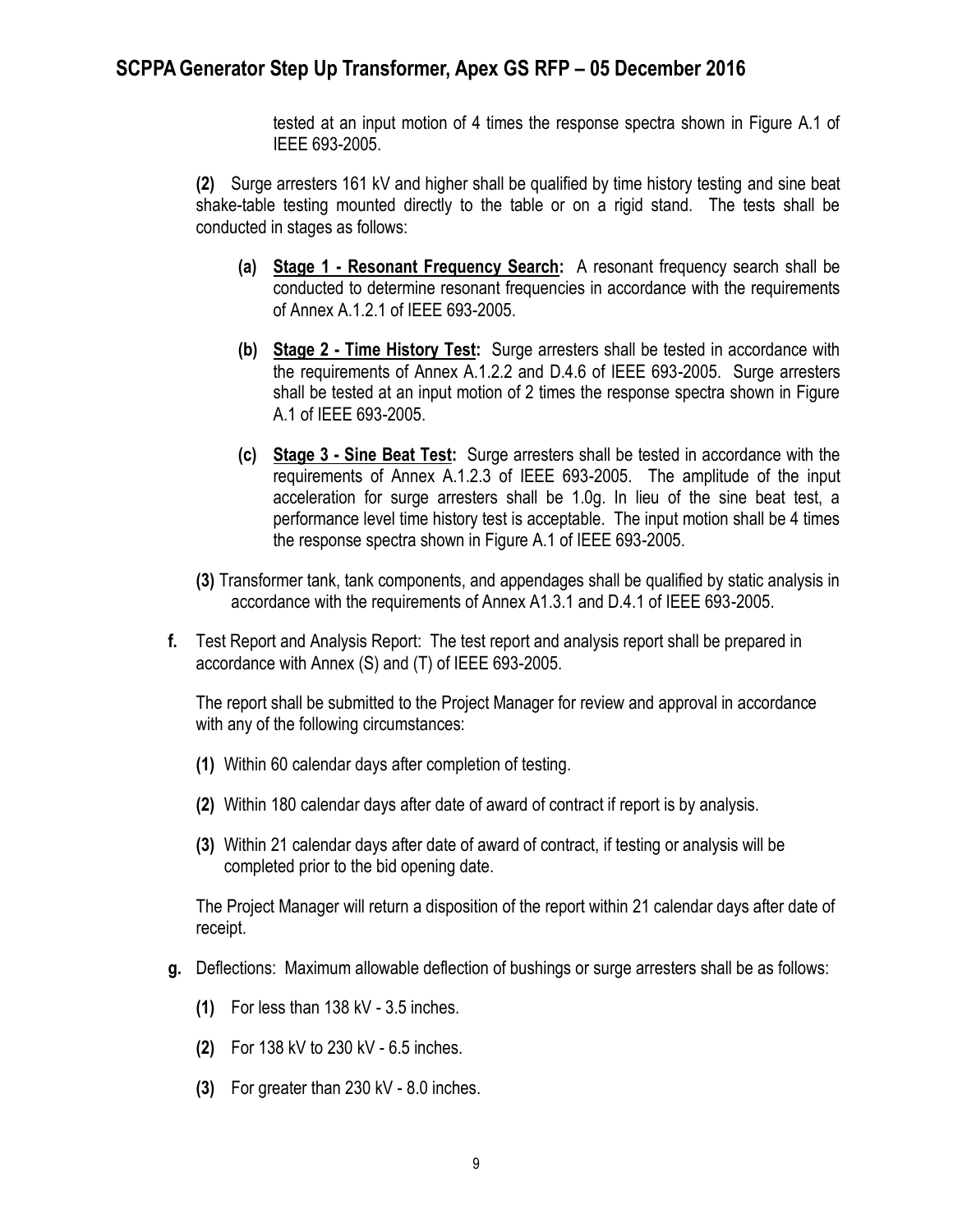tested at an input motion of 4 times the response spectra shown in Figure A.1 of IEEE 693-2005.

**(2)** Surge arresters 161 kV and higher shall be qualified by time history testing and sine beat shake-table testing mounted directly to the table or on a rigid stand. The tests shall be conducted in stages as follows:

**(a)** **Stage 1 - Resonant Frequency Search:** A resonant frequency search shall be conducted to determine resonant frequencies in accordance with the requirements of Annex A.1.2.1 of IEEE 693-2005.

**(b)** **Stage 2 - Time History Test:** Surge arresters shall be tested in accordance with the requirements of Annex A.1.2.2 and D.4.6 of IEEE 693-2005. Surge arresters shall be tested at an input motion of 2 times the response spectra shown in Figure A.1 of IEEE 693-2005.

**(c)** **Stage 3 - Sine Beat Test:** Surge arresters shall be tested in accordance with the requirements of Annex A.1.2.3 of IEEE 693-2005. The amplitude of the input acceleration for surge arresters shall be 1.0g. In lieu of the sine beat test, a performance level time history test is acceptable. The input motion shall be 4 times the response spectra shown in Figure A.1 of IEEE 693-2005.

**(3)** Transformer tank, tank components, and appendages shall be qualified by static analysis in accordance with the requirements of Annex A1.3.1 and D.4.1 of IEEE 693-2005.

**f.** Test Report and Analysis Report: The test report and analysis report shall be prepared in accordance with Annex (S) and (T) of IEEE 693-2005.

The report shall be submitted to the Project Manager for review and approval in accordance with any of the following circumstances:

**(1)** Within 60 calendar days after completion of testing.

**(2)** Within 180 calendar days after date of award of contract if report is by analysis.

**(3)** Within 21 calendar days after date of award of contract, if testing or analysis will be completed prior to the bid opening date.

The Project Manager will return a disposition of the report within 21 calendar days after date of receipt.

**g.** Deflections: Maximum allowable deflection of bushings or surge arresters shall be as follows:

**(1)** For less than 138 kV - 3.5 inches.

**(2)** For 138 kV to 230 kV - 6.5 inches.

**(3)** For greater than 230 kV - 8.0 inches.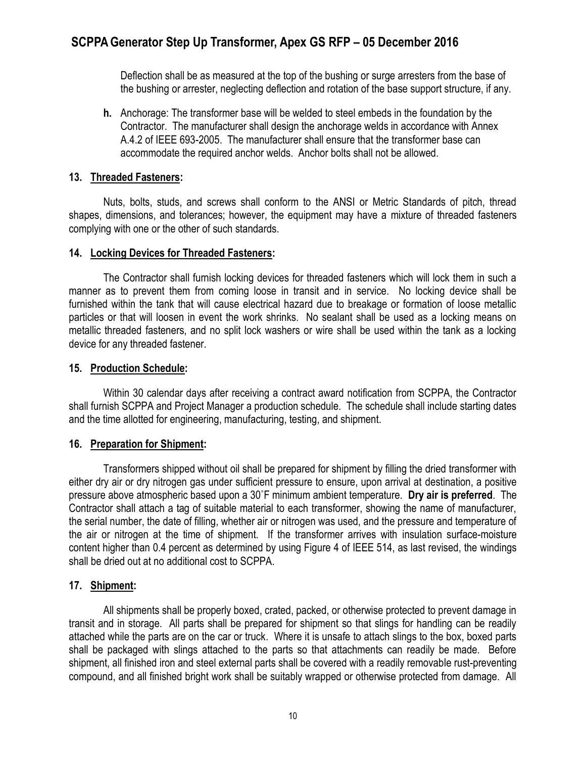Deflection shall be as measured at the top of the bushing or surge arresters from the base of the bushing or arrester, neglecting deflection and rotation of the base support structure, if any.

**h.** Anchorage: The transformer base will be welded to steel embeds in the foundation by the Contractor. The manufacturer shall design the anchorage welds in accordance with Annex A.4.2 of IEEE 693-2005. The manufacturer shall ensure that the transformer base can accommodate the required anchor welds. Anchor bolts shall not be allowed.

### 13. Threaded Fasteners:

Nuts, bolts, studs, and screws shall conform to the ANSI or Metric Standards of pitch, thread shapes, dimensions, and tolerances; however, the equipment may have a mixture of threaded fasteners complying with one or the other of such standards.

### 14. Locking Devices for Threaded Fasteners:

The Contractor shall furnish locking devices for threaded fasteners which will lock them in such a manner as to prevent them from coming loose in transit and in service. No locking device shall be furnished within the tank that will cause electrical hazard due to breakage or formation of loose metallic particles or that will loosen in event the work shrinks. No sealant shall be used as a locking means on metallic threaded fasteners, and no split lock washers or wire shall be used within the tank as a locking device for any threaded fastener.

### 15. Production Schedule:

Within 30 calendar days after receiving a contract award notification from SCPPA, the Contractor shall furnish SCPPA and Project Manager a production schedule. The schedule shall include starting dates and the time allotted for engineering, manufacturing, testing, and shipment.

### 16. Preparation for Shipment:

Transformers shipped without oil shall be prepared for shipment by filling the dried transformer with either dry air or dry nitrogen gas under sufficient pressure to ensure, upon arrival at destination, a positive pressure above atmospheric based upon a 30˚F minimum ambient temperature. **Dry air is preferred**. The Contractor shall attach a tag of suitable material to each transformer, showing the name of manufacturer, the serial number, the date of filling, whether air or nitrogen was used, and the pressure and temperature of the air or nitrogen at the time of shipment. If the transformer arrives with insulation surface-moisture content higher than 0.4 percent as determined by using Figure 4 of IEEE 514, as last revised, the windings shall be dried out at no additional cost to SCPPA.

### 17. Shipment:

All shipments shall be properly boxed, crated, packed, or otherwise protected to prevent damage in transit and in storage. All parts shall be prepared for shipment so that slings for handling can be readily attached while the parts are on the car or truck. Where it is unsafe to attach slings to the box, boxed parts shall be packaged with slings attached to the parts so that attachments can readily be made. Before shipment, all finished iron and steel external parts shall be covered with a readily removable rust-preventing compound, and all finished bright work shall be suitably wrapped or otherwise protected from damage. All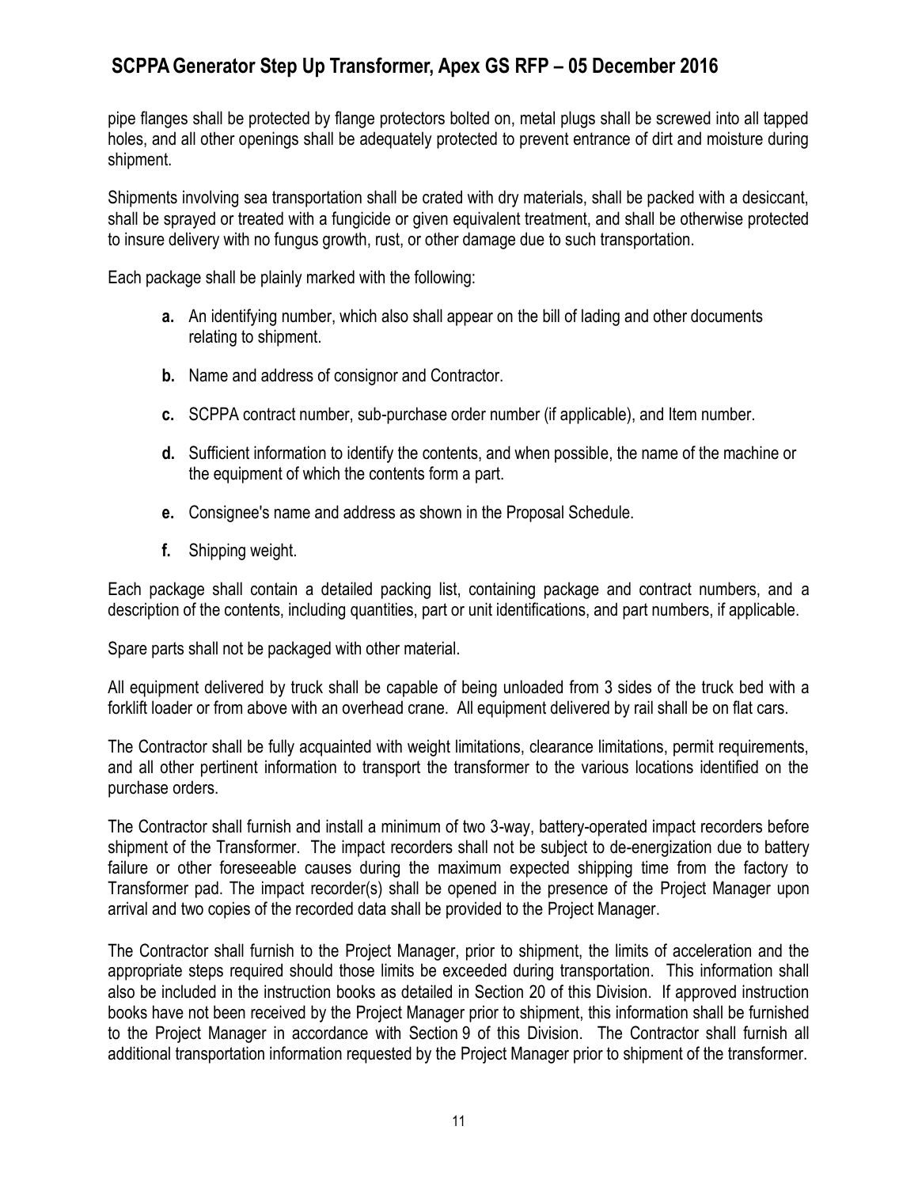pipe flanges shall be protected by flange protectors bolted on, metal plugs shall be screwed into all tapped holes, and all other openings shall be adequately protected to prevent entrance of dirt and moisture during shipment.

Shipments involving sea transportation shall be crated with dry materials, shall be packed with a desiccant, shall be sprayed or treated with a fungicide or given equivalent treatment, and shall be otherwise protected to insure delivery with no fungus growth, rust, or other damage due to such transportation.

Each package shall be plainly marked with the following:

- **a.** An identifying number, which also shall appear on the bill of lading and other documents relating to shipment.
- **b.** Name and address of consignor and Contractor.
- **c.** SCPPA contract number, sub-purchase order number (if applicable), and Item number.
- **d.** Sufficient information to identify the contents, and when possible, the name of the machine or the equipment of which the contents form a part.
- **e.** Consignee's name and address as shown in the Proposal Schedule.
- **f.** Shipping weight.

Each package shall contain a detailed packing list, containing package and contract numbers, and a description of the contents, including quantities, part or unit identifications, and part numbers, if applicable.

Spare parts shall not be packaged with other material.

All equipment delivered by truck shall be capable of being unloaded from 3 sides of the truck bed with a forklift loader or from above with an overhead crane. All equipment delivered by rail shall be on flat cars.

The Contractor shall be fully acquainted with weight limitations, clearance limitations, permit requirements, and all other pertinent information to transport the transformer to the various locations identified on the purchase orders.

The Contractor shall furnish and install a minimum of two 3-way, battery-operated impact recorders before shipment of the Transformer. The impact recorders shall not be subject to de-energization due to battery failure or other foreseeable causes during the maximum expected shipping time from the factory to Transformer pad. The impact recorder(s) shall be opened in the presence of the Project Manager upon arrival and two copies of the recorded data shall be provided to the Project Manager.

The Contractor shall furnish to the Project Manager, prior to shipment, the limits of acceleration and the appropriate steps required should those limits be exceeded during transportation. This information shall also be included in the instruction books as detailed in Section 20 of this Division. If approved instruction books have not been received by the Project Manager prior to shipment, this information shall be furnished to the Project Manager in accordance with Section 9 of this Division. The Contractor shall furnish all additional transportation information requested by the Project Manager prior to shipment of the transformer.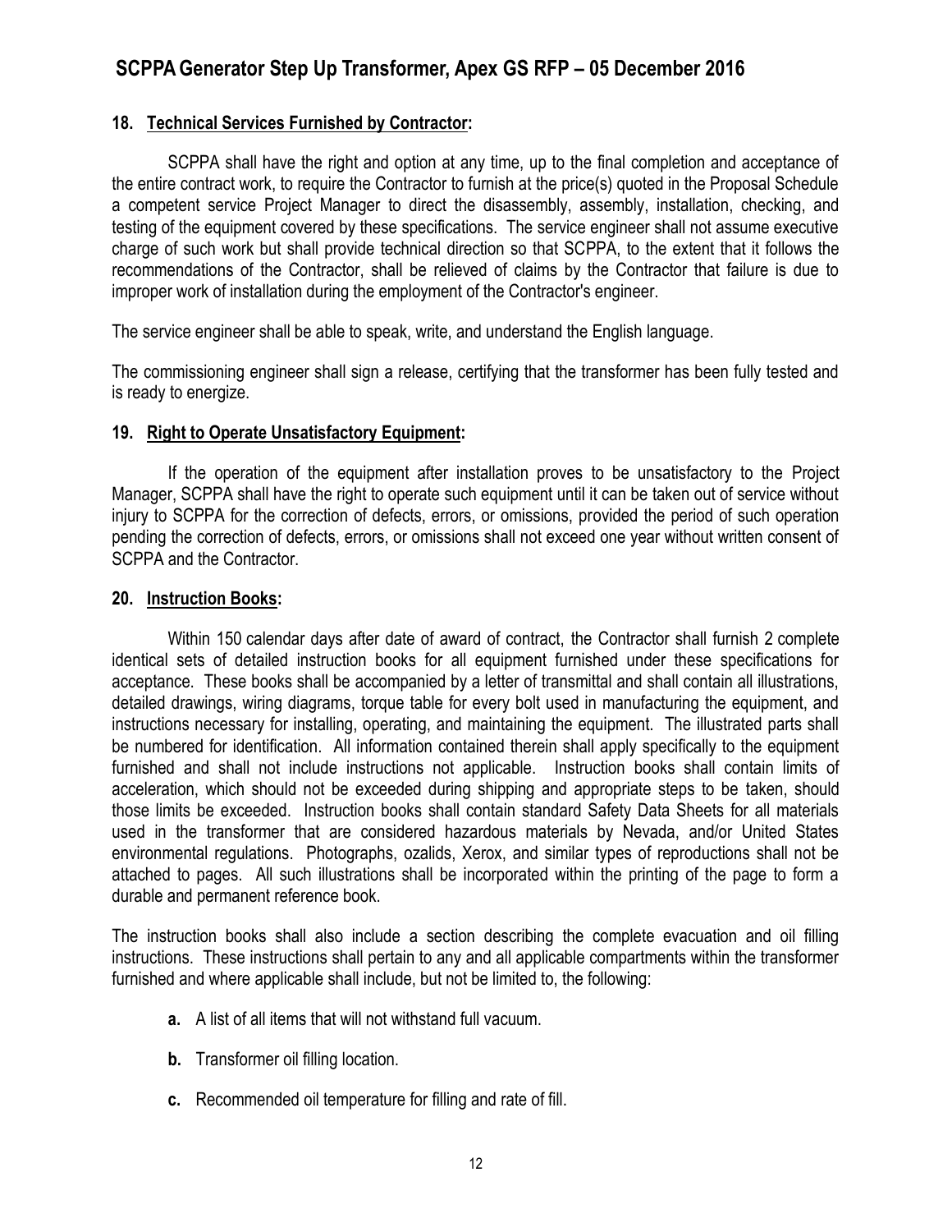### 18. Technical Services Furnished by Contractor:

SCPPA shall have the right and option at any time, up to the final completion and acceptance of the entire contract work, to require the Contractor to furnish at the price(s) quoted in the Proposal Schedule a competent service Project Manager to direct the disassembly, assembly, installation, checking, and testing of the equipment covered by these specifications. The service engineer shall not assume executive charge of such work but shall provide technical direction so that SCPPA, to the extent that it follows the recommendations of the Contractor, shall be relieved of claims by the Contractor that failure is due to improper work of installation during the employment of the Contractor's engineer.

The service engineer shall be able to speak, write, and understand the English language.

The commissioning engineer shall sign a release, certifying that the transformer has been fully tested and is ready to energize.

### 19. Right to Operate Unsatisfactory Equipment:

If the operation of the equipment after installation proves to be unsatisfactory to the Project Manager, SCPPA shall have the right to operate such equipment until it can be taken out of service without injury to SCPPA for the correction of defects, errors, or omissions, provided the period of such operation pending the correction of defects, errors, or omissions shall not exceed one year without written consent of SCPPA and the Contractor.

### 20. Instruction Books:

Within 150 calendar days after date of award of contract, the Contractor shall furnish 2 complete identical sets of detailed instruction books for all equipment furnished under these specifications for acceptance. These books shall be accompanied by a letter of transmittal and shall contain all illustrations, detailed drawings, wiring diagrams, torque table for every bolt used in manufacturing the equipment, and instructions necessary for installing, operating, and maintaining the equipment. The illustrated parts shall be numbered for identification. All information contained therein shall apply specifically to the equipment furnished and shall not include instructions not applicable. Instruction books shall contain limits of acceleration, which should not be exceeded during shipping and appropriate steps to be taken, should those limits be exceeded. Instruction books shall contain standard Safety Data Sheets for all materials used in the transformer that are considered hazardous materials by Nevada, and/or United States environmental regulations. Photographs, ozalids, Xerox, and similar types of reproductions shall not be attached to pages. All such illustrations shall be incorporated within the printing of the page to form a durable and permanent reference book.

The instruction books shall also include a section describing the complete evacuation and oil filling instructions. These instructions shall pertain to any and all applicable compartments within the transformer furnished and where applicable shall include, but not be limited to, the following:

- **a.** A list of all items that will not withstand full vacuum.
- **b.** Transformer oil filling location.
- **c.** Recommended oil temperature for filling and rate of fill.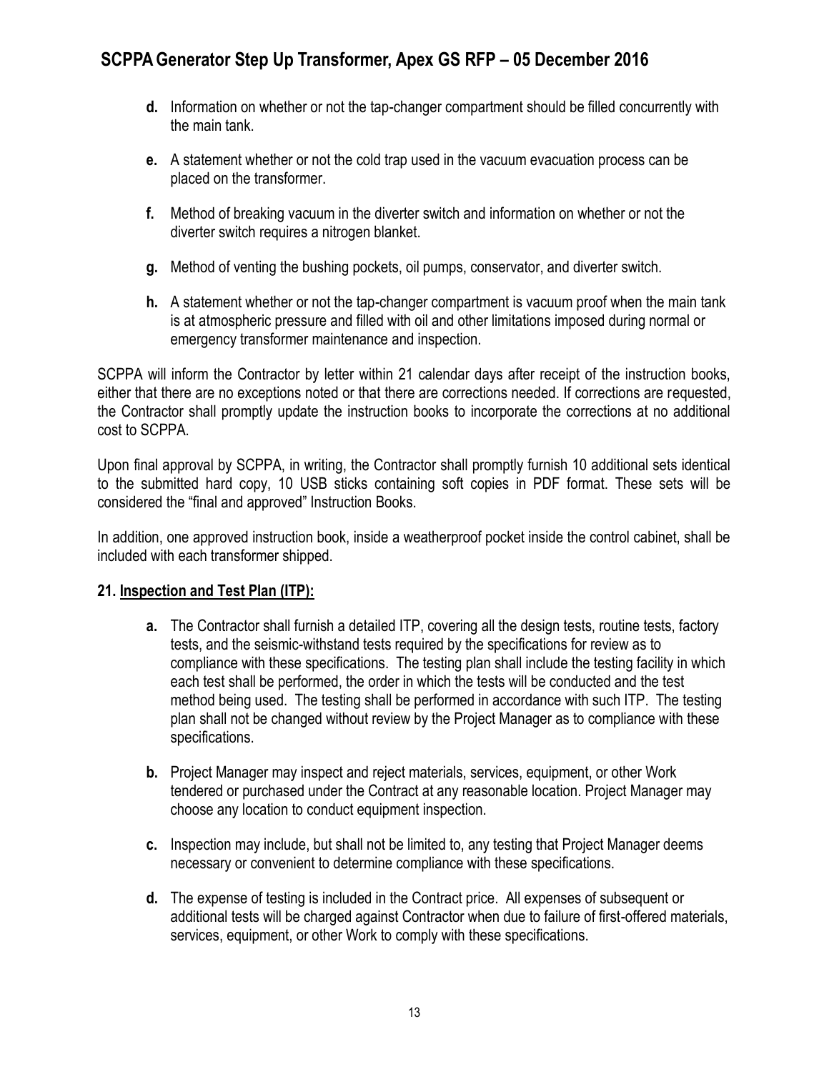- **d.** Information on whether or not the tap-changer compartment should be filled concurrently with the main tank.

- **e.** A statement whether or not the cold trap used in the vacuum evacuation process can be placed on the transformer.

- **f.** Method of breaking vacuum in the diverter switch and information on whether or not the diverter switch requires a nitrogen blanket.

- **g.** Method of venting the bushing pockets, oil pumps, conservator, and diverter switch.

- **h.** A statement whether or not the tap-changer compartment is vacuum proof when the main tank is at atmospheric pressure and filled with oil and other limitations imposed during normal or emergency transformer maintenance and inspection.

SCPPA will inform the Contractor by letter within 21 calendar days after receipt of the instruction books, either that there are no exceptions noted or that there are corrections needed. If corrections are requested, the Contractor shall promptly update the instruction books to incorporate the corrections at no additional cost to SCPPA.

Upon final approval by SCPPA, in writing, the Contractor shall promptly furnish 10 additional sets identical to the submitted hard copy, 10 USB sticks containing soft copies in PDF format. These sets will be considered the "final and approved" Instruction Books.

In addition, one approved instruction book, inside a weatherproof pocket inside the control cabinet, shall be included with each transformer shipped.

## 21. Inspection and Test Plan (ITP):

- **a.** The Contractor shall furnish a detailed ITP, covering all the design tests, routine tests, factory tests, and the seismic-withstand tests required by the specifications for review as to compliance with these specifications. The testing plan shall include the testing facility in which each test shall be performed, the order in which the tests will be conducted and the test method being used. The testing shall be performed in accordance with such ITP. The testing plan shall not be changed without review by the Project Manager as to compliance with these specifications.

- **b.** Project Manager may inspect and reject materials, services, equipment, or other Work tendered or purchased under the Contract at any reasonable location. Project Manager may choose any location to conduct equipment inspection.

- **c.** Inspection may include, but shall not be limited to, any testing that Project Manager deems necessary or convenient to determine compliance with these specifications.

- **d.** The expense of testing is included in the Contract price. All expenses of subsequent or additional tests will be charged against Contractor when due to failure of first-offered materials, services, equipment, or other Work to comply with these specifications.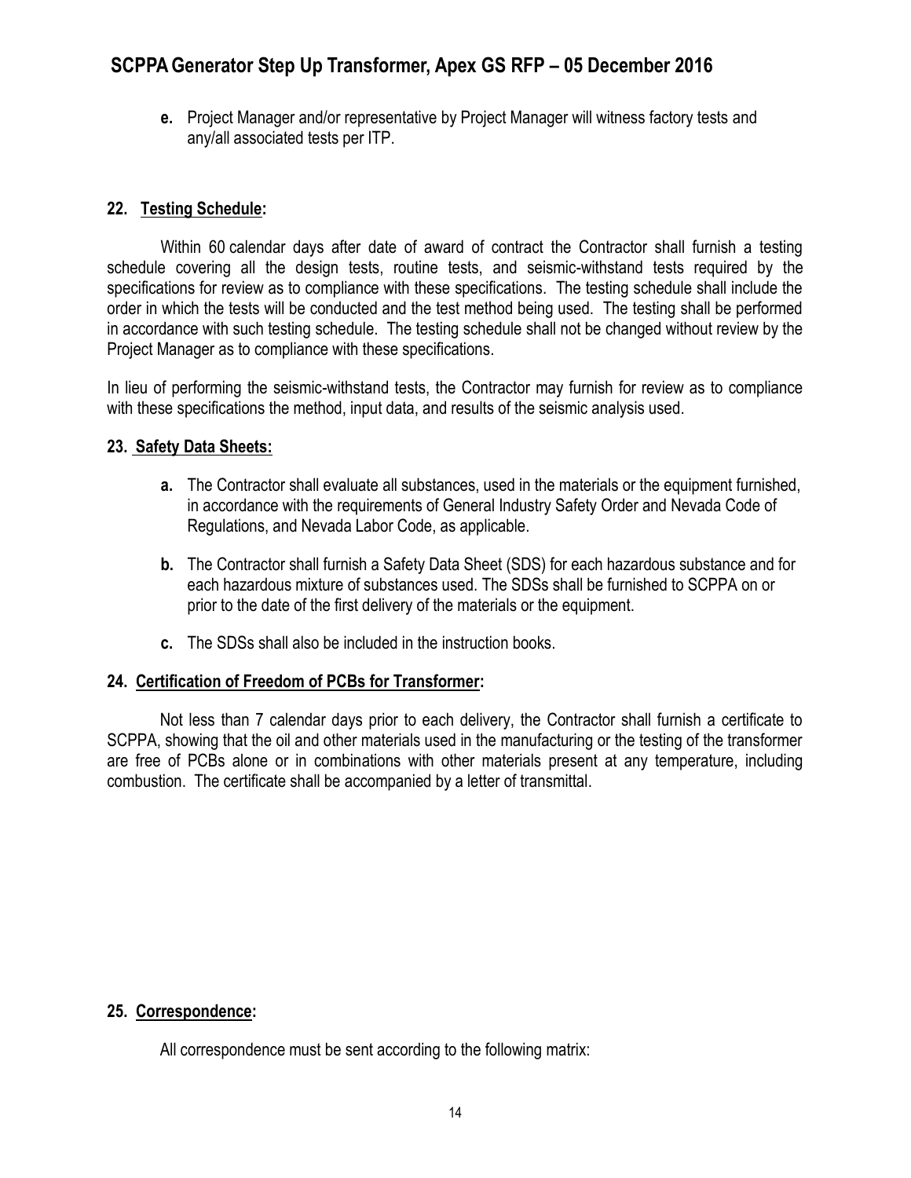**e.** Project Manager and/or representative by Project Manager will witness factory tests and any/all associated tests per ITP.

## 22. Testing Schedule:

Within 60 calendar days after date of award of contract the Contractor shall furnish a testing schedule covering all the design tests, routine tests, and seismic-withstand tests required by the specifications for review as to compliance with these specifications. The testing schedule shall include the order in which the tests will be conducted and the test method being used. The testing shall be performed in accordance with such testing schedule. The testing schedule shall not be changed without review by the Project Manager as to compliance with these specifications.

In lieu of performing the seismic-withstand tests, the Contractor may furnish for review as to compliance with these specifications the method, input data, and results of the seismic analysis used.

## 23. Safety Data Sheets:

**a.** The Contractor shall evaluate all substances, used in the materials or the equipment furnished, in accordance with the requirements of General Industry Safety Order and Nevada Code of Regulations, and Nevada Labor Code, as applicable.

**b.** The Contractor shall furnish a Safety Data Sheet (SDS) for each hazardous substance and for each hazardous mixture of substances used. The SDSs shall be furnished to SCPPA on or prior to the date of the first delivery of the materials or the equipment.

**c.** The SDSs shall also be included in the instruction books.

## 24. Certification of Freedom of PCBs for Transformer:

Not less than 7 calendar days prior to each delivery, the Contractor shall furnish a certificate to SCPPA, showing that the oil and other materials used in the manufacturing or the testing of the transformer are free of PCBs alone or in combinations with other materials present at any temperature, including combustion. The certificate shall be accompanied by a letter of transmittal.

## 25. Correspondence:

All correspondence must be sent according to the following matrix: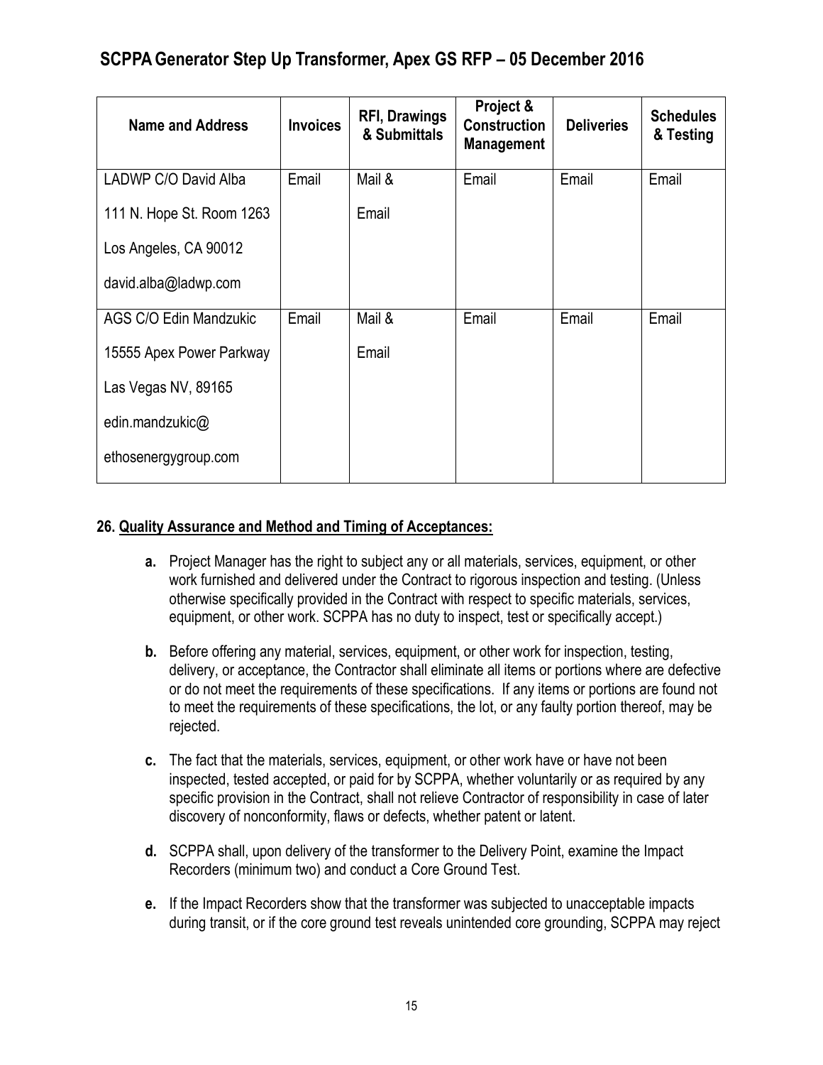| Name and Address | Invoices | RFI, Drawings & Submittals | Project & Construction Management | Deliveries | Schedules & Testing |
| --- | --- | --- | --- | --- | --- |
| LADWP C/O David Alba<br>111 N. Hope St. Room 1263<br>Los Angeles, CA 90012<br>david.alba@ladwp.com | Email | Mail &<br>Email | Email | Email | Email |
| AGS C/O Edin Mandzukic<br>15555 Apex Power Parkway<br>Las Vegas NV, 89165<br>edin.mandzukic@<br>ethosenergygroup.com | Email | Mail &<br>Email | Email | Email | Email |

**26. Quality Assurance and Method and Timing of Acceptances:**

- **a.** Project Manager has the right to subject any or all materials, services, equipment, or other work furnished and delivered under the Contract to rigorous inspection and testing. (Unless otherwise specifically provided in the Contract with respect to specific materials, services, equipment, or other work. SCPPA has no duty to inspect, test or specifically accept.)

- **b.** Before offering any material, services, equipment, or other work for inspection, testing, delivery, or acceptance, the Contractor shall eliminate all items or portions where are defective or do not meet the requirements of these specifications. If any items or portions are found not to meet the requirements of these specifications, the lot, or any faulty portion thereof, may be rejected.

- **c.** The fact that the materials, services, equipment, or other work have or have not been inspected, tested accepted, or paid for by SCPPA, whether voluntarily or as required by any specific provision in the Contract, shall not relieve Contractor of responsibility in case of later discovery of nonconformity, flaws or defects, whether patent or latent.

- **d.** SCPPA shall, upon delivery of the transformer to the Delivery Point, examine the Impact Recorders (minimum two) and conduct a Core Ground Test.

- **e.** If the Impact Recorders show that the transformer was subjected to unacceptable impacts during transit, or if the core ground test reveals unintended core grounding, SCPPA may reject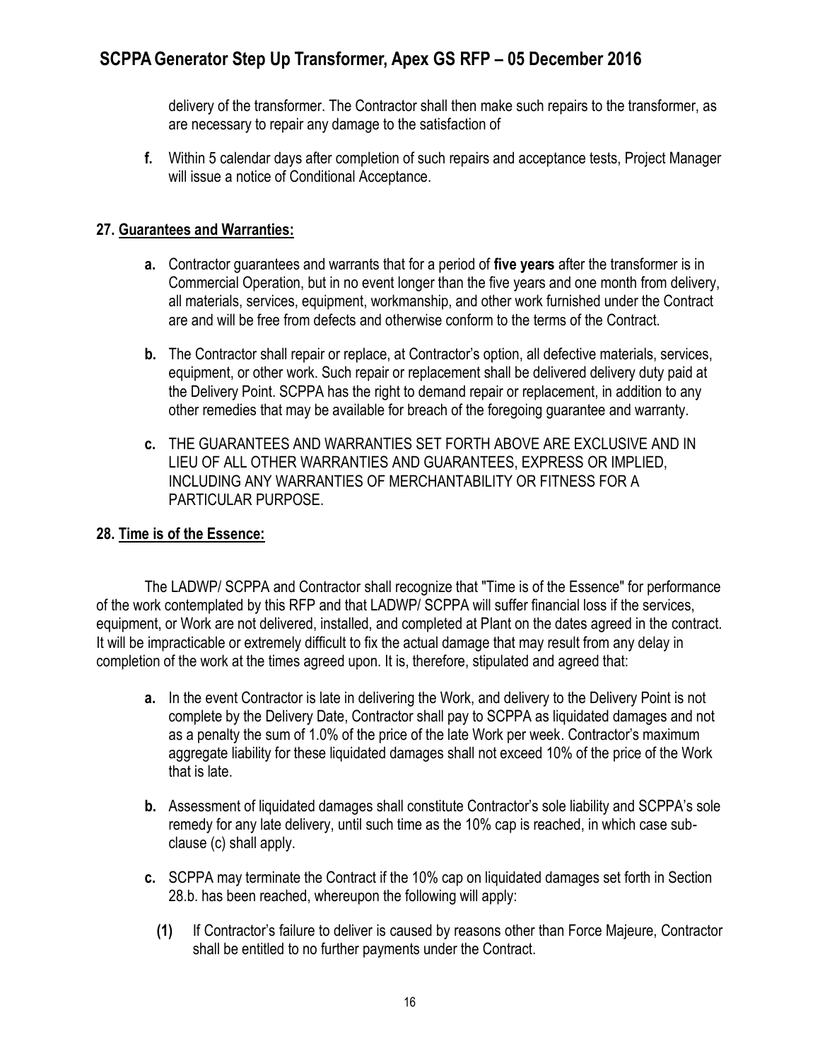delivery of the transformer. The Contractor shall then make such repairs to the transformer, as are necessary to repair any damage to the satisfaction of

**f.** Within 5 calendar days after completion of such repairs and acceptance tests, Project Manager will issue a notice of Conditional Acceptance.

## 27. Guarantees and Warranties:

**a.** Contractor guarantees and warrants that for a period of **five years** after the transformer is in Commercial Operation, but in no event longer than the five years and one month from delivery, all materials, services, equipment, workmanship, and other work furnished under the Contract are and will be free from defects and otherwise conform to the terms of the Contract.

**b.** The Contractor shall repair or replace, at Contractor's option, all defective materials, services, equipment, or other work. Such repair or replacement shall be delivered delivery duty paid at the Delivery Point. SCPPA has the right to demand repair or replacement, in addition to any other remedies that may be available for breach of the foregoing guarantee and warranty.

**c.** THE GUARANTEES AND WARRANTIES SET FORTH ABOVE ARE EXCLUSIVE AND IN LIEU OF ALL OTHER WARRANTIES AND GUARANTEES, EXPRESS OR IMPLIED, INCLUDING ANY WARRANTIES OF MERCHANTABILITY OR FITNESS FOR A PARTICULAR PURPOSE.

## 28. Time is of the Essence:

The LADWP/ SCPPA and Contractor shall recognize that "Time is of the Essence" for performance of the work contemplated by this RFP and that LADWP/ SCPPA will suffer financial loss if the services, equipment, or Work are not delivered, installed, and completed at Plant on the dates agreed in the contract. It will be impracticable or extremely difficult to fix the actual damage that may result from any delay in completion of the work at the times agreed upon. It is, therefore, stipulated and agreed that:

**a.** In the event Contractor is late in delivering the Work, and delivery to the Delivery Point is not complete by the Delivery Date, Contractor shall pay to SCPPA as liquidated damages and not as a penalty the sum of 1.0% of the price of the late Work per week. Contractor's maximum aggregate liability for these liquidated damages shall not exceed 10% of the price of the Work that is late.

**b.** Assessment of liquidated damages shall constitute Contractor's sole liability and SCPPA's sole remedy for any late delivery, until such time as the 10% cap is reached, in which case sub-clause (c) shall apply.

**c.** SCPPA may terminate the Contract if the 10% cap on liquidated damages set forth in Section 28.b. has been reached, whereupon the following will apply:

**(1)** If Contractor's failure to deliver is caused by reasons other than Force Majeure, Contractor shall be entitled to no further payments under the Contract.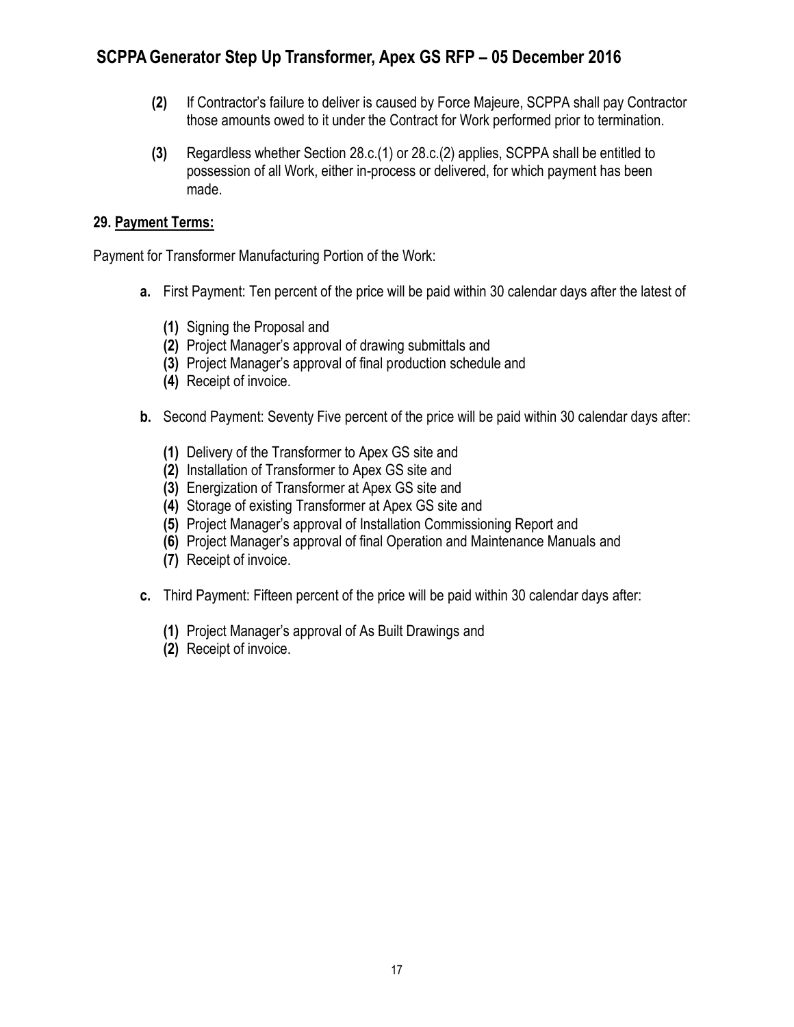**(2)** If Contractor's failure to deliver is caused by Force Majeure, SCPPA shall pay Contractor those amounts owed to it under the Contract for Work performed prior to termination.

**(3)** Regardless whether Section 28.c.(1) or 28.c.(2) applies, SCPPA shall be entitled to possession of all Work, either in-process or delivered, for which payment has been made.

**29. Payment Terms:**

Payment for Transformer Manufacturing Portion of the Work:

**a.** First Payment: Ten percent of the price will be paid within 30 calendar days after the latest of

- **(1)** Signing the Proposal and
- **(2)** Project Manager's approval of drawing submittals and
- **(3)** Project Manager's approval of final production schedule and
- **(4)** Receipt of invoice.

**b.** Second Payment: Seventy Five percent of the price will be paid within 30 calendar days after:

- **(1)** Delivery of the Transformer to Apex GS site and
- **(2)** Installation of Transformer to Apex GS site and
- **(3)** Energization of Transformer at Apex GS site and
- **(4)** Storage of existing Transformer at Apex GS site and
- **(5)** Project Manager's approval of Installation Commissioning Report and
- **(6)** Project Manager's approval of final Operation and Maintenance Manuals and
- **(7)** Receipt of invoice.

**c.** Third Payment: Fifteen percent of the price will be paid within 30 calendar days after:

- **(1)** Project Manager's approval of As Built Drawings and
- **(2)** Receipt of invoice.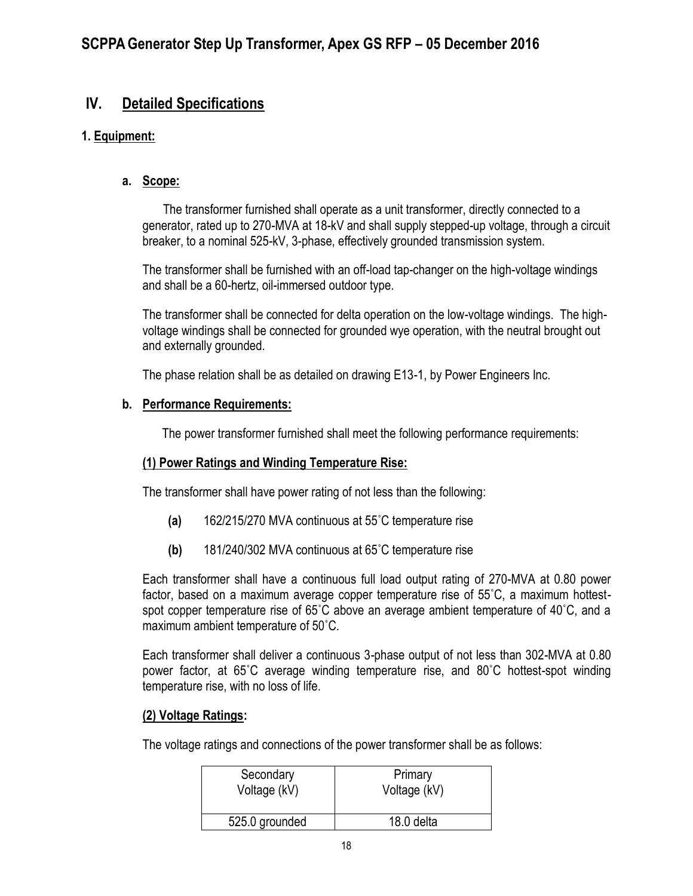## IV. Detailed Specifications

### 1. Equipment:

#### a. Scope:

The transformer furnished shall operate as a unit transformer, directly connected to a generator, rated up to 270-MVA at 18-kV and shall supply stepped-up voltage, through a circuit breaker, to a nominal 525-kV, 3-phase, effectively grounded transmission system.

The transformer shall be furnished with an off-load tap-changer on the high-voltage windings and shall be a 60-hertz, oil-immersed outdoor type.

The transformer shall be connected for delta operation on the low-voltage windings. The high-voltage windings shall be connected for grounded wye operation, with the neutral brought out and externally grounded.

The phase relation shall be as detailed on drawing E13-1, by Power Engineers Inc.

#### b. Performance Requirements:

The power transformer furnished shall meet the following performance requirements:

**(1) Power Ratings and Winding Temperature Rise:**

The transformer shall have power rating of not less than the following:

- **(a)** 162/215/270 MVA continuous at 55˚C temperature rise
- **(b)** 181/240/302 MVA continuous at 65˚C temperature rise

Each transformer shall have a continuous full load output rating of 270-MVA at 0.80 power factor, based on a maximum average copper temperature rise of 55˚C, a maximum hottest-spot copper temperature rise of 65˚C above an average ambient temperature of 40˚C, and a maximum ambient temperature of 50˚C.

Each transformer shall deliver a continuous 3-phase output of not less than 302-MVA at 0.80 power factor, at 65˚C average winding temperature rise, and 80˚C hottest-spot winding temperature rise, with no loss of life.

**(2) Voltage Ratings:**

The voltage ratings and connections of the power transformer shall be as follows:

| Secondary Voltage (kV) | Primary Voltage (kV) |
|---|---|
| 525.0 grounded | 18.0 delta |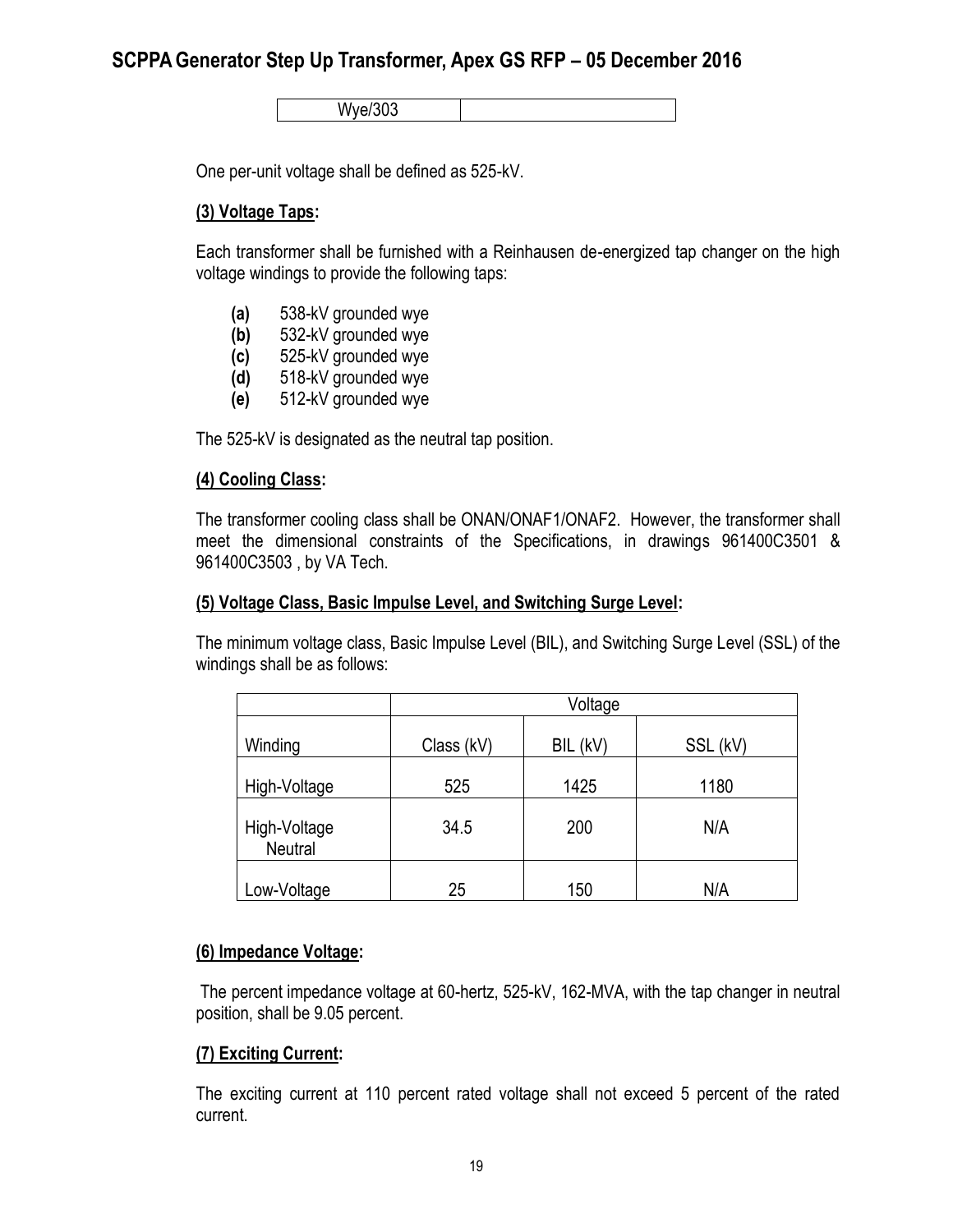| Wye/303 | |
|---|---|

One per-unit voltage shall be defined as 525-kV.

**(3) Voltage Taps:**

Each transformer shall be furnished with a Reinhausen de-energized tap changer on the high voltage windings to provide the following taps:

- **(a)** 538-kV grounded wye
- **(b)** 532-kV grounded wye
- **(c)** 525-kV grounded wye
- **(d)** 518-kV grounded wye
- **(e)** 512-kV grounded wye

The 525-kV is designated as the neutral tap position.

**(4) Cooling Class:**

The transformer cooling class shall be ONAN/ONAF1/ONAF2. However, the transformer shall meet the dimensional constraints of the Specifications, in drawings 961400C3501 & 961400C3503 , by VA Tech.

**(5) Voltage Class, Basic Impulse Level, and Switching Surge Level:**

The minimum voltage class, Basic Impulse Level (BIL), and Switching Surge Level (SSL) of the windings shall be as follows:

| | Voltage | | |
|---|---|---|---|
| Winding | Class (kV) | BIL (kV) | SSL (kV) |
| High-Voltage | 525 | 1425 | 1180 |
| High-Voltage Neutral | 34.5 | 200 | N/A |
| Low-Voltage | 25 | 150 | N/A |

**(6) Impedance Voltage:**

The percent impedance voltage at 60-hertz, 525-kV, 162-MVA, with the tap changer in neutral position, shall be 9.05 percent.

**(7) Exciting Current:**

The exciting current at 110 percent rated voltage shall not exceed 5 percent of the rated current.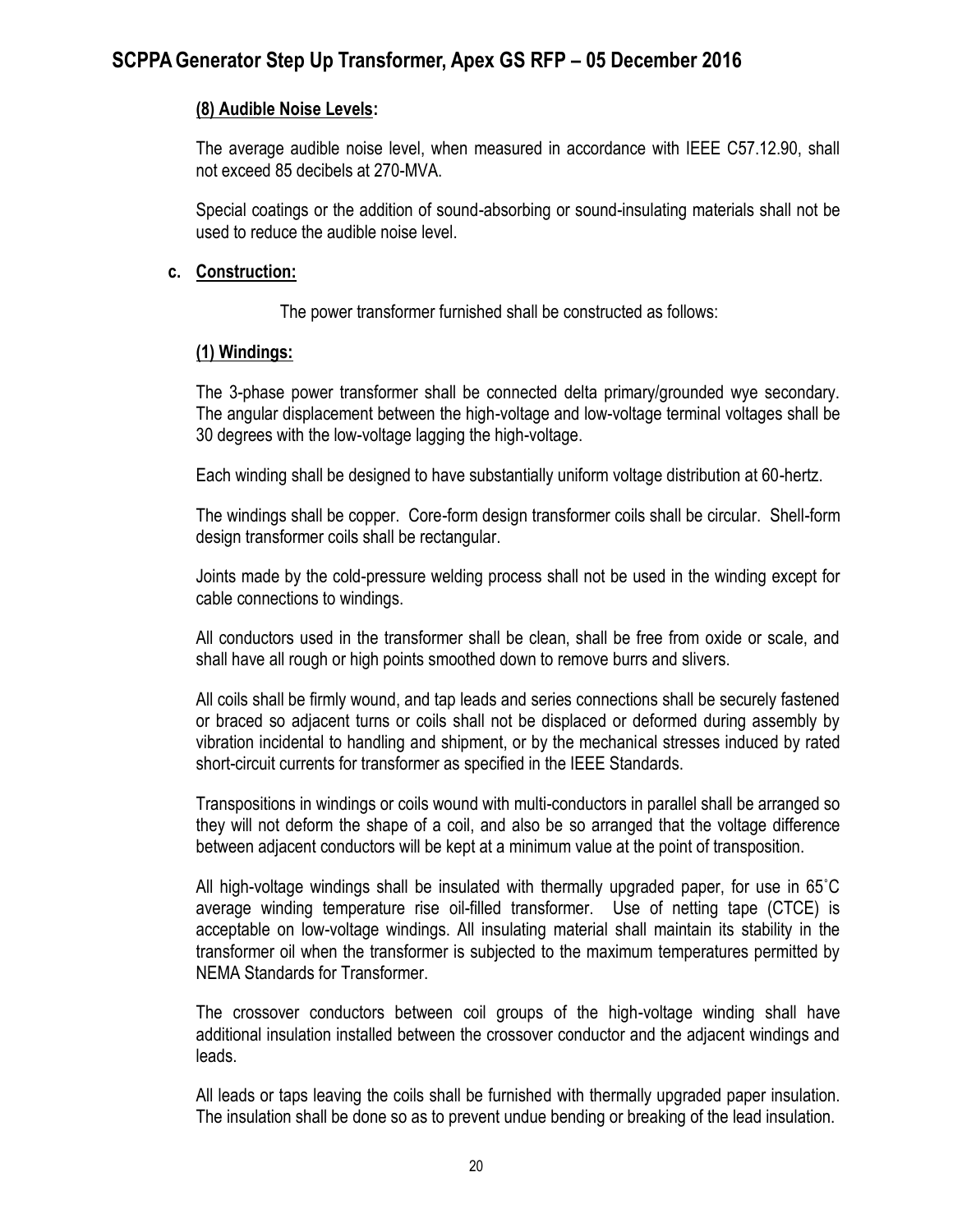**(8) Audible Noise Levels:**

The average audible noise level, when measured in accordance with IEEE C57.12.90, shall not exceed 85 decibels at 270-MVA.

Special coatings or the addition of sound-absorbing or sound-insulating materials shall not be used to reduce the audible noise level.

**c. Construction:**

The power transformer furnished shall be constructed as follows:

**(1) Windings:**

The 3-phase power transformer shall be connected delta primary/grounded wye secondary. The angular displacement between the high-voltage and low-voltage terminal voltages shall be 30 degrees with the low-voltage lagging the high-voltage.

Each winding shall be designed to have substantially uniform voltage distribution at 60-hertz.

The windings shall be copper. Core-form design transformer coils shall be circular. Shell-form design transformer coils shall be rectangular.

Joints made by the cold-pressure welding process shall not be used in the winding except for cable connections to windings.

All conductors used in the transformer shall be clean, shall be free from oxide or scale, and shall have all rough or high points smoothed down to remove burrs and slivers.

All coils shall be firmly wound, and tap leads and series connections shall be securely fastened or braced so adjacent turns or coils shall not be displaced or deformed during assembly by vibration incidental to handling and shipment, or by the mechanical stresses induced by rated short-circuit currents for transformer as specified in the IEEE Standards.

Transpositions in windings or coils wound with multi-conductors in parallel shall be arranged so they will not deform the shape of a coil, and also be so arranged that the voltage difference between adjacent conductors will be kept at a minimum value at the point of transposition.

All high-voltage windings shall be insulated with thermally upgraded paper, for use in 65˚C average winding temperature rise oil-filled transformer. Use of netting tape (CTCE) is acceptable on low-voltage windings. All insulating material shall maintain its stability in the transformer oil when the transformer is subjected to the maximum temperatures permitted by NEMA Standards for Transformer.

The crossover conductors between coil groups of the high-voltage winding shall have additional insulation installed between the crossover conductor and the adjacent windings and leads.

All leads or taps leaving the coils shall be furnished with thermally upgraded paper insulation. The insulation shall be done so as to prevent undue bending or breaking of the lead insulation.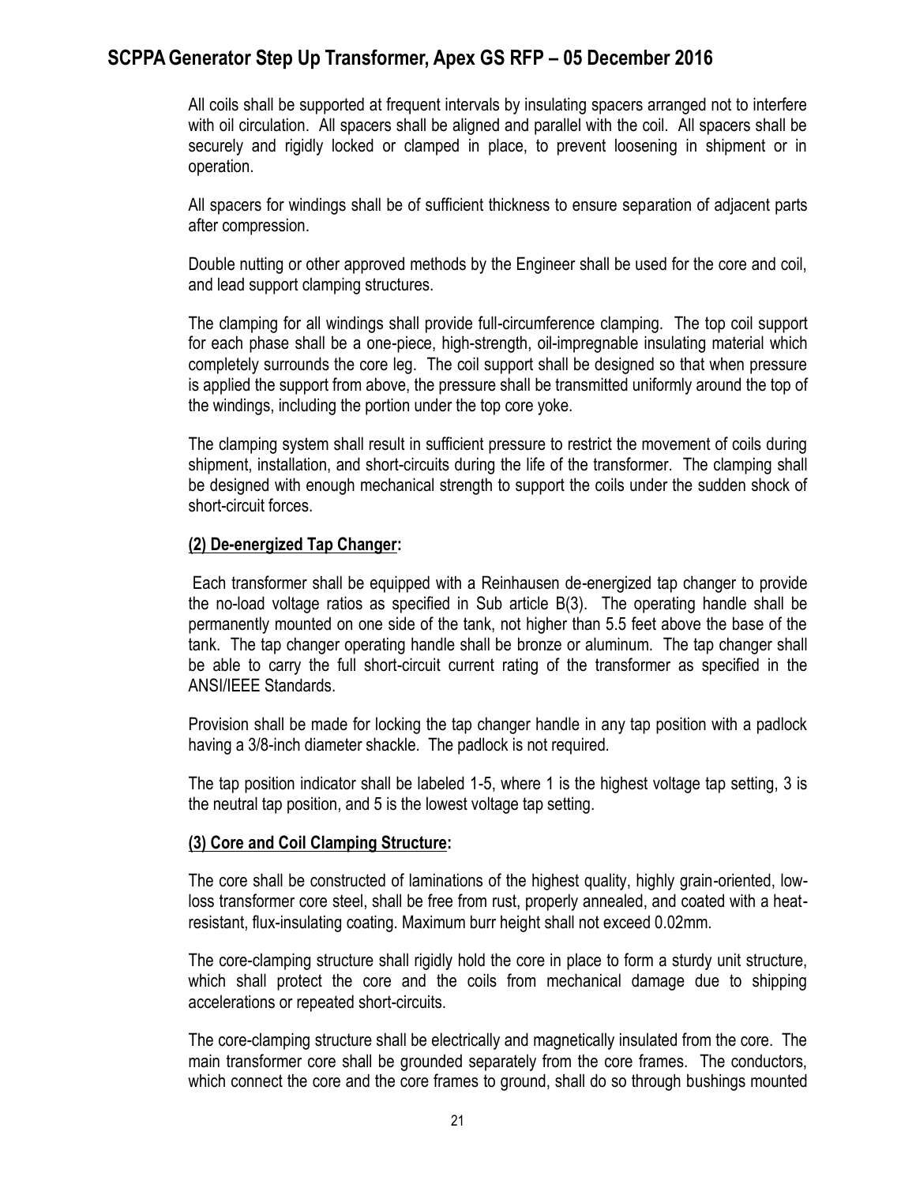All coils shall be supported at frequent intervals by insulating spacers arranged not to interfere with oil circulation. All spacers shall be aligned and parallel with the coil. All spacers shall be securely and rigidly locked or clamped in place, to prevent loosening in shipment or in operation.

All spacers for windings shall be of sufficient thickness to ensure separation of adjacent parts after compression.

Double nutting or other approved methods by the Engineer shall be used for the core and coil, and lead support clamping structures.

The clamping for all windings shall provide full-circumference clamping. The top coil support for each phase shall be a one-piece, high-strength, oil-impregnable insulating material which completely surrounds the core leg. The coil support shall be designed so that when pressure is applied the support from above, the pressure shall be transmitted uniformly around the top of the windings, including the portion under the top core yoke.

The clamping system shall result in sufficient pressure to restrict the movement of coils during shipment, installation, and short-circuits during the life of the transformer. The clamping shall be designed with enough mechanical strength to support the coils under the sudden shock of short-circuit forces.

**(2) De-energized Tap Changer:**

Each transformer shall be equipped with a Reinhausen de-energized tap changer to provide the no-load voltage ratios as specified in Sub article B(3). The operating handle shall be permanently mounted on one side of the tank, not higher than 5.5 feet above the base of the tank. The tap changer operating handle shall be bronze or aluminum. The tap changer shall be able to carry the full short-circuit current rating of the transformer as specified in the ANSI/IEEE Standards.

Provision shall be made for locking the tap changer handle in any tap position with a padlock having a 3/8-inch diameter shackle. The padlock is not required.

The tap position indicator shall be labeled 1-5, where 1 is the highest voltage tap setting, 3 is the neutral tap position, and 5 is the lowest voltage tap setting.

**(3) Core and Coil Clamping Structure:**

The core shall be constructed of laminations of the highest quality, highly grain-oriented, low-loss transformer core steel, shall be free from rust, properly annealed, and coated with a heat-resistant, flux-insulating coating. Maximum burr height shall not exceed 0.02mm.

The core-clamping structure shall rigidly hold the core in place to form a sturdy unit structure, which shall protect the core and the coils from mechanical damage due to shipping accelerations or repeated short-circuits.

The core-clamping structure shall be electrically and magnetically insulated from the core. The main transformer core shall be grounded separately from the core frames. The conductors, which connect the core and the core frames to ground, shall do so through bushings mounted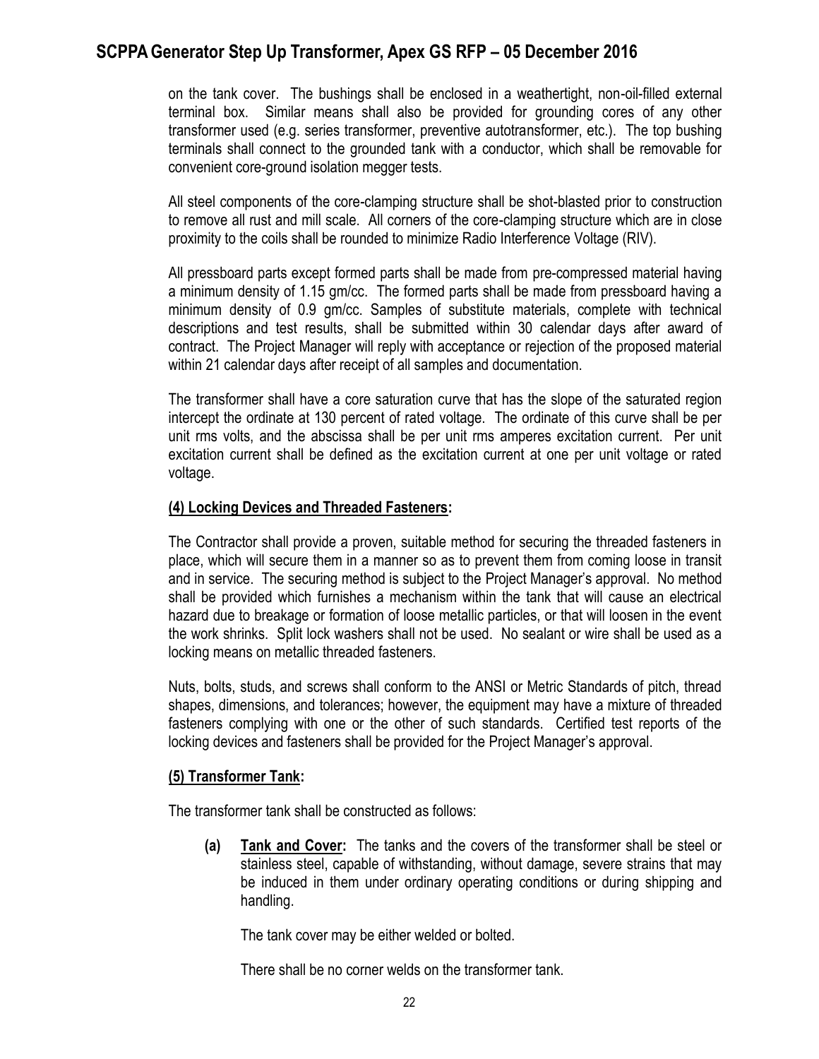on the tank cover. The bushings shall be enclosed in a weathertight, non-oil-filled external terminal box. Similar means shall also be provided for grounding cores of any other transformer used (e.g. series transformer, preventive autotransformer, etc.). The top bushing terminals shall connect to the grounded tank with a conductor, which shall be removable for convenient core-ground isolation megger tests.

All steel components of the core-clamping structure shall be shot-blasted prior to construction to remove all rust and mill scale. All corners of the core-clamping structure which are in close proximity to the coils shall be rounded to minimize Radio Interference Voltage (RIV).

All pressboard parts except formed parts shall be made from pre-compressed material having a minimum density of 1.15 gm/cc. The formed parts shall be made from pressboard having a minimum density of 0.9 gm/cc. Samples of substitute materials, complete with technical descriptions and test results, shall be submitted within 30 calendar days after award of contract. The Project Manager will reply with acceptance or rejection of the proposed material within 21 calendar days after receipt of all samples and documentation.

The transformer shall have a core saturation curve that has the slope of the saturated region intercept the ordinate at 130 percent of rated voltage. The ordinate of this curve shall be per unit rms volts, and the abscissa shall be per unit rms amperes excitation current. Per unit excitation current shall be defined as the excitation current at one per unit voltage or rated voltage.

### (4) Locking Devices and Threaded Fasteners:

The Contractor shall provide a proven, suitable method for securing the threaded fasteners in place, which will secure them in a manner so as to prevent them from coming loose in transit and in service. The securing method is subject to the Project Manager's approval. No method shall be provided which furnishes a mechanism within the tank that will cause an electrical hazard due to breakage or formation of loose metallic particles, or that will loosen in the event the work shrinks. Split lock washers shall not be used. No sealant or wire shall be used as a locking means on metallic threaded fasteners.

Nuts, bolts, studs, and screws shall conform to the ANSI or Metric Standards of pitch, thread shapes, dimensions, and tolerances; however, the equipment may have a mixture of threaded fasteners complying with one or the other of such standards. Certified test reports of the locking devices and fasteners shall be provided for the Project Manager's approval.

### (5) Transformer Tank:

The transformer tank shall be constructed as follows:

**(a) Tank and Cover:** The tanks and the covers of the transformer shall be steel or stainless steel, capable of withstanding, without damage, severe strains that may be induced in them under ordinary operating conditions or during shipping and handling.

The tank cover may be either welded or bolted.

There shall be no corner welds on the transformer tank.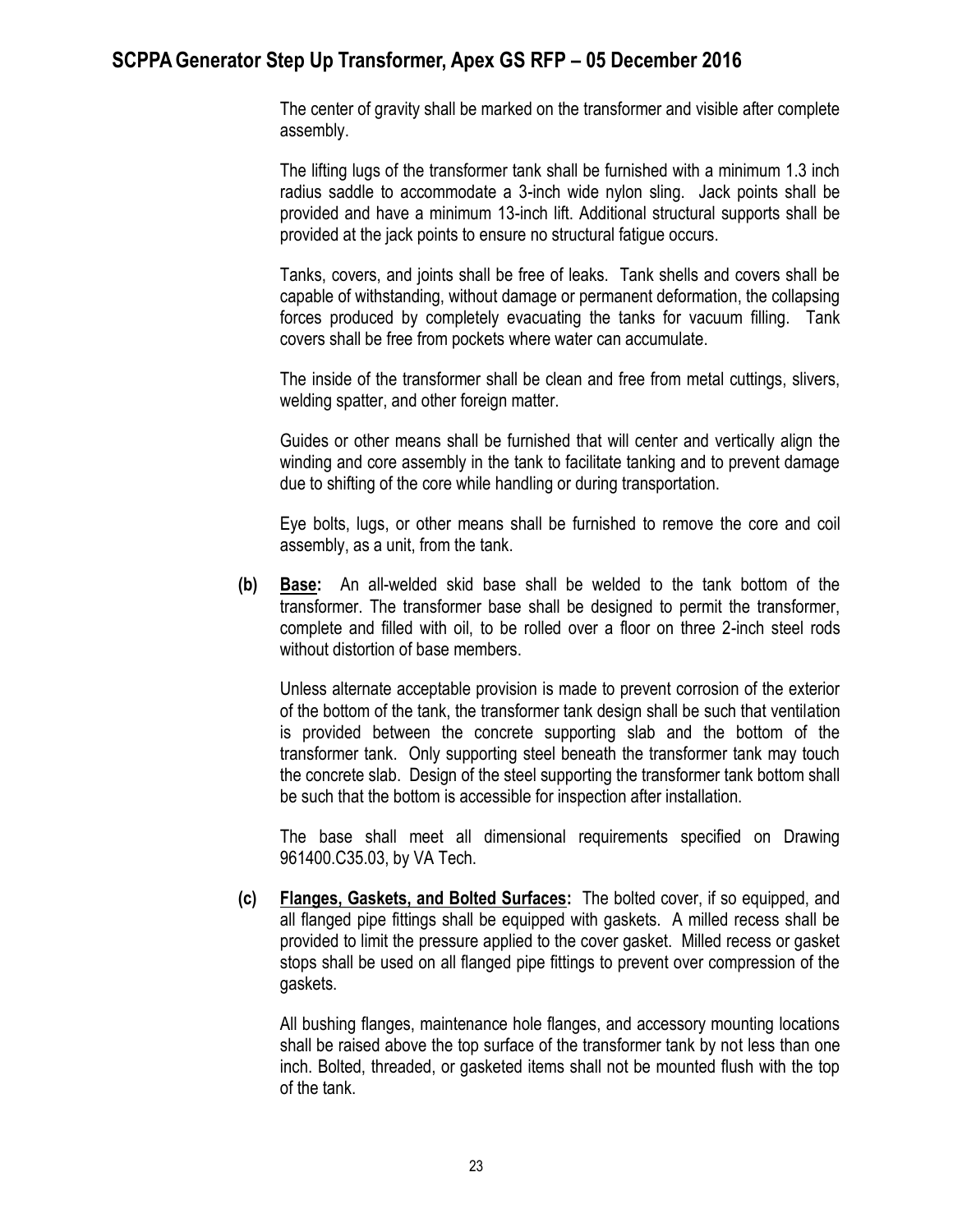The center of gravity shall be marked on the transformer and visible after complete assembly.

The lifting lugs of the transformer tank shall be furnished with a minimum 1.3 inch radius saddle to accommodate a 3-inch wide nylon sling. Jack points shall be provided and have a minimum 13-inch lift. Additional structural supports shall be provided at the jack points to ensure no structural fatigue occurs.

Tanks, covers, and joints shall be free of leaks. Tank shells and covers shall be capable of withstanding, without damage or permanent deformation, the collapsing forces produced by completely evacuating the tanks for vacuum filling. Tank covers shall be free from pockets where water can accumulate.

The inside of the transformer shall be clean and free from metal cuttings, slivers, welding spatter, and other foreign matter.

Guides or other means shall be furnished that will center and vertically align the winding and core assembly in the tank to facilitate tanking and to prevent damage due to shifting of the core while handling or during transportation.

Eye bolts, lugs, or other means shall be furnished to remove the core and coil assembly, as a unit, from the tank.

**(b)** **Base:** An all-welded skid base shall be welded to the tank bottom of the transformer. The transformer base shall be designed to permit the transformer, complete and filled with oil, to be rolled over a floor on three 2-inch steel rods without distortion of base members.

Unless alternate acceptable provision is made to prevent corrosion of the exterior of the bottom of the tank, the transformer tank design shall be such that ventilation is provided between the concrete supporting slab and the bottom of the transformer tank. Only supporting steel beneath the transformer tank may touch the concrete slab. Design of the steel supporting the transformer tank bottom shall be such that the bottom is accessible for inspection after installation.

The base shall meet all dimensional requirements specified on Drawing 961400.C35.03, by VA Tech.

**(c)** **Flanges, Gaskets, and Bolted Surfaces:** The bolted cover, if so equipped, and all flanged pipe fittings shall be equipped with gaskets. A milled recess shall be provided to limit the pressure applied to the cover gasket. Milled recess or gasket stops shall be used on all flanged pipe fittings to prevent over compression of the gaskets.

All bushing flanges, maintenance hole flanges, and accessory mounting locations shall be raised above the top surface of the transformer tank by not less than one inch. Bolted, threaded, or gasketed items shall not be mounted flush with the top of the tank.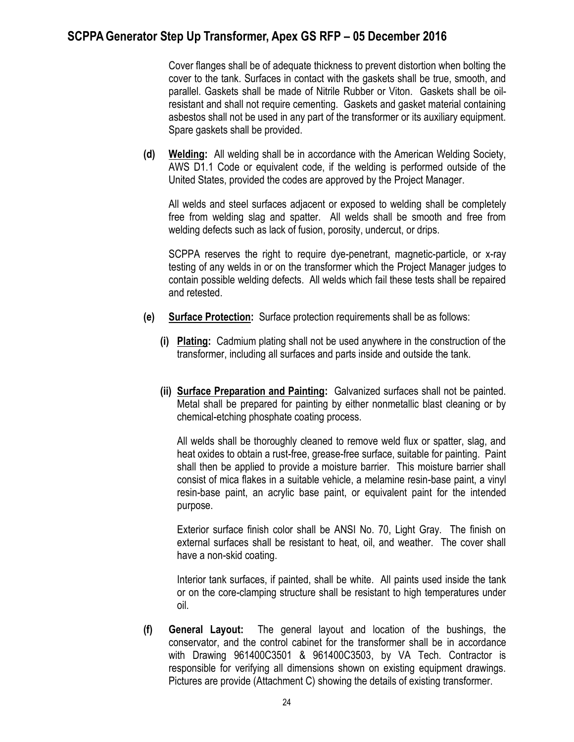Cover flanges shall be of adequate thickness to prevent distortion when bolting the cover to the tank. Surfaces in contact with the gaskets shall be true, smooth, and parallel. Gaskets shall be made of Nitrile Rubber or Viton. Gaskets shall be oil-resistant and shall not require cementing. Gaskets and gasket material containing asbestos shall not be used in any part of the transformer or its auxiliary equipment. Spare gaskets shall be provided.

**(d) Welding:** All welding shall be in accordance with the American Welding Society, AWS D1.1 Code or equivalent code, if the welding is performed outside of the United States, provided the codes are approved by the Project Manager.

All welds and steel surfaces adjacent or exposed to welding shall be completely free from welding slag and spatter. All welds shall be smooth and free from welding defects such as lack of fusion, porosity, undercut, or drips.

SCPPA reserves the right to require dye-penetrant, magnetic-particle, or x-ray testing of any welds in or on the transformer which the Project Manager judges to contain possible welding defects. All welds which fail these tests shall be repaired and retested.

**(e) Surface Protection:** Surface protection requirements shall be as follows:

**(i) Plating:** Cadmium plating shall not be used anywhere in the construction of the transformer, including all surfaces and parts inside and outside the tank.

**(ii) Surface Preparation and Painting:** Galvanized surfaces shall not be painted. Metal shall be prepared for painting by either nonmetallic blast cleaning or by chemical-etching phosphate coating process.

All welds shall be thoroughly cleaned to remove weld flux or spatter, slag, and heat oxides to obtain a rust-free, grease-free surface, suitable for painting. Paint shall then be applied to provide a moisture barrier. This moisture barrier shall consist of mica flakes in a suitable vehicle, a melamine resin-base paint, a vinyl resin-base paint, an acrylic base paint, or equivalent paint for the intended purpose.

Exterior surface finish color shall be ANSI No. 70, Light Gray. The finish on external surfaces shall be resistant to heat, oil, and weather. The cover shall have a non-skid coating.

Interior tank surfaces, if painted, shall be white. All paints used inside the tank or on the core-clamping structure shall be resistant to high temperatures under oil.

**(f) General Layout:** The general layout and location of the bushings, the conservator, and the control cabinet for the transformer shall be in accordance with Drawing 961400C3501 & 961400C3503, by VA Tech. Contractor is responsible for verifying all dimensions shown on existing equipment drawings. Pictures are provide (Attachment C) showing the details of existing transformer.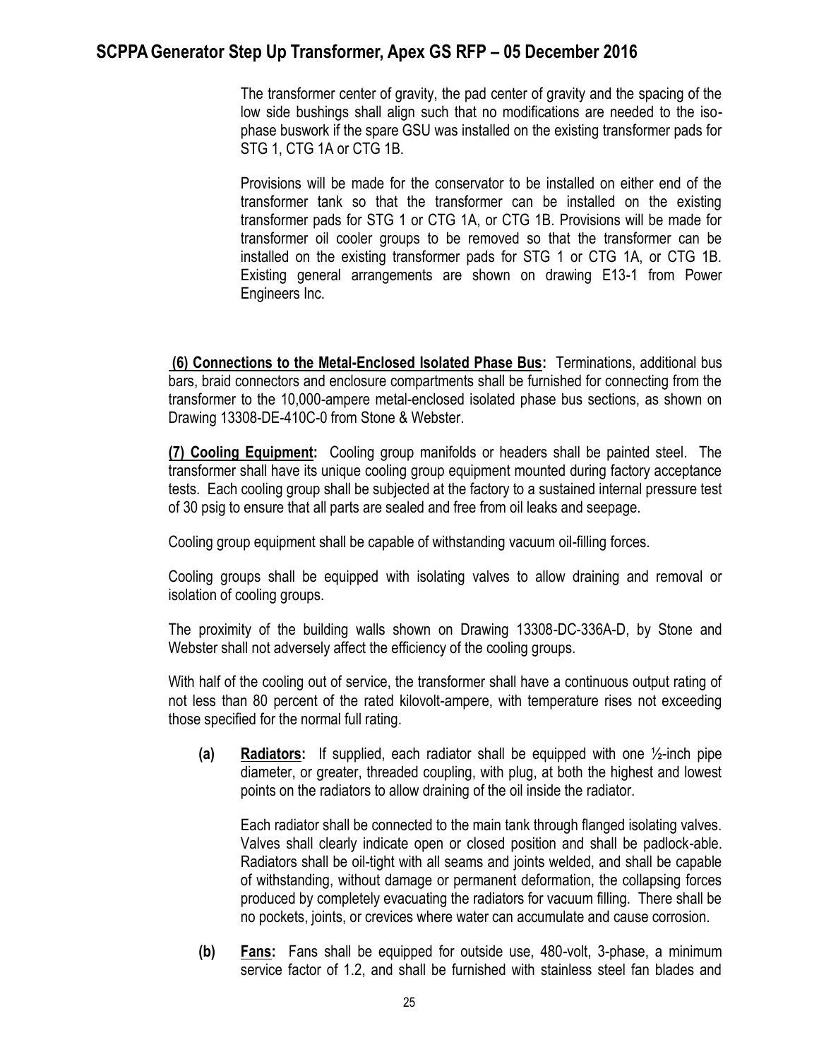The transformer center of gravity, the pad center of gravity and the spacing of the low side bushings shall align such that no modifications are needed to the iso-phase buswork if the spare GSU was installed on the existing transformer pads for STG 1, CTG 1A or CTG 1B.

Provisions will be made for the conservator to be installed on either end of the transformer tank so that the transformer can be installed on the existing transformer pads for STG 1 or CTG 1A, or CTG 1B. Provisions will be made for transformer oil cooler groups to be removed so that the transformer can be installed on the existing transformer pads for STG 1 or CTG 1A, or CTG 1B. Existing general arrangements are shown on drawing E13-1 from Power Engineers Inc.

**(6) Connections to the Metal-Enclosed Isolated Phase Bus:** Terminations, additional bus bars, braid connectors and enclosure compartments shall be furnished for connecting from the transformer to the 10,000-ampere metal-enclosed isolated phase bus sections, as shown on Drawing 13308-DE-410C-0 from Stone & Webster.

**(7) Cooling Equipment:** Cooling group manifolds or headers shall be painted steel. The transformer shall have its unique cooling group equipment mounted during factory acceptance tests. Each cooling group shall be subjected at the factory to a sustained internal pressure test of 30 psig to ensure that all parts are sealed and free from oil leaks and seepage.

Cooling group equipment shall be capable of withstanding vacuum oil-filling forces.

Cooling groups shall be equipped with isolating valves to allow draining and removal or isolation of cooling groups.

The proximity of the building walls shown on Drawing 13308-DC-336A-D, by Stone and Webster shall not adversely affect the efficiency of the cooling groups.

With half of the cooling out of service, the transformer shall have a continuous output rating of not less than 80 percent of the rated kilovolt-ampere, with temperature rises not exceeding those specified for the normal full rating.

**(a) Radiators:** If supplied, each radiator shall be equipped with one ½-inch pipe diameter, or greater, threaded coupling, with plug, at both the highest and lowest points on the radiators to allow draining of the oil inside the radiator.

Each radiator shall be connected to the main tank through flanged isolating valves. Valves shall clearly indicate open or closed position and shall be padlock-able. Radiators shall be oil-tight with all seams and joints welded, and shall be capable of withstanding, without damage or permanent deformation, the collapsing forces produced by completely evacuating the radiators for vacuum filling. There shall be no pockets, joints, or crevices where water can accumulate and cause corrosion.

**(b) Fans:** Fans shall be equipped for outside use, 480-volt, 3-phase, a minimum service factor of 1.2, and shall be furnished with stainless steel fan blades and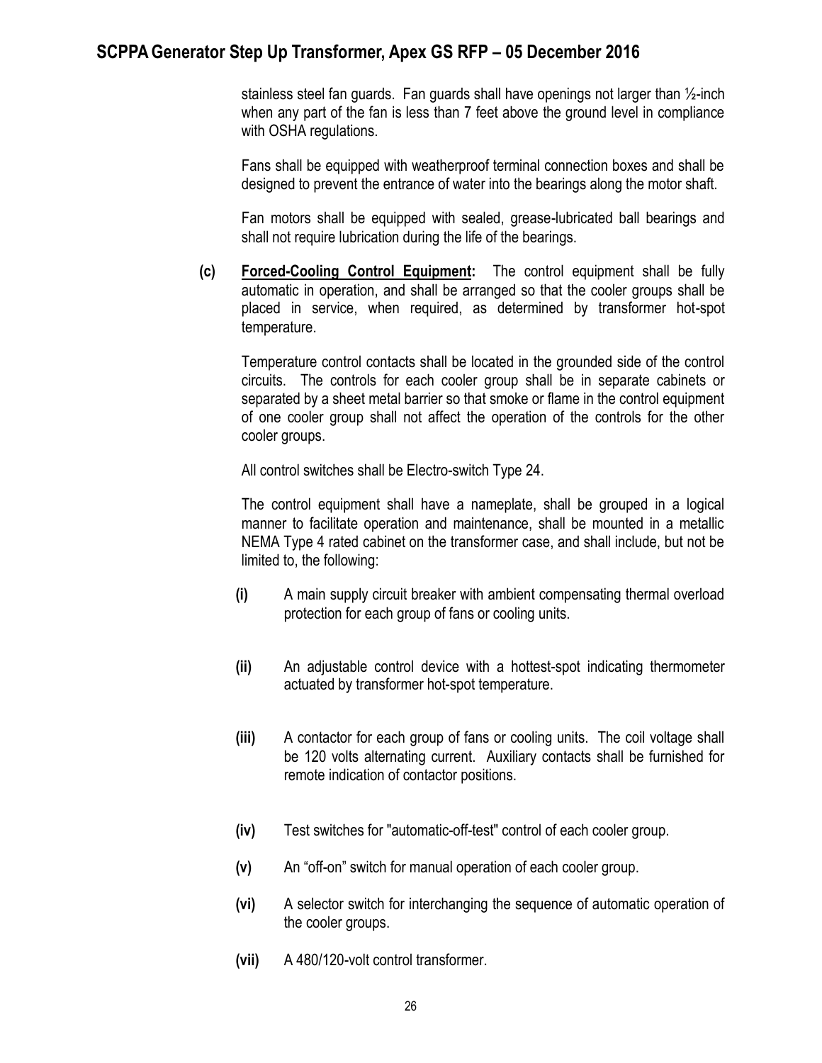stainless steel fan guards. Fan guards shall have openings not larger than ½-inch when any part of the fan is less than 7 feet above the ground level in compliance with OSHA regulations.

Fans shall be equipped with weatherproof terminal connection boxes and shall be designed to prevent the entrance of water into the bearings along the motor shaft.

Fan motors shall be equipped with sealed, grease-lubricated ball bearings and shall not require lubrication during the life of the bearings.

**(c)** **Forced-Cooling Control Equipment:** The control equipment shall be fully automatic in operation, and shall be arranged so that the cooler groups shall be placed in service, when required, as determined by transformer hot-spot temperature.

Temperature control contacts shall be located in the grounded side of the control circuits. The controls for each cooler group shall be in separate cabinets or separated by a sheet metal barrier so that smoke or flame in the control equipment of one cooler group shall not affect the operation of the controls for the other cooler groups.

All control switches shall be Electro-switch Type 24.

The control equipment shall have a nameplate, shall be grouped in a logical manner to facilitate operation and maintenance, shall be mounted in a metallic NEMA Type 4 rated cabinet on the transformer case, and shall include, but not be limited to, the following:

**(i)** A main supply circuit breaker with ambient compensating thermal overload protection for each group of fans or cooling units.

**(ii)** An adjustable control device with a hottest-spot indicating thermometer actuated by transformer hot-spot temperature.

**(iii)** A contactor for each group of fans or cooling units. The coil voltage shall be 120 volts alternating current. Auxiliary contacts shall be furnished for remote indication of contactor positions.

**(iv)** Test switches for "automatic-off-test" control of each cooler group.

**(v)** An "off-on" switch for manual operation of each cooler group.

**(vi)** A selector switch for interchanging the sequence of automatic operation of the cooler groups.

**(vii)** A 480/120-volt control transformer.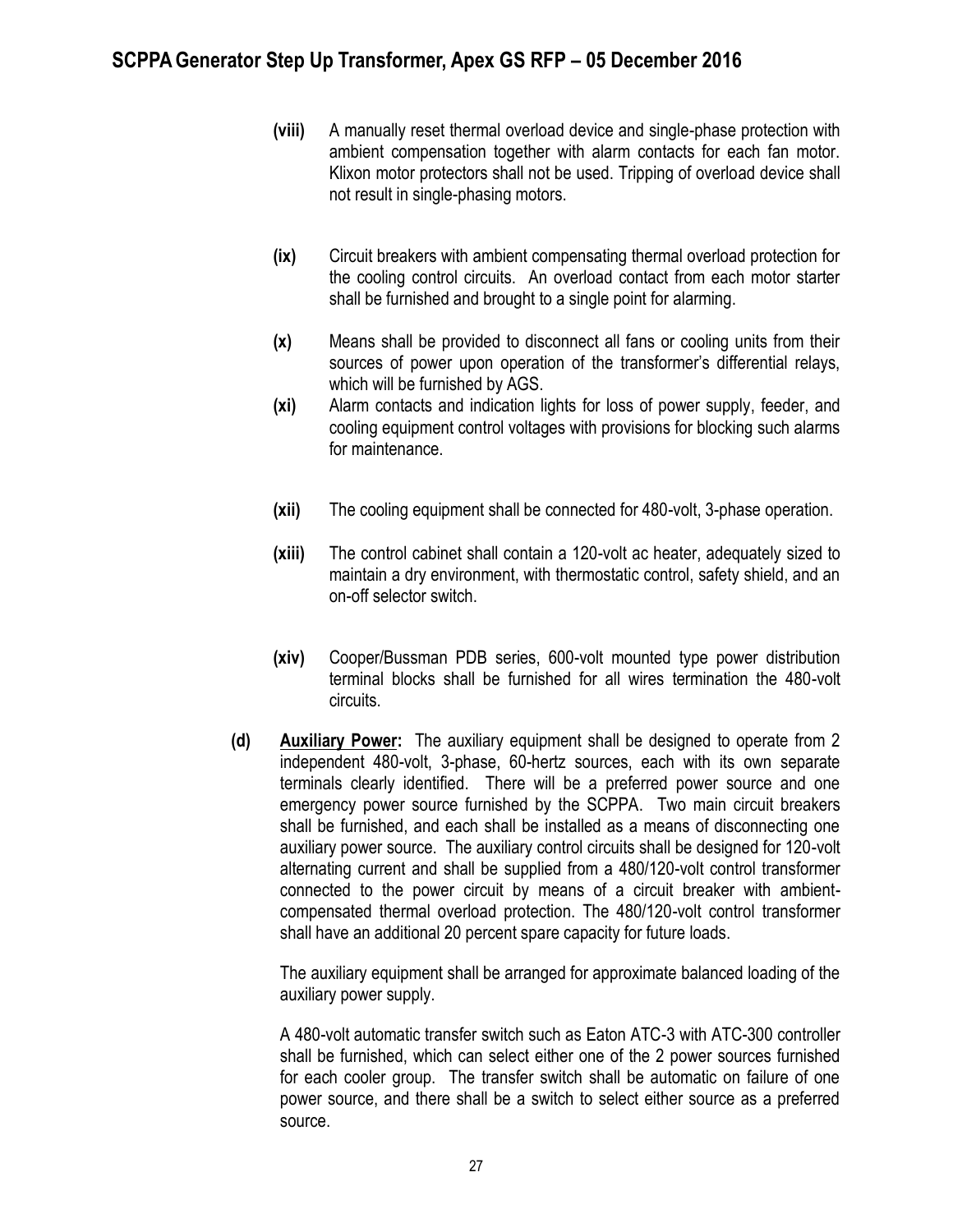**(viii)** A manually reset thermal overload device and single-phase protection with ambient compensation together with alarm contacts for each fan motor. Klixon motor protectors shall not be used. Tripping of overload device shall not result in single-phasing motors.

**(ix)** Circuit breakers with ambient compensating thermal overload protection for the cooling control circuits. An overload contact from each motor starter shall be furnished and brought to a single point for alarming.

**(x)** Means shall be provided to disconnect all fans or cooling units from their sources of power upon operation of the transformer's differential relays, which will be furnished by AGS.

**(xi)** Alarm contacts and indication lights for loss of power supply, feeder, and cooling equipment control voltages with provisions for blocking such alarms for maintenance.

**(xii)** The cooling equipment shall be connected for 480-volt, 3-phase operation.

**(xiii)** The control cabinet shall contain a 120-volt ac heater, adequately sized to maintain a dry environment, with thermostatic control, safety shield, and an on-off selector switch.

**(xiv)** Cooper/Bussman PDB series, 600-volt mounted type power distribution terminal blocks shall be furnished for all wires termination the 480-volt circuits.

**(d)** **Auxiliary Power:** The auxiliary equipment shall be designed to operate from 2 independent 480-volt, 3-phase, 60-hertz sources, each with its own separate terminals clearly identified. There will be a preferred power source and one emergency power source furnished by the SCPPA. Two main circuit breakers shall be furnished, and each shall be installed as a means of disconnecting one auxiliary power source. The auxiliary control circuits shall be designed for 120-volt alternating current and shall be supplied from a 480/120-volt control transformer connected to the power circuit by means of a circuit breaker with ambient-compensated thermal overload protection. The 480/120-volt control transformer shall have an additional 20 percent spare capacity for future loads.

The auxiliary equipment shall be arranged for approximate balanced loading of the auxiliary power supply.

A 480-volt automatic transfer switch such as Eaton ATC-3 with ATC-300 controller shall be furnished, which can select either one of the 2 power sources furnished for each cooler group. The transfer switch shall be automatic on failure of one power source, and there shall be a switch to select either source as a preferred source.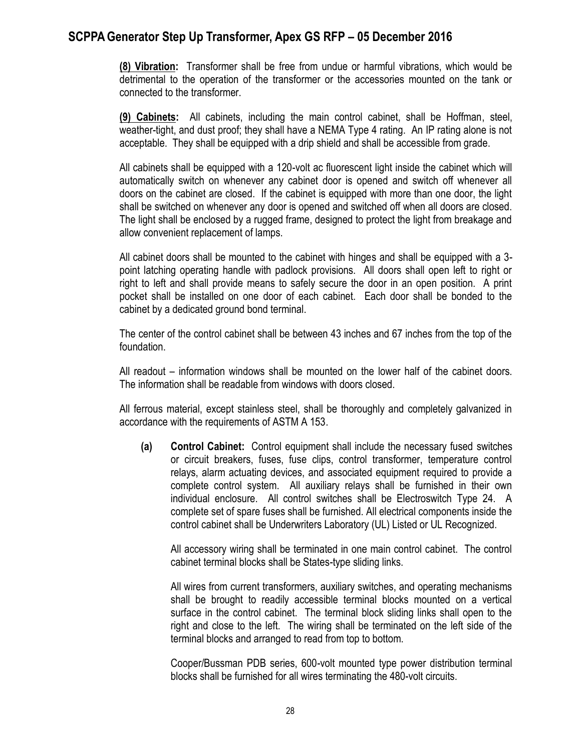**(8) Vibration:** Transformer shall be free from undue or harmful vibrations, which would be detrimental to the operation of the transformer or the accessories mounted on the tank or connected to the transformer.

**(9) Cabinets:** All cabinets, including the main control cabinet, shall be Hoffman, steel, weather-tight, and dust proof; they shall have a NEMA Type 4 rating. An IP rating alone is not acceptable. They shall be equipped with a drip shield and shall be accessible from grade.

All cabinets shall be equipped with a 120-volt ac fluorescent light inside the cabinet which will automatically switch on whenever any cabinet door is opened and switch off whenever all doors on the cabinet are closed. If the cabinet is equipped with more than one door, the light shall be switched on whenever any door is opened and switched off when all doors are closed. The light shall be enclosed by a rugged frame, designed to protect the light from breakage and allow convenient replacement of lamps.

All cabinet doors shall be mounted to the cabinet with hinges and shall be equipped with a 3-point latching operating handle with padlock provisions. All doors shall open left to right or right to left and shall provide means to safely secure the door in an open position. A print pocket shall be installed on one door of each cabinet. Each door shall be bonded to the cabinet by a dedicated ground bond terminal.

The center of the control cabinet shall be between 43 inches and 67 inches from the top of the foundation.

All readout – information windows shall be mounted on the lower half of the cabinet doors. The information shall be readable from windows with doors closed.

All ferrous material, except stainless steel, shall be thoroughly and completely galvanized in accordance with the requirements of ASTM A 153.

**(a) Control Cabinet:** Control equipment shall include the necessary fused switches or circuit breakers, fuses, fuse clips, control transformer, temperature control relays, alarm actuating devices, and associated equipment required to provide a complete control system. All auxiliary relays shall be furnished in their own individual enclosure. All control switches shall be Electroswitch Type 24. A complete set of spare fuses shall be furnished. All electrical components inside the control cabinet shall be Underwriters Laboratory (UL) Listed or UL Recognized.

All accessory wiring shall be terminated in one main control cabinet. The control cabinet terminal blocks shall be States-type sliding links.

All wires from current transformers, auxiliary switches, and operating mechanisms shall be brought to readily accessible terminal blocks mounted on a vertical surface in the control cabinet. The terminal block sliding links shall open to the right and close to the left. The wiring shall be terminated on the left side of the terminal blocks and arranged to read from top to bottom.

Cooper/Bussman PDB series, 600-volt mounted type power distribution terminal blocks shall be furnished for all wires terminating the 480-volt circuits.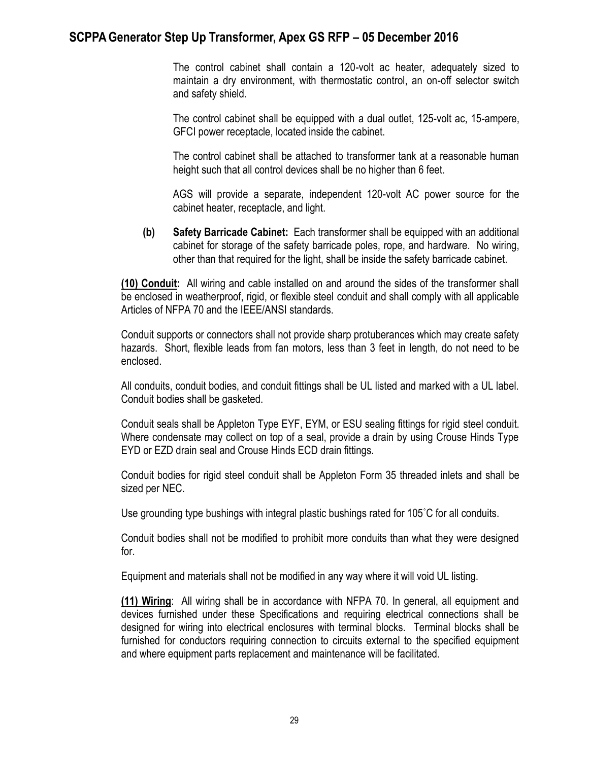The control cabinet shall contain a 120-volt ac heater, adequately sized to maintain a dry environment, with thermostatic control, an on-off selector switch and safety shield.

The control cabinet shall be equipped with a dual outlet, 125-volt ac, 15-ampere, GFCI power receptacle, located inside the cabinet.

The control cabinet shall be attached to transformer tank at a reasonable human height such that all control devices shall be no higher than 6 feet.

AGS will provide a separate, independent 120-volt AC power source for the cabinet heater, receptacle, and light.

**(b) Safety Barricade Cabinet:** Each transformer shall be equipped with an additional cabinet for storage of the safety barricade poles, rope, and hardware. No wiring, other than that required for the light, shall be inside the safety barricade cabinet.

**(10) Conduit:** All wiring and cable installed on and around the sides of the transformer shall be enclosed in weatherproof, rigid, or flexible steel conduit and shall comply with all applicable Articles of NFPA 70 and the IEEE/ANSI standards.

Conduit supports or connectors shall not provide sharp protuberances which may create safety hazards. Short, flexible leads from fan motors, less than 3 feet in length, do not need to be enclosed.

All conduits, conduit bodies, and conduit fittings shall be UL listed and marked with a UL label. Conduit bodies shall be gasketed.

Conduit seals shall be Appleton Type EYF, EYM, or ESU sealing fittings for rigid steel conduit. Where condensate may collect on top of a seal, provide a drain by using Crouse Hinds Type EYD or EZD drain seal and Crouse Hinds ECD drain fittings.

Conduit bodies for rigid steel conduit shall be Appleton Form 35 threaded inlets and shall be sized per NEC.

Use grounding type bushings with integral plastic bushings rated for 105˚C for all conduits.

Conduit bodies shall not be modified to prohibit more conduits than what they were designed for.

Equipment and materials shall not be modified in any way where it will void UL listing.

**(11) Wiring**: All wiring shall be in accordance with NFPA 70. In general, all equipment and devices furnished under these Specifications and requiring electrical connections shall be designed for wiring into electrical enclosures with terminal blocks. Terminal blocks shall be furnished for conductors requiring connection to circuits external to the specified equipment and where equipment parts replacement and maintenance will be facilitated.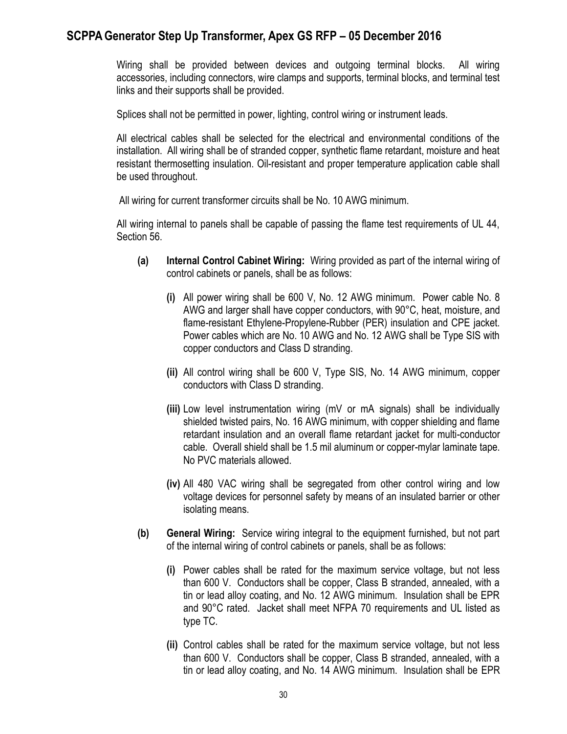Wiring shall be provided between devices and outgoing terminal blocks. All wiring accessories, including connectors, wire clamps and supports, terminal blocks, and terminal test links and their supports shall be provided.

Splices shall not be permitted in power, lighting, control wiring or instrument leads.

All electrical cables shall be selected for the electrical and environmental conditions of the installation. All wiring shall be of stranded copper, synthetic flame retardant, moisture and heat resistant thermosetting insulation. Oil-resistant and proper temperature application cable shall be used throughout.

All wiring for current transformer circuits shall be No. 10 AWG minimum.

All wiring internal to panels shall be capable of passing the flame test requirements of UL 44, Section 56.

**(a)** **Internal Control Cabinet Wiring:** Wiring provided as part of the internal wiring of control cabinets or panels, shall be as follows:

- **(i)** All power wiring shall be 600 V, No. 12 AWG minimum. Power cable No. 8 AWG and larger shall have copper conductors, with 90°C, heat, moisture, and flame-resistant Ethylene-Propylene-Rubber (PER) insulation and CPE jacket. Power cables which are No. 10 AWG and No. 12 AWG shall be Type SIS with copper conductors and Class D stranding.

- **(ii)** All control wiring shall be 600 V, Type SIS, No. 14 AWG minimum, copper conductors with Class D stranding.

- **(iii)** Low level instrumentation wiring (mV or mA signals) shall be individually shielded twisted pairs, No. 16 AWG minimum, with copper shielding and flame retardant insulation and an overall flame retardant jacket for multi-conductor cable. Overall shield shall be 1.5 mil aluminum or copper-mylar laminate tape. No PVC materials allowed.

- **(iv)** All 480 VAC wiring shall be segregated from other control wiring and low voltage devices for personnel safety by means of an insulated barrier or other isolating means.

**(b)** **General Wiring:** Service wiring integral to the equipment furnished, but not part of the internal wiring of control cabinets or panels, shall be as follows:

- **(i)** Power cables shall be rated for the maximum service voltage, but not less than 600 V. Conductors shall be copper, Class B stranded, annealed, with a tin or lead alloy coating, and No. 12 AWG minimum. Insulation shall be EPR and 90°C rated. Jacket shall meet NFPA 70 requirements and UL listed as type TC.

- **(ii)** Control cables shall be rated for the maximum service voltage, but not less than 600 V. Conductors shall be copper, Class B stranded, annealed, with a tin or lead alloy coating, and No. 14 AWG minimum. Insulation shall be EPR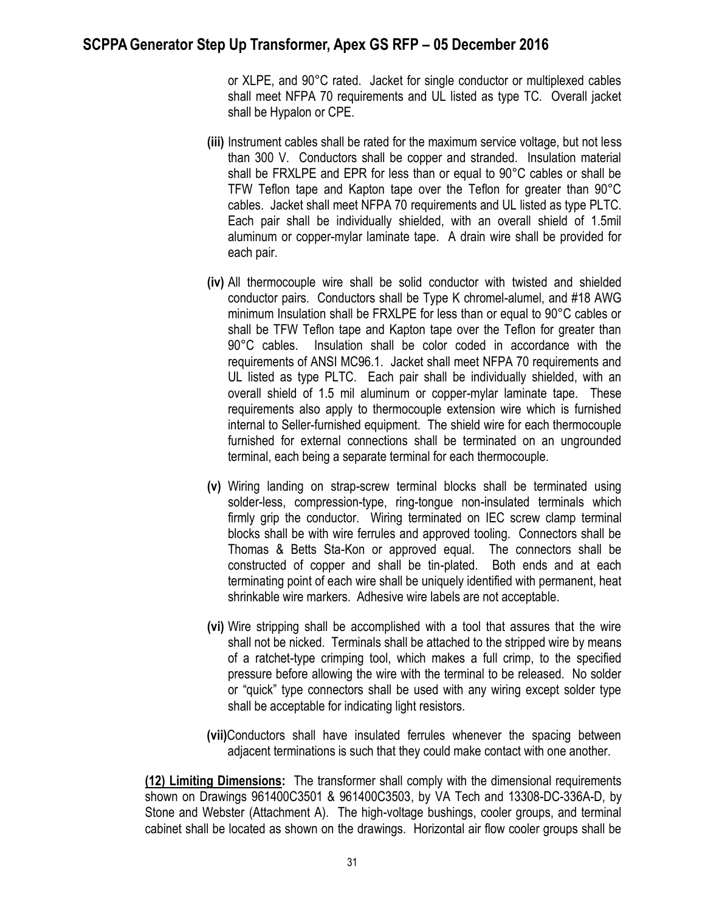or XLPE, and 90°C rated. Jacket for single conductor or multiplexed cables shall meet NFPA 70 requirements and UL listed as type TC. Overall jacket shall be Hypalon or CPE.

**(iii)** Instrument cables shall be rated for the maximum service voltage, but not less than 300 V. Conductors shall be copper and stranded. Insulation material shall be FRXLPE and EPR for less than or equal to 90°C cables or shall be TFW Teflon tape and Kapton tape over the Teflon for greater than 90°C cables. Jacket shall meet NFPA 70 requirements and UL listed as type PLTC. Each pair shall be individually shielded, with an overall shield of 1.5mil aluminum or copper-mylar laminate tape. A drain wire shall be provided for each pair.

**(iv)** All thermocouple wire shall be solid conductor with twisted and shielded conductor pairs. Conductors shall be Type K chromel-alumel, and #18 AWG minimum Insulation shall be FRXLPE for less than or equal to 90°C cables or shall be TFW Teflon tape and Kapton tape over the Teflon for greater than 90°C cables. Insulation shall be color coded in accordance with the requirements of ANSI MC96.1. Jacket shall meet NFPA 70 requirements and UL listed as type PLTC. Each pair shall be individually shielded, with an overall shield of 1.5 mil aluminum or copper-mylar laminate tape. These requirements also apply to thermocouple extension wire which is furnished internal to Seller-furnished equipment. The shield wire for each thermocouple furnished for external connections shall be terminated on an ungrounded terminal, each being a separate terminal for each thermocouple.

**(v)** Wiring landing on strap-screw terminal blocks shall be terminated using solder-less, compression-type, ring-tongue non-insulated terminals which firmly grip the conductor. Wiring terminated on IEC screw clamp terminal blocks shall be with wire ferrules and approved tooling. Connectors shall be Thomas & Betts Sta-Kon or approved equal. The connectors shall be constructed of copper and shall be tin-plated. Both ends and at each terminating point of each wire shall be uniquely identified with permanent, heat shrinkable wire markers. Adhesive wire labels are not acceptable.

**(vi)** Wire stripping shall be accomplished with a tool that assures that the wire shall not be nicked. Terminals shall be attached to the stripped wire by means of a ratchet-type crimping tool, which makes a full crimp, to the specified pressure before allowing the wire with the terminal to be released. No solder or "quick" type connectors shall be used with any wiring except solder type shall be acceptable for indicating light resistors.

**(vii)** Conductors shall have insulated ferrules whenever the spacing between adjacent terminations is such that they could make contact with one another.

**(12) Limiting Dimensions:** The transformer shall comply with the dimensional requirements shown on Drawings 961400C3501 & 961400C3503, by VA Tech and 13308-DC-336A-D, by Stone and Webster (Attachment A). The high-voltage bushings, cooler groups, and terminal cabinet shall be located as shown on the drawings. Horizontal air flow cooler groups shall be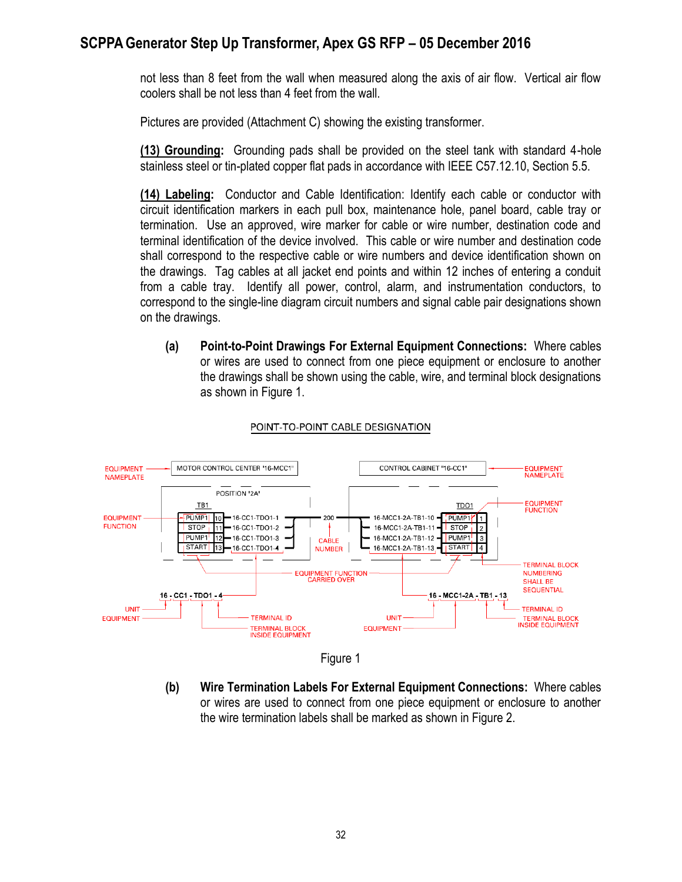not less than 8 feet from the wall when measured along the axis of air flow. Vertical air flow coolers shall be not less than 4 feet from the wall.

Pictures are provided (Attachment C) showing the existing transformer.

**(13) Grounding:** Grounding pads shall be provided on the steel tank with standard 4-hole stainless steel or tin-plated copper flat pads in accordance with IEEE C57.12.10, Section 5.5.

**(14) Labeling:** Conductor and Cable Identification: Identify each cable or conductor with circuit identification markers in each pull box, maintenance hole, panel board, cable tray or termination. Use an approved, wire marker for cable or wire number, destination code and terminal identification of the device involved. This cable or wire number and destination code shall correspond to the respective cable or wire numbers and device identification shown on the drawings. Tag cables at all jacket end points and within 12 inches of entering a conduit from a cable tray. Identify all power, control, alarm, and instrumentation conductors, to correspond to the single-line diagram circuit numbers and signal cable pair designations shown on the drawings.

**(a) Point-to-Point Drawings For External Equipment Connections:** Where cables or wires are used to connect from one piece equipment or enclosure to another the drawings shall be shown using the cable, wire, and terminal block designations as shown in Figure 1.

POINT-TO-POINT CABLE DESIGNATION

Figure 1

**(b) Wire Termination Labels For External Equipment Connections:** Where cables or wires are used to connect from one piece equipment or enclosure to another the wire termination labels shall be marked as shown in Figure 2.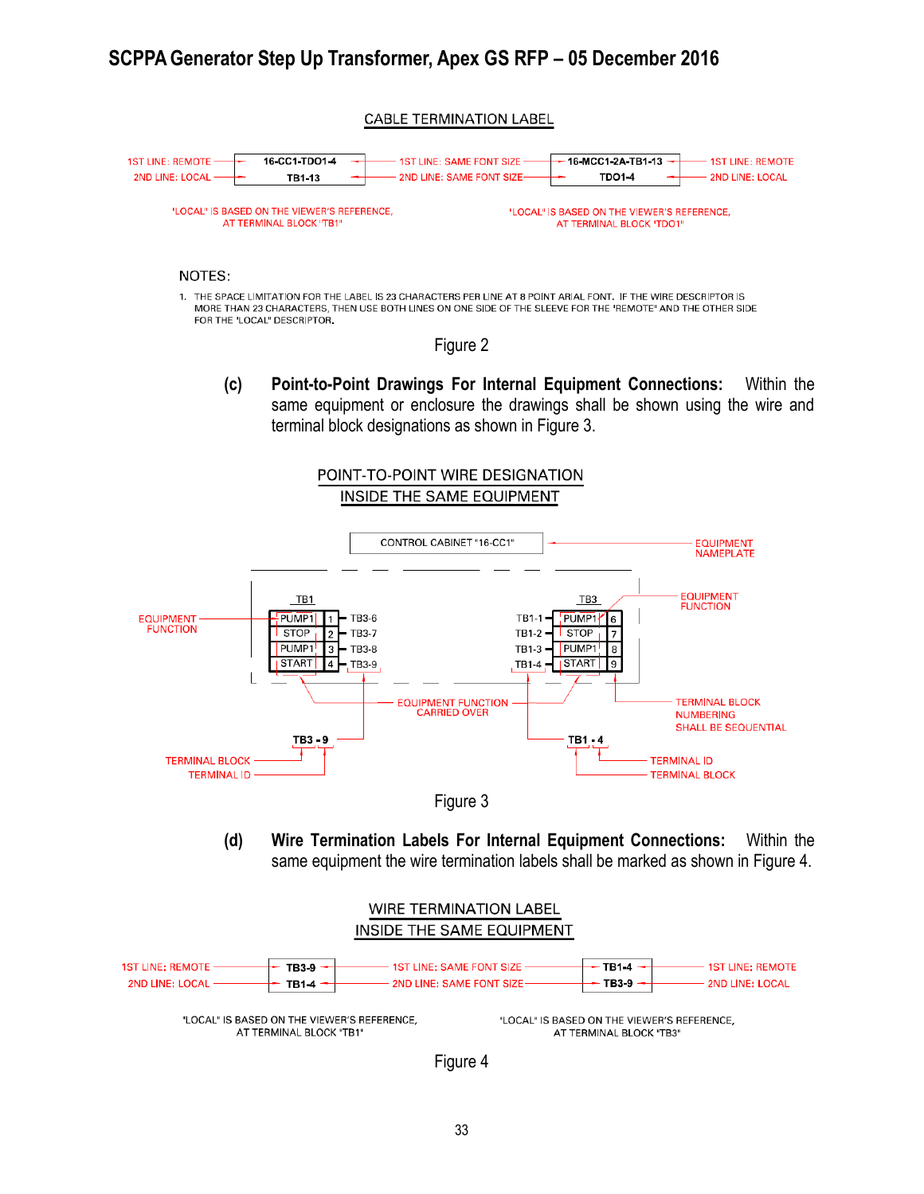CABLE TERMINATION LABEL

| | Label | | Label | |
|---|---|---|---|---|
| 1ST LINE: REMOTE | 16-CC1-TDO1-4 | 1ST LINE: SAME FONT SIZE | 16-MCC1-2A-TB1-13 | 1ST LINE: REMOTE |
| 2ND LINE: LOCAL | TB1-13 | 2ND LINE: SAME FONT SIZE | TDO1-4 | 2ND LINE: LOCAL |

"LOCAL" IS BASED ON THE VIEWER'S REFERENCE, AT TERMINAL BLOCK "TB1"

"LOCAL" IS BASED ON THE VIEWER'S REFERENCE, AT TERMINAL BLOCK "TDO1"

NOTES:

1. THE SPACE LIMITATION FOR THE LABEL IS 23 CHARACTERS PER LINE AT 8 POINT ARIAL FONT. IF THE WIRE DESCRIPTOR IS MORE THAN 23 CHARACTERS, THEN USE BOTH LINES ON ONE SIDE OF THE SLEEVE FOR THE "REMOTE" AND THE OTHER SIDE FOR THE "LOCAL" DESCRIPTOR.

Figure 2

**(c) Point-to-Point Drawings For Internal Equipment Connections:** Within the same equipment or enclosure the drawings shall be shown using the wire and terminal block designations as shown in Figure 3.

POINT-TO-POINT WIRE DESIGNATION INSIDE THE SAME EQUIPMENT

CONTROL CABINET "16-CC1" — EQUIPMENT NAMEPLATE

| TB1 Function | TB1 Terminal | Wire | | Wire | TB3 Function | TB3 Terminal |
|---|---|---|---|---|---|---|
| PUMP1 | 1 | TB3-6 | | TB1-1 | PUMP1 | 6 |
| STOP | 2 | TB3-7 | | TB1-2 | STOP | 7 |
| PUMP1 | 3 | TB3-8 | | TB1-3 | PUMP1 | 8 |
| START | 4 | TB3-9 | | TB1-4 | START | 9 |

EQUIPMENT FUNCTION

EQUIPMENT FUNCTION CARRIED OVER

TERMINAL BLOCK NUMBERING SHALL BE SEQUENTIAL

TB3 - 9: TERMINAL BLOCK, TERMINAL ID

TB1 - 4: TERMINAL BLOCK, TERMINAL ID

Figure 3

**(d) Wire Termination Labels For Internal Equipment Connections:** Within the same equipment the wire termination labels shall be marked as shown in Figure 4.

WIRE TERMINATION LABEL INSIDE THE SAME EQUIPMENT

| | Label | | Label | |
|---|---|---|---|---|
| 1ST LINE: REMOTE | TB3-9 | 1ST LINE: SAME FONT SIZE | TB1-4 | 1ST LINE: REMOTE |
| 2ND LINE: LOCAL | TB1-4 | 2ND LINE: SAME FONT SIZE | TB3-9 | 2ND LINE: LOCAL |

"LOCAL" IS BASED ON THE VIEWER'S REFERENCE, AT TERMINAL BLOCK "TB1"

"LOCAL" IS BASED ON THE VIEWER'S REFERENCE, AT TERMINAL BLOCK "TB3"

Figure 4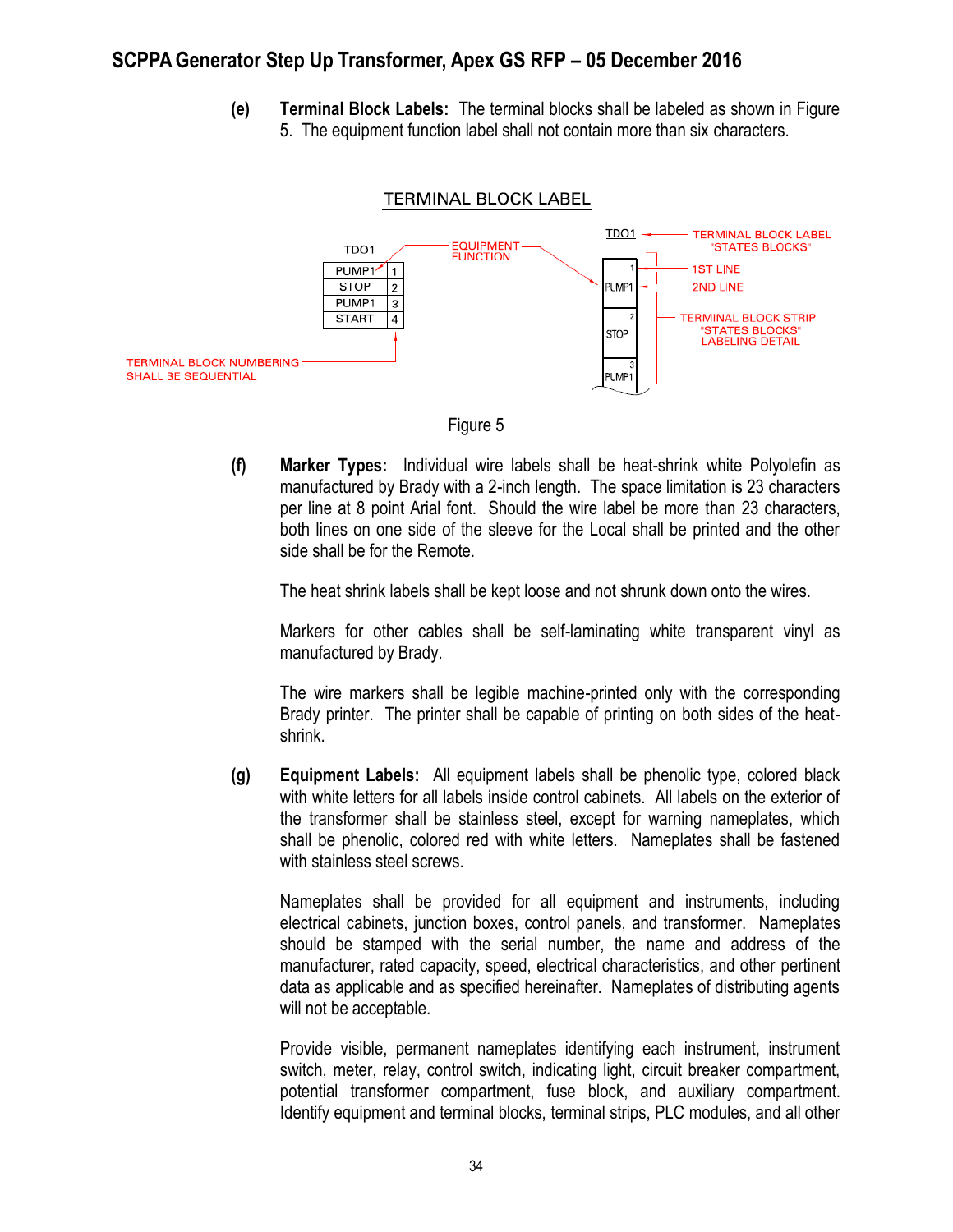**(e) Terminal Block Labels:** The terminal blocks shall be labeled as shown in Figure 5. The equipment function label shall not contain more than six characters.

TERMINAL BLOCK LABEL

TDO1

| | |
|---|---|
| PUMP1 | 1 |
| STOP | 2 |
| PUMP1 | 3 |
| START | 4 |

EQUIPMENT FUNCTION

TERMINAL BLOCK NUMBERING SHALL BE SEQUENTIAL

TDO1 — TERMINAL BLOCK LABEL "STATES BLOCKS"

1ST LINE

2ND LINE

TERMINAL BLOCK STRIP "STATES BLOCKS" LABELING DETAIL

Figure 5

**(f) Marker Types:** Individual wire labels shall be heat-shrink white Polyolefin as manufactured by Brady with a 2-inch length. The space limitation is 23 characters per line at 8 point Arial font. Should the wire label be more than 23 characters, both lines on one side of the sleeve for the Local shall be printed and the other side shall be for the Remote.

The heat shrink labels shall be kept loose and not shrunk down onto the wires.

Markers for other cables shall be self-laminating white transparent vinyl as manufactured by Brady.

The wire markers shall be legible machine-printed only with the corresponding Brady printer. The printer shall be capable of printing on both sides of the heat-shrink.

**(g) Equipment Labels:** All equipment labels shall be phenolic type, colored black with white letters for all labels inside control cabinets. All labels on the exterior of the transformer shall be stainless steel, except for warning nameplates, which shall be phenolic, colored red with white letters. Nameplates shall be fastened with stainless steel screws.

Nameplates shall be provided for all equipment and instruments, including electrical cabinets, junction boxes, control panels, and transformer. Nameplates should be stamped with the serial number, the name and address of the manufacturer, rated capacity, speed, electrical characteristics, and other pertinent data as applicable and as specified hereinafter. Nameplates of distributing agents will not be acceptable.

Provide visible, permanent nameplates identifying each instrument, instrument switch, meter, relay, control switch, indicating light, circuit breaker compartment, potential transformer compartment, fuse block, and auxiliary compartment. Identify equipment and terminal blocks, terminal strips, PLC modules, and all other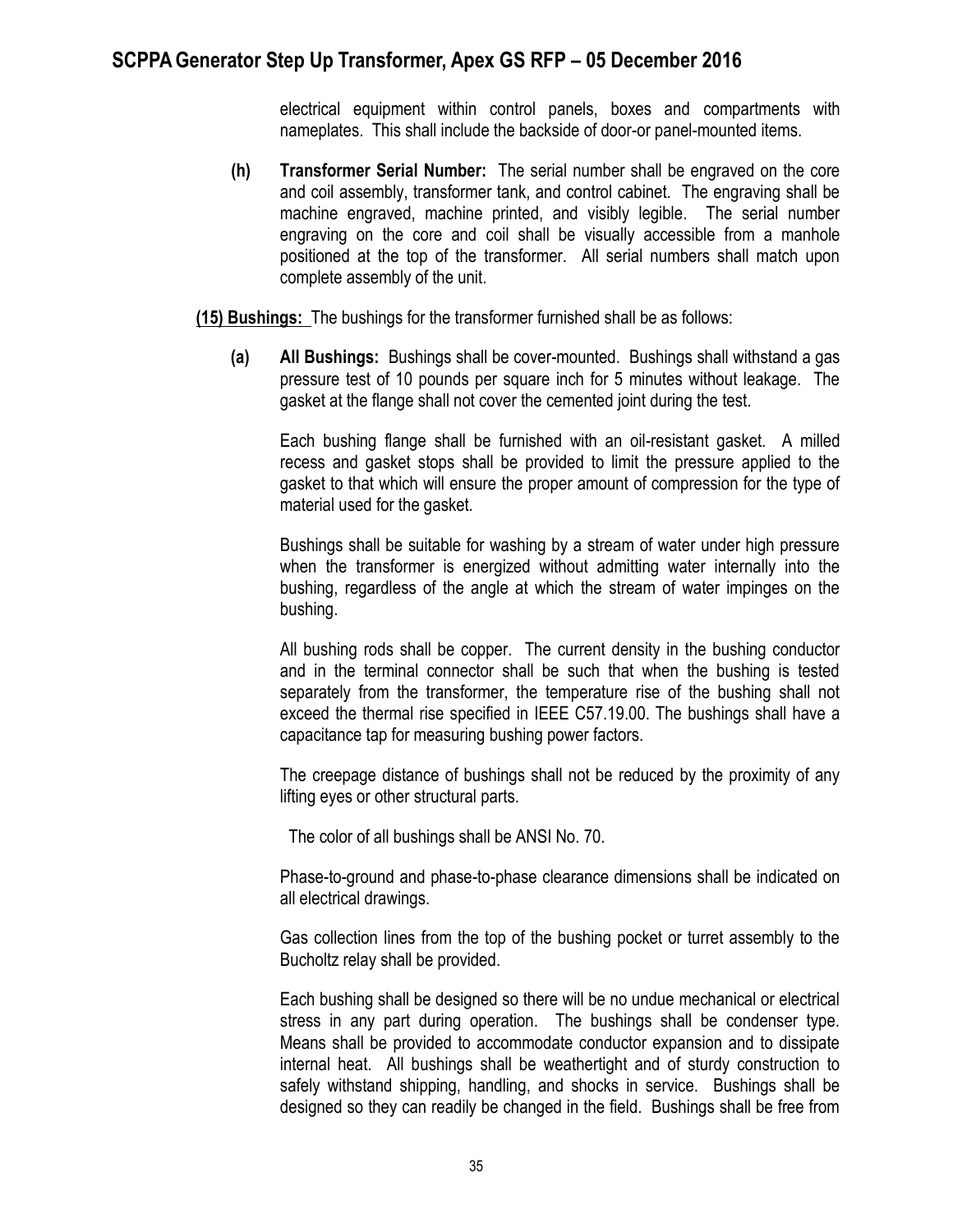electrical equipment within control panels, boxes and compartments with nameplates. This shall include the backside of door-or panel-mounted items.

**(h) Transformer Serial Number:** The serial number shall be engraved on the core and coil assembly, transformer tank, and control cabinet. The engraving shall be machine engraved, machine printed, and visibly legible. The serial number engraving on the core and coil shall be visually accessible from a manhole positioned at the top of the transformer. All serial numbers shall match upon complete assembly of the unit.

**(15) Bushings:** The bushings for the transformer furnished shall be as follows:

**(a) All Bushings:** Bushings shall be cover-mounted. Bushings shall withstand a gas pressure test of 10 pounds per square inch for 5 minutes without leakage. The gasket at the flange shall not cover the cemented joint during the test.

Each bushing flange shall be furnished with an oil-resistant gasket. A milled recess and gasket stops shall be provided to limit the pressure applied to the gasket to that which will ensure the proper amount of compression for the type of material used for the gasket.

Bushings shall be suitable for washing by a stream of water under high pressure when the transformer is energized without admitting water internally into the bushing, regardless of the angle at which the stream of water impinges on the bushing.

All bushing rods shall be copper. The current density in the bushing conductor and in the terminal connector shall be such that when the bushing is tested separately from the transformer, the temperature rise of the bushing shall not exceed the thermal rise specified in IEEE C57.19.00. The bushings shall have a capacitance tap for measuring bushing power factors.

The creepage distance of bushings shall not be reduced by the proximity of any lifting eyes or other structural parts.

The color of all bushings shall be ANSI No. 70.

Phase-to-ground and phase-to-phase clearance dimensions shall be indicated on all electrical drawings.

Gas collection lines from the top of the bushing pocket or turret assembly to the Bucholtz relay shall be provided.

Each bushing shall be designed so there will be no undue mechanical or electrical stress in any part during operation. The bushings shall be condenser type. Means shall be provided to accommodate conductor expansion and to dissipate internal heat. All bushings shall be weathertight and of sturdy construction to safely withstand shipping, handling, and shocks in service. Bushings shall be designed so they can readily be changed in the field. Bushings shall be free from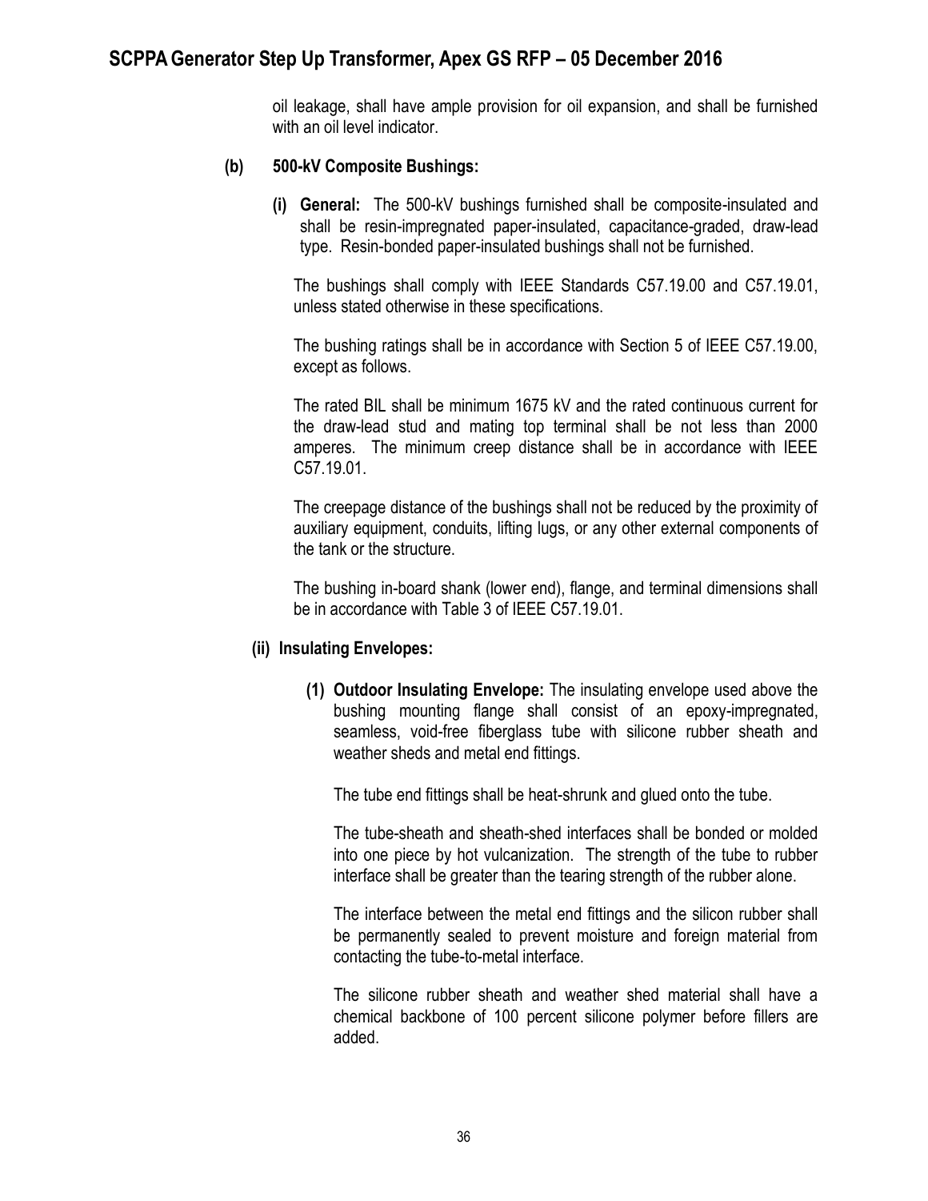oil leakage, shall have ample provision for oil expansion, and shall be furnished with an oil level indicator.

**(b) 500-kV Composite Bushings:**

**(i) General:** The 500-kV bushings furnished shall be composite-insulated and shall be resin-impregnated paper-insulated, capacitance-graded, draw-lead type. Resin-bonded paper-insulated bushings shall not be furnished.

The bushings shall comply with IEEE Standards C57.19.00 and C57.19.01, unless stated otherwise in these specifications.

The bushing ratings shall be in accordance with Section 5 of IEEE C57.19.00, except as follows.

The rated BIL shall be minimum 1675 kV and the rated continuous current for the draw-lead stud and mating top terminal shall be not less than 2000 amperes. The minimum creep distance shall be in accordance with IEEE C57.19.01.

The creepage distance of the bushings shall not be reduced by the proximity of auxiliary equipment, conduits, lifting lugs, or any other external components of the tank or the structure.

The bushing in-board shank (lower end), flange, and terminal dimensions shall be in accordance with Table 3 of IEEE C57.19.01.

**(ii) Insulating Envelopes:**

**(1) Outdoor Insulating Envelope:** The insulating envelope used above the bushing mounting flange shall consist of an epoxy-impregnated, seamless, void-free fiberglass tube with silicone rubber sheath and weather sheds and metal end fittings.

The tube end fittings shall be heat-shrunk and glued onto the tube.

The tube-sheath and sheath-shed interfaces shall be bonded or molded into one piece by hot vulcanization. The strength of the tube to rubber interface shall be greater than the tearing strength of the rubber alone.

The interface between the metal end fittings and the silicon rubber shall be permanently sealed to prevent moisture and foreign material from contacting the tube-to-metal interface.

The silicone rubber sheath and weather shed material shall have a chemical backbone of 100 percent silicone polymer before fillers are added.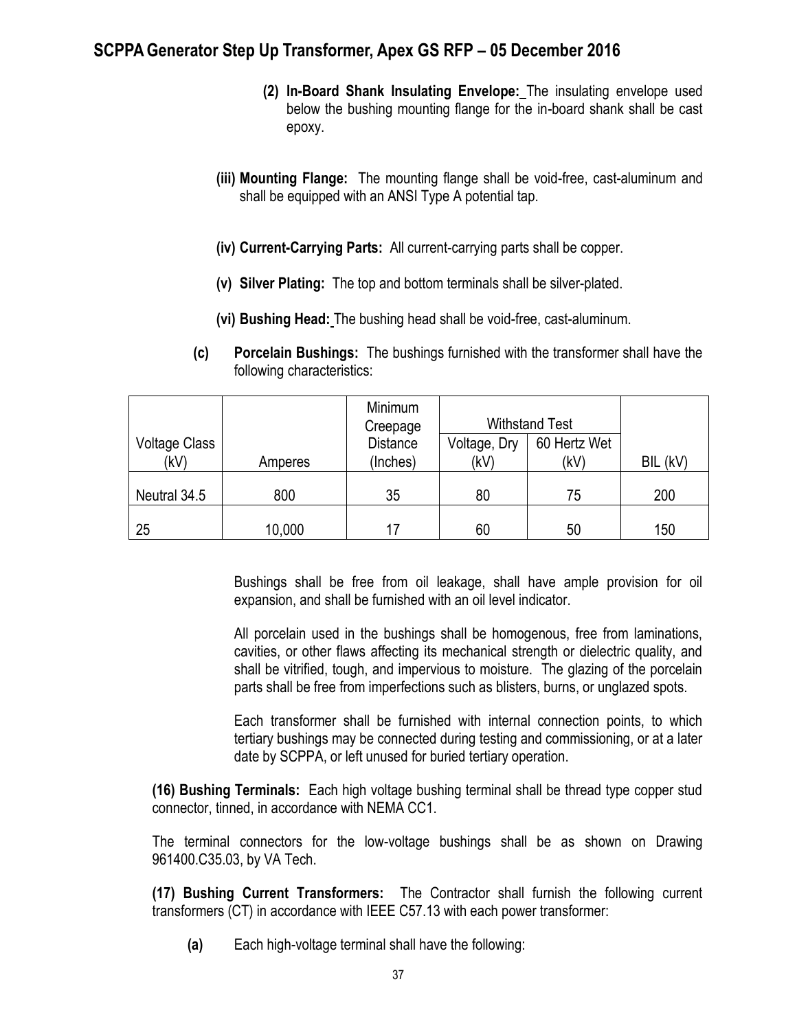**(2) In-Board Shank Insulating Envelope:** The insulating envelope used below the bushing mounting flange for the in-board shank shall be cast epoxy.

**(iii) Mounting Flange:** The mounting flange shall be void-free, cast-aluminum and shall be equipped with an ANSI Type A potential tap.

**(iv) Current-Carrying Parts:** All current-carrying parts shall be copper.

**(v) Silver Plating:** The top and bottom terminals shall be silver-plated.

**(vi) Bushing Head:** The bushing head shall be void-free, cast-aluminum.

**(c) Porcelain Bushings:** The bushings furnished with the transformer shall have the following characteristics:

| Voltage Class (kV) | Amperes | Minimum Creepage Distance (Inches) | Withstand Test Voltage, Dry (kV) | Withstand Test 60 Hertz Wet (kV) | BIL (kV) |
|---|---|---|---|---|---|
| Neutral 34.5 | 800 | 35 | 80 | 75 | 200 |
| 25 | 10,000 | 17 | 60 | 50 | 150 |

Bushings shall be free from oil leakage, shall have ample provision for oil expansion, and shall be furnished with an oil level indicator.

All porcelain used in the bushings shall be homogenous, free from laminations, cavities, or other flaws affecting its mechanical strength or dielectric quality, and shall be vitrified, tough, and impervious to moisture. The glazing of the porcelain parts shall be free from imperfections such as blisters, burns, or unglazed spots.

Each transformer shall be furnished with internal connection points, to which tertiary bushings may be connected during testing and commissioning, or at a later date by SCPPA, or left unused for buried tertiary operation.

**(16) Bushing Terminals:** Each high voltage bushing terminal shall be thread type copper stud connector, tinned, in accordance with NEMA CC1.

The terminal connectors for the low-voltage bushings shall be as shown on Drawing 961400.C35.03, by VA Tech.

**(17) Bushing Current Transformers:** The Contractor shall furnish the following current transformers (CT) in accordance with IEEE C57.13 with each power transformer:

**(a)** Each high-voltage terminal shall have the following: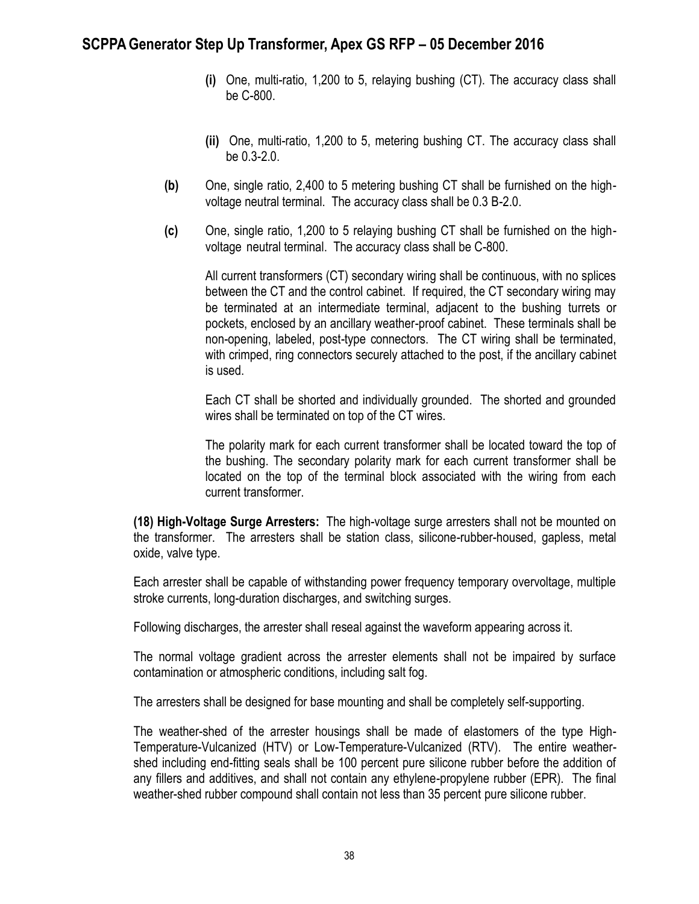- **(i)** One, multi-ratio, 1,200 to 5, relaying bushing (CT). The accuracy class shall be C-800.

- **(ii)** One, multi-ratio, 1,200 to 5, metering bushing CT. The accuracy class shall be 0.3-2.0.

**(b)** One, single ratio, 2,400 to 5 metering bushing CT shall be furnished on the high-voltage neutral terminal. The accuracy class shall be 0.3 B-2.0.

**(c)** One, single ratio, 1,200 to 5 relaying bushing CT shall be furnished on the high-voltage neutral terminal. The accuracy class shall be C-800.

All current transformers (CT) secondary wiring shall be continuous, with no splices between the CT and the control cabinet. If required, the CT secondary wiring may be terminated at an intermediate terminal, adjacent to the bushing turrets or pockets, enclosed by an ancillary weather-proof cabinet. These terminals shall be non-opening, labeled, post-type connectors. The CT wiring shall be terminated, with crimped, ring connectors securely attached to the post, if the ancillary cabinet is used.

Each CT shall be shorted and individually grounded. The shorted and grounded wires shall be terminated on top of the CT wires.

The polarity mark for each current transformer shall be located toward the top of the bushing. The secondary polarity mark for each current transformer shall be located on the top of the terminal block associated with the wiring from each current transformer.

**(18) High-Voltage Surge Arresters:** The high-voltage surge arresters shall not be mounted on the transformer. The arresters shall be station class, silicone-rubber-housed, gapless, metal oxide, valve type.

Each arrester shall be capable of withstanding power frequency temporary overvoltage, multiple stroke currents, long-duration discharges, and switching surges.

Following discharges, the arrester shall reseal against the waveform appearing across it.

The normal voltage gradient across the arrester elements shall not be impaired by surface contamination or atmospheric conditions, including salt fog.

The arresters shall be designed for base mounting and shall be completely self-supporting.

The weather-shed of the arrester housings shall be made of elastomers of the type High-Temperature-Vulcanized (HTV) or Low-Temperature-Vulcanized (RTV). The entire weather-shed including end-fitting seals shall be 100 percent pure silicone rubber before the addition of any fillers and additives, and shall not contain any ethylene-propylene rubber (EPR). The final weather-shed rubber compound shall contain not less than 35 percent pure silicone rubber.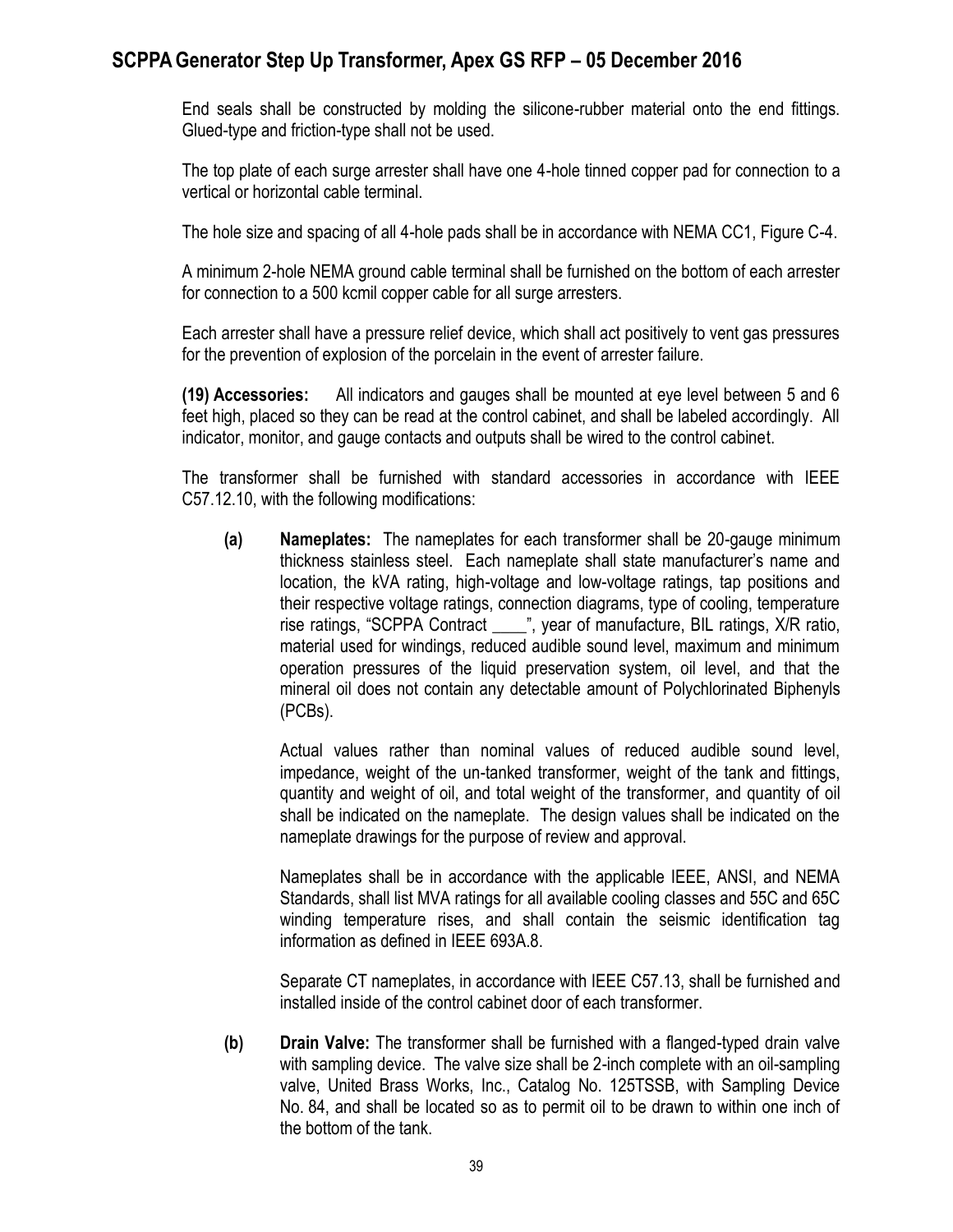End seals shall be constructed by molding the silicone-rubber material onto the end fittings. Glued-type and friction-type shall not be used.

The top plate of each surge arrester shall have one 4-hole tinned copper pad for connection to a vertical or horizontal cable terminal.

The hole size and spacing of all 4-hole pads shall be in accordance with NEMA CC1, Figure C-4.

A minimum 2-hole NEMA ground cable terminal shall be furnished on the bottom of each arrester for connection to a 500 kcmil copper cable for all surge arresters.

Each arrester shall have a pressure relief device, which shall act positively to vent gas pressures for the prevention of explosion of the porcelain in the event of arrester failure.

**(19) Accessories:** All indicators and gauges shall be mounted at eye level between 5 and 6 feet high, placed so they can be read at the control cabinet, and shall be labeled accordingly. All indicator, monitor, and gauge contacts and outputs shall be wired to the control cabinet.

The transformer shall be furnished with standard accessories in accordance with IEEE C57.12.10, with the following modifications:

**(a) Nameplates:** The nameplates for each transformer shall be 20-gauge minimum thickness stainless steel. Each nameplate shall state manufacturer's name and location, the kVA rating, high-voltage and low-voltage ratings, tap positions and their respective voltage ratings, connection diagrams, type of cooling, temperature rise ratings, "SCPPA Contract ____", year of manufacture, BIL ratings, X/R ratio, material used for windings, reduced audible sound level, maximum and minimum operation pressures of the liquid preservation system, oil level, and that the mineral oil does not contain any detectable amount of Polychlorinated Biphenyls (PCBs).

Actual values rather than nominal values of reduced audible sound level, impedance, weight of the un-tanked transformer, weight of the tank and fittings, quantity and weight of oil, and total weight of the transformer, and quantity of oil shall be indicated on the nameplate. The design values shall be indicated on the nameplate drawings for the purpose of review and approval.

Nameplates shall be in accordance with the applicable IEEE, ANSI, and NEMA Standards, shall list MVA ratings for all available cooling classes and 55C and 65C winding temperature rises, and shall contain the seismic identification tag information as defined in IEEE 693A.8.

Separate CT nameplates, in accordance with IEEE C57.13, shall be furnished and installed inside of the control cabinet door of each transformer.

**(b) Drain Valve:** The transformer shall be furnished with a flanged-typed drain valve with sampling device. The valve size shall be 2-inch complete with an oil-sampling valve, United Brass Works, Inc., Catalog No. 125TSSB, with Sampling Device No. 84, and shall be located so as to permit oil to be drawn to within one inch of the bottom of the tank.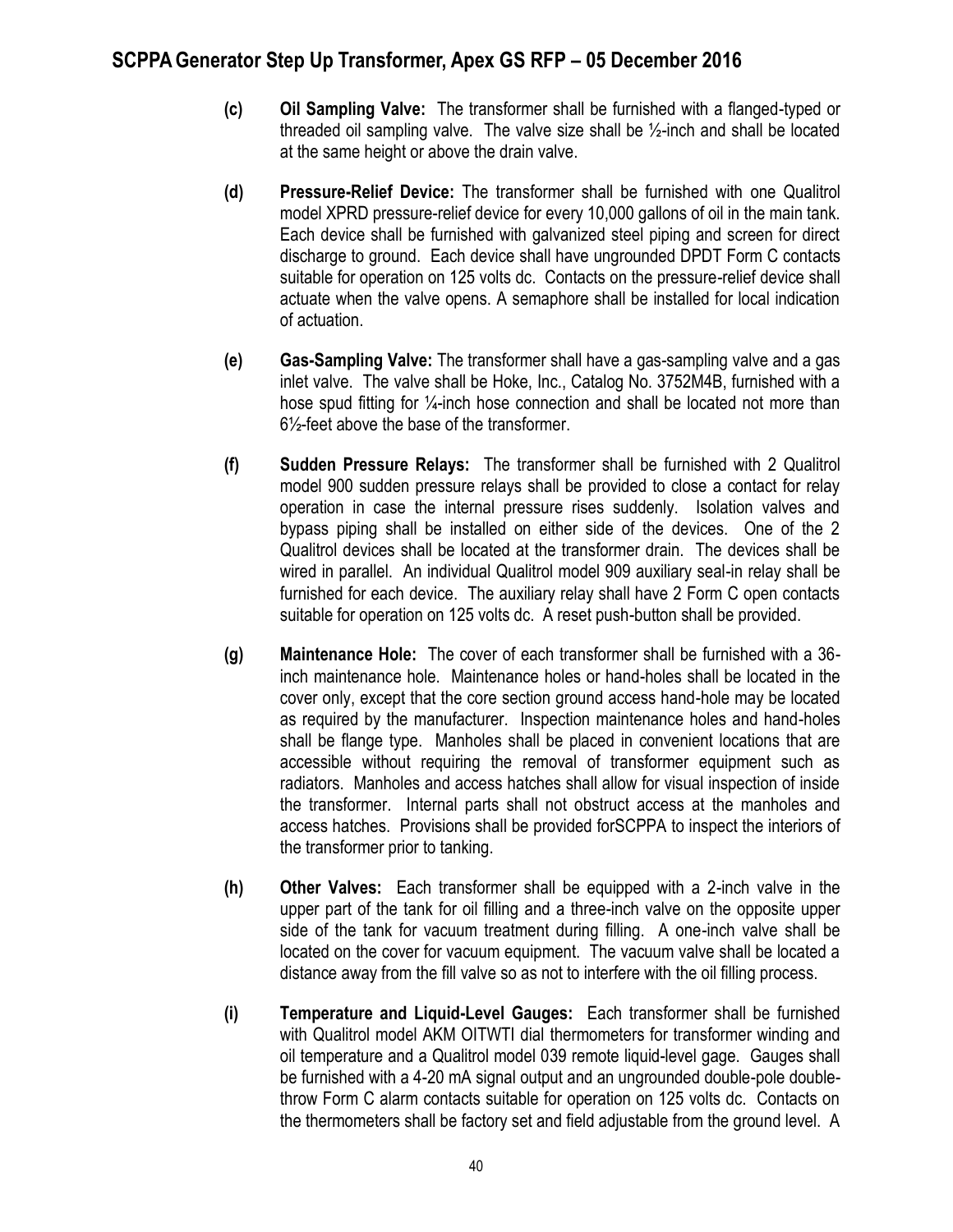**(c)** **Oil Sampling Valve:** The transformer shall be furnished with a flanged-typed or threaded oil sampling valve. The valve size shall be ½-inch and shall be located at the same height or above the drain valve.

**(d)** **Pressure-Relief Device:** The transformer shall be furnished with one Qualitrol model XPRD pressure-relief device for every 10,000 gallons of oil in the main tank. Each device shall be furnished with galvanized steel piping and screen for direct discharge to ground. Each device shall have ungrounded DPDT Form C contacts suitable for operation on 125 volts dc. Contacts on the pressure-relief device shall actuate when the valve opens. A semaphore shall be installed for local indication of actuation.

**(e)** **Gas-Sampling Valve:** The transformer shall have a gas-sampling valve and a gas inlet valve. The valve shall be Hoke, Inc., Catalog No. 3752M4B, furnished with a hose spud fitting for ¼-inch hose connection and shall be located not more than 6½-feet above the base of the transformer.

**(f)** **Sudden Pressure Relays:** The transformer shall be furnished with 2 Qualitrol model 900 sudden pressure relays shall be provided to close a contact for relay operation in case the internal pressure rises suddenly. Isolation valves and bypass piping shall be installed on either side of the devices. One of the 2 Qualitrol devices shall be located at the transformer drain. The devices shall be wired in parallel. An individual Qualitrol model 909 auxiliary seal-in relay shall be furnished for each device. The auxiliary relay shall have 2 Form C open contacts suitable for operation on 125 volts dc. A reset push-button shall be provided.

**(g)** **Maintenance Hole:** The cover of each transformer shall be furnished with a 36-inch maintenance hole. Maintenance holes or hand-holes shall be located in the cover only, except that the core section ground access hand-hole may be located as required by the manufacturer. Inspection maintenance holes and hand-holes shall be flange type. Manholes shall be placed in convenient locations that are accessible without requiring the removal of transformer equipment such as radiators. Manholes and access hatches shall allow for visual inspection of inside the transformer. Internal parts shall not obstruct access at the manholes and access hatches. Provisions shall be provided forSCPPA to inspect the interiors of the transformer prior to tanking.

**(h)** **Other Valves:** Each transformer shall be equipped with a 2-inch valve in the upper part of the tank for oil filling and a three-inch valve on the opposite upper side of the tank for vacuum treatment during filling. A one-inch valve shall be located on the cover for vacuum equipment. The vacuum valve shall be located a distance away from the fill valve so as not to interfere with the oil filling process.

**(i)** **Temperature and Liquid-Level Gauges:** Each transformer shall be furnished with Qualitrol model AKM OITWTI dial thermometers for transformer winding and oil temperature and a Qualitrol model 039 remote liquid-level gage. Gauges shall be furnished with a 4-20 mA signal output and an ungrounded double-pole double-throw Form C alarm contacts suitable for operation on 125 volts dc. Contacts on the thermometers shall be factory set and field adjustable from the ground level. A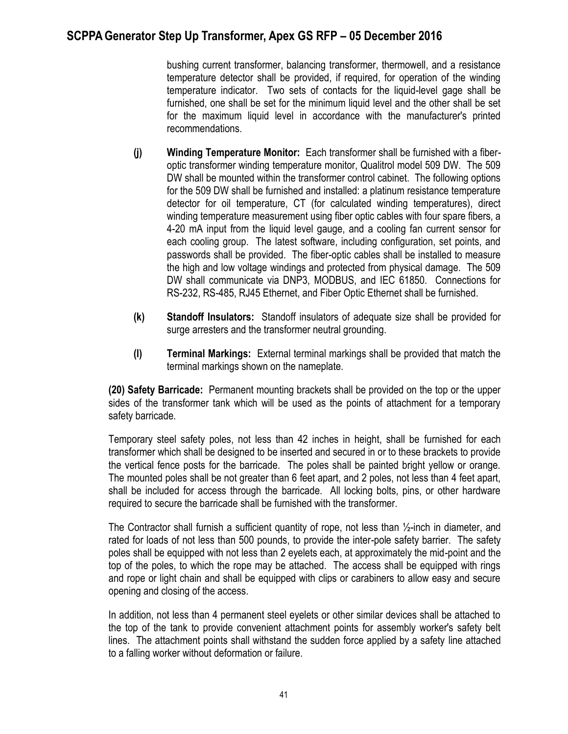bushing current transformer, balancing transformer, thermowell, and a resistance temperature detector shall be provided, if required, for operation of the winding temperature indicator. Two sets of contacts for the liquid-level gage shall be furnished, one shall be set for the minimum liquid level and the other shall be set for the maximum liquid level in accordance with the manufacturer's printed recommendations.

**(j) Winding Temperature Monitor:** Each transformer shall be furnished with a fiber-optic transformer winding temperature monitor, Qualitrol model 509 DW. The 509 DW shall be mounted within the transformer control cabinet. The following options for the 509 DW shall be furnished and installed: a platinum resistance temperature detector for oil temperature, CT (for calculated winding temperatures), direct winding temperature measurement using fiber optic cables with four spare fibers, a 4-20 mA input from the liquid level gauge, and a cooling fan current sensor for each cooling group. The latest software, including configuration, set points, and passwords shall be provided. The fiber-optic cables shall be installed to measure the high and low voltage windings and protected from physical damage. The 509 DW shall communicate via DNP3, MODBUS, and IEC 61850. Connections for RS-232, RS-485, RJ45 Ethernet, and Fiber Optic Ethernet shall be furnished.

**(k) Standoff Insulators:** Standoff insulators of adequate size shall be provided for surge arresters and the transformer neutral grounding.

**(l) Terminal Markings:** External terminal markings shall be provided that match the terminal markings shown on the nameplate.

**(20) Safety Barricade:** Permanent mounting brackets shall be provided on the top or the upper sides of the transformer tank which will be used as the points of attachment for a temporary safety barricade.

Temporary steel safety poles, not less than 42 inches in height, shall be furnished for each transformer which shall be designed to be inserted and secured in or to these brackets to provide the vertical fence posts for the barricade. The poles shall be painted bright yellow or orange. The mounted poles shall be not greater than 6 feet apart, and 2 poles, not less than 4 feet apart, shall be included for access through the barricade. All locking bolts, pins, or other hardware required to secure the barricade shall be furnished with the transformer.

The Contractor shall furnish a sufficient quantity of rope, not less than ½-inch in diameter, and rated for loads of not less than 500 pounds, to provide the inter-pole safety barrier. The safety poles shall be equipped with not less than 2 eyelets each, at approximately the mid-point and the top of the poles, to which the rope may be attached. The access shall be equipped with rings and rope or light chain and shall be equipped with clips or carabiners to allow easy and secure opening and closing of the access.

In addition, not less than 4 permanent steel eyelets or other similar devices shall be attached to the top of the tank to provide convenient attachment points for assembly worker's safety belt lines. The attachment points shall withstand the sudden force applied by a safety line attached to a falling worker without deformation or failure.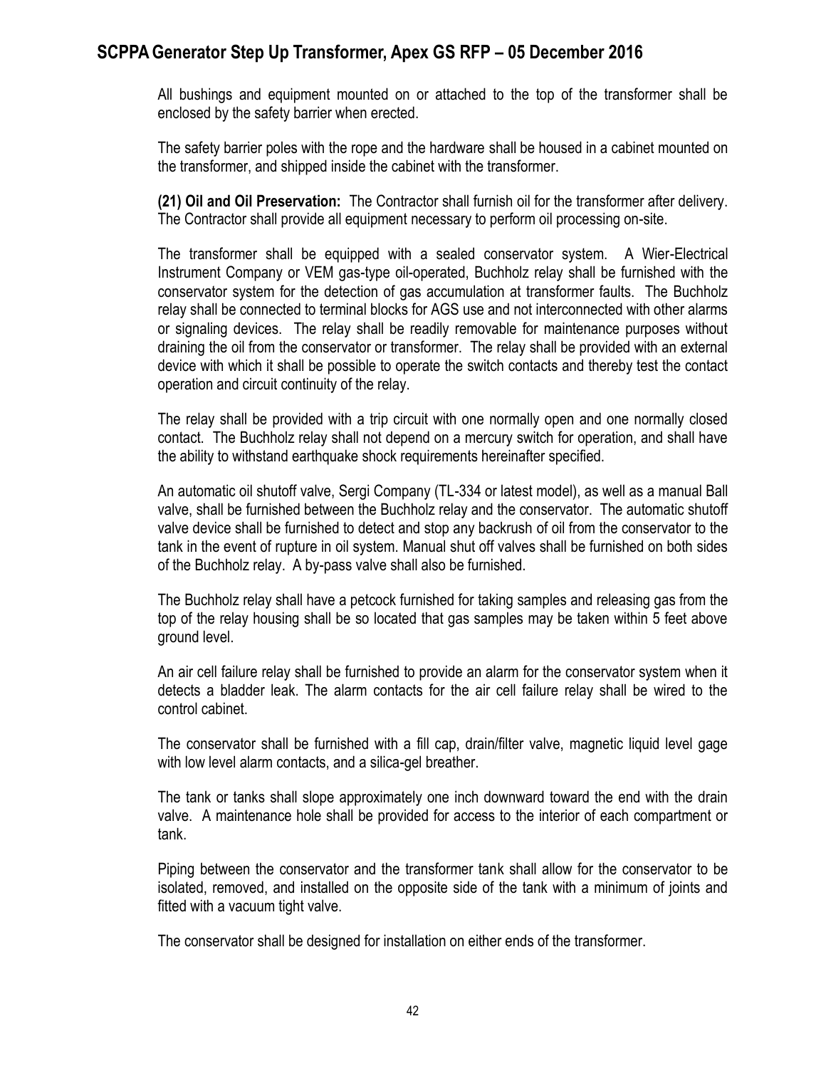All bushings and equipment mounted on or attached to the top of the transformer shall be enclosed by the safety barrier when erected.

The safety barrier poles with the rope and the hardware shall be housed in a cabinet mounted on the transformer, and shipped inside the cabinet with the transformer.

**(21) Oil and Oil Preservation:** The Contractor shall furnish oil for the transformer after delivery. The Contractor shall provide all equipment necessary to perform oil processing on-site.

The transformer shall be equipped with a sealed conservator system. A Wier-Electrical Instrument Company or VEM gas-type oil-operated, Buchholz relay shall be furnished with the conservator system for the detection of gas accumulation at transformer faults. The Buchholz relay shall be connected to terminal blocks for AGS use and not interconnected with other alarms or signaling devices. The relay shall be readily removable for maintenance purposes without draining the oil from the conservator or transformer. The relay shall be provided with an external device with which it shall be possible to operate the switch contacts and thereby test the contact operation and circuit continuity of the relay.

The relay shall be provided with a trip circuit with one normally open and one normally closed contact. The Buchholz relay shall not depend on a mercury switch for operation, and shall have the ability to withstand earthquake shock requirements hereinafter specified.

An automatic oil shutoff valve, Sergi Company (TL-334 or latest model), as well as a manual Ball valve, shall be furnished between the Buchholz relay and the conservator. The automatic shutoff valve device shall be furnished to detect and stop any backrush of oil from the conservator to the tank in the event of rupture in oil system. Manual shut off valves shall be furnished on both sides of the Buchholz relay. A by-pass valve shall also be furnished.

The Buchholz relay shall have a petcock furnished for taking samples and releasing gas from the top of the relay housing shall be so located that gas samples may be taken within 5 feet above ground level.

An air cell failure relay shall be furnished to provide an alarm for the conservator system when it detects a bladder leak. The alarm contacts for the air cell failure relay shall be wired to the control cabinet.

The conservator shall be furnished with a fill cap, drain/filter valve, magnetic liquid level gage with low level alarm contacts, and a silica-gel breather.

The tank or tanks shall slope approximately one inch downward toward the end with the drain valve. A maintenance hole shall be provided for access to the interior of each compartment or tank.

Piping between the conservator and the transformer tank shall allow for the conservator to be isolated, removed, and installed on the opposite side of the tank with a minimum of joints and fitted with a vacuum tight valve.

The conservator shall be designed for installation on either ends of the transformer.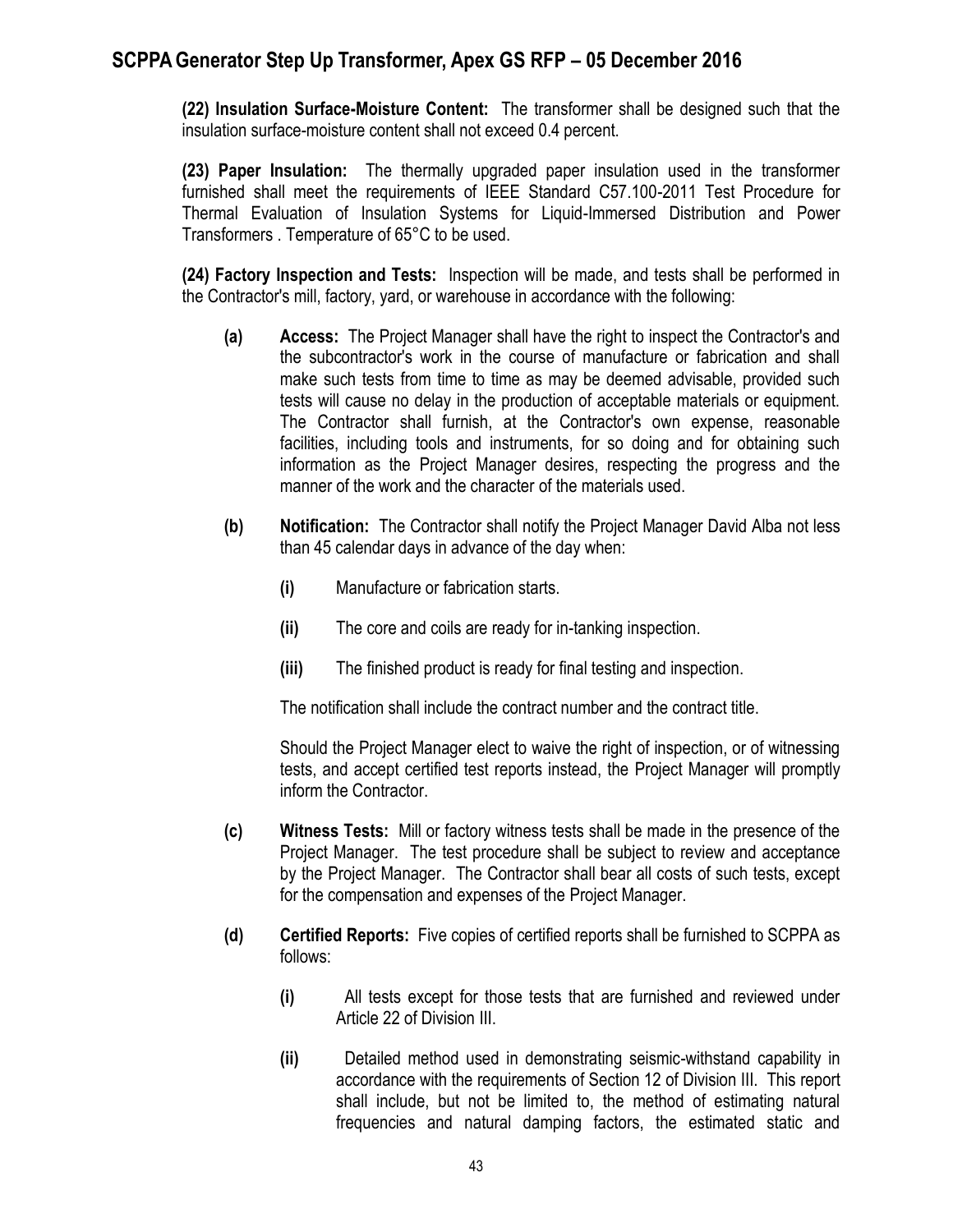**(22) Insulation Surface-Moisture Content:** The transformer shall be designed such that the insulation surface-moisture content shall not exceed 0.4 percent.

**(23) Paper Insulation:** The thermally upgraded paper insulation used in the transformer furnished shall meet the requirements of IEEE Standard C57.100-2011 Test Procedure for Thermal Evaluation of Insulation Systems for Liquid-Immersed Distribution and Power Transformers . Temperature of 65°C to be used.

**(24) Factory Inspection and Tests:** Inspection will be made, and tests shall be performed in the Contractor's mill, factory, yard, or warehouse in accordance with the following:

**(a) Access:** The Project Manager shall have the right to inspect the Contractor's and the subcontractor's work in the course of manufacture or fabrication and shall make such tests from time to time as may be deemed advisable, provided such tests will cause no delay in the production of acceptable materials or equipment. The Contractor shall furnish, at the Contractor's own expense, reasonable facilities, including tools and instruments, for so doing and for obtaining such information as the Project Manager desires, respecting the progress and the manner of the work and the character of the materials used.

**(b) Notification:** The Contractor shall notify the Project Manager David Alba not less than 45 calendar days in advance of the day when:

**(i)** Manufacture or fabrication starts.

**(ii)** The core and coils are ready for in-tanking inspection.

**(iii)** The finished product is ready for final testing and inspection.

The notification shall include the contract number and the contract title.

Should the Project Manager elect to waive the right of inspection, or of witnessing tests, and accept certified test reports instead, the Project Manager will promptly inform the Contractor.

**(c) Witness Tests:** Mill or factory witness tests shall be made in the presence of the Project Manager. The test procedure shall be subject to review and acceptance by the Project Manager. The Contractor shall bear all costs of such tests, except for the compensation and expenses of the Project Manager.

**(d) Certified Reports:** Five copies of certified reports shall be furnished to SCPPA as follows:

**(i)** All tests except for those tests that are furnished and reviewed under Article 22 of Division III.

**(ii)** Detailed method used in demonstrating seismic-withstand capability in accordance with the requirements of Section 12 of Division III. This report shall include, but not be limited to, the method of estimating natural frequencies and natural damping factors, the estimated static and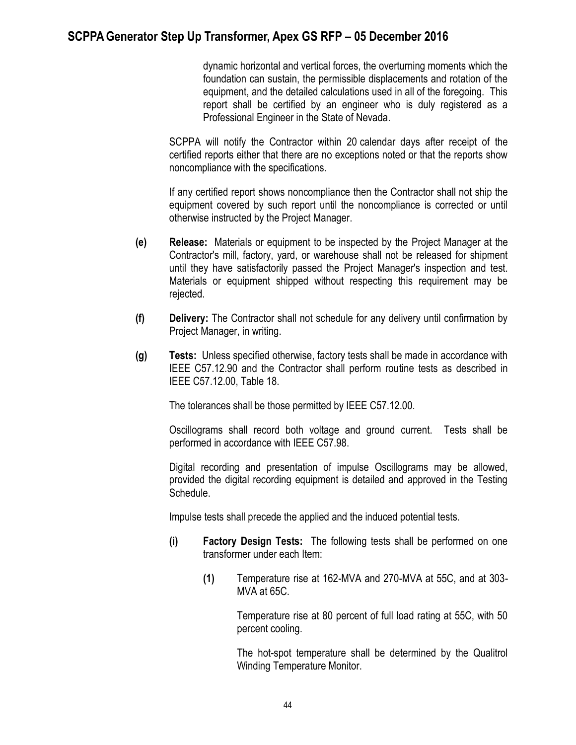dynamic horizontal and vertical forces, the overturning moments which the foundation can sustain, the permissible displacements and rotation of the equipment, and the detailed calculations used in all of the foregoing. This report shall be certified by an engineer who is duly registered as a Professional Engineer in the State of Nevada.

SCPPA will notify the Contractor within 20 calendar days after receipt of the certified reports either that there are no exceptions noted or that the reports show noncompliance with the specifications.

If any certified report shows noncompliance then the Contractor shall not ship the equipment covered by such report until the noncompliance is corrected or until otherwise instructed by the Project Manager.

**(e)** **Release:** Materials or equipment to be inspected by the Project Manager at the Contractor's mill, factory, yard, or warehouse shall not be released for shipment until they have satisfactorily passed the Project Manager's inspection and test. Materials or equipment shipped without respecting this requirement may be rejected.

**(f)** **Delivery:** The Contractor shall not schedule for any delivery until confirmation by Project Manager, in writing.

**(g)** **Tests:** Unless specified otherwise, factory tests shall be made in accordance with IEEE C57.12.90 and the Contractor shall perform routine tests as described in IEEE C57.12.00, Table 18.

The tolerances shall be those permitted by IEEE C57.12.00.

Oscillograms shall record both voltage and ground current. Tests shall be performed in accordance with IEEE C57.98.

Digital recording and presentation of impulse Oscillograms may be allowed, provided the digital recording equipment is detailed and approved in the Testing Schedule.

Impulse tests shall precede the applied and the induced potential tests.

**(i)** **Factory Design Tests:** The following tests shall be performed on one transformer under each Item:

**(1)** Temperature rise at 162-MVA and 270-MVA at 55C, and at 303-MVA at 65C.

Temperature rise at 80 percent of full load rating at 55C, with 50 percent cooling.

The hot-spot temperature shall be determined by the Qualitrol Winding Temperature Monitor.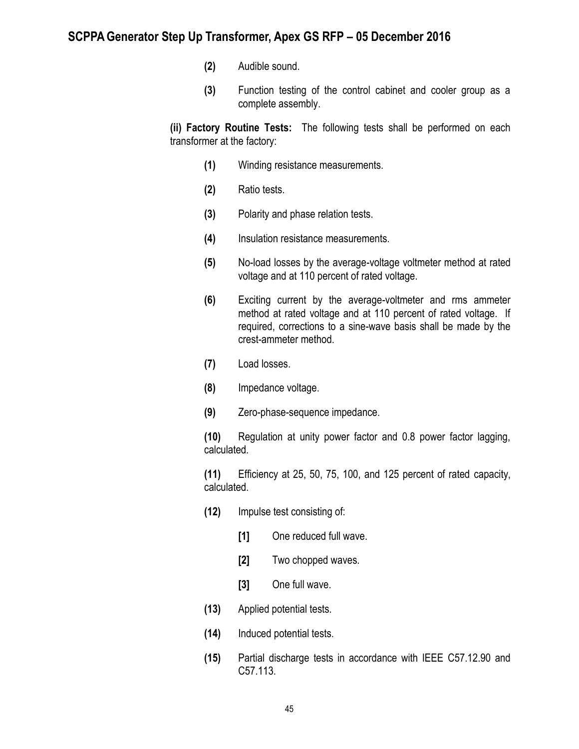**(2)** Audible sound.

**(3)** Function testing of the control cabinet and cooler group as a complete assembly.

**(ii) Factory Routine Tests:** The following tests shall be performed on each transformer at the factory:

**(1)** Winding resistance measurements.

**(2)** Ratio tests.

**(3)** Polarity and phase relation tests.

**(4)** Insulation resistance measurements.

**(5)** No-load losses by the average-voltage voltmeter method at rated voltage and at 110 percent of rated voltage.

**(6)** Exciting current by the average-voltmeter and rms ammeter method at rated voltage and at 110 percent of rated voltage. If required, corrections to a sine-wave basis shall be made by the crest-ammeter method.

**(7)** Load losses.

**(8)** Impedance voltage.

**(9)** Zero-phase-sequence impedance.

**(10)** Regulation at unity power factor and 0.8 power factor lagging, calculated.

**(11)** Efficiency at 25, 50, 75, 100, and 125 percent of rated capacity, calculated.

**(12)** Impulse test consisting of:

**[1]** One reduced full wave.

**[2]** Two chopped waves.

**[3]** One full wave.

**(13)** Applied potential tests.

**(14)** Induced potential tests.

**(15)** Partial discharge tests in accordance with IEEE C57.12.90 and C57.113.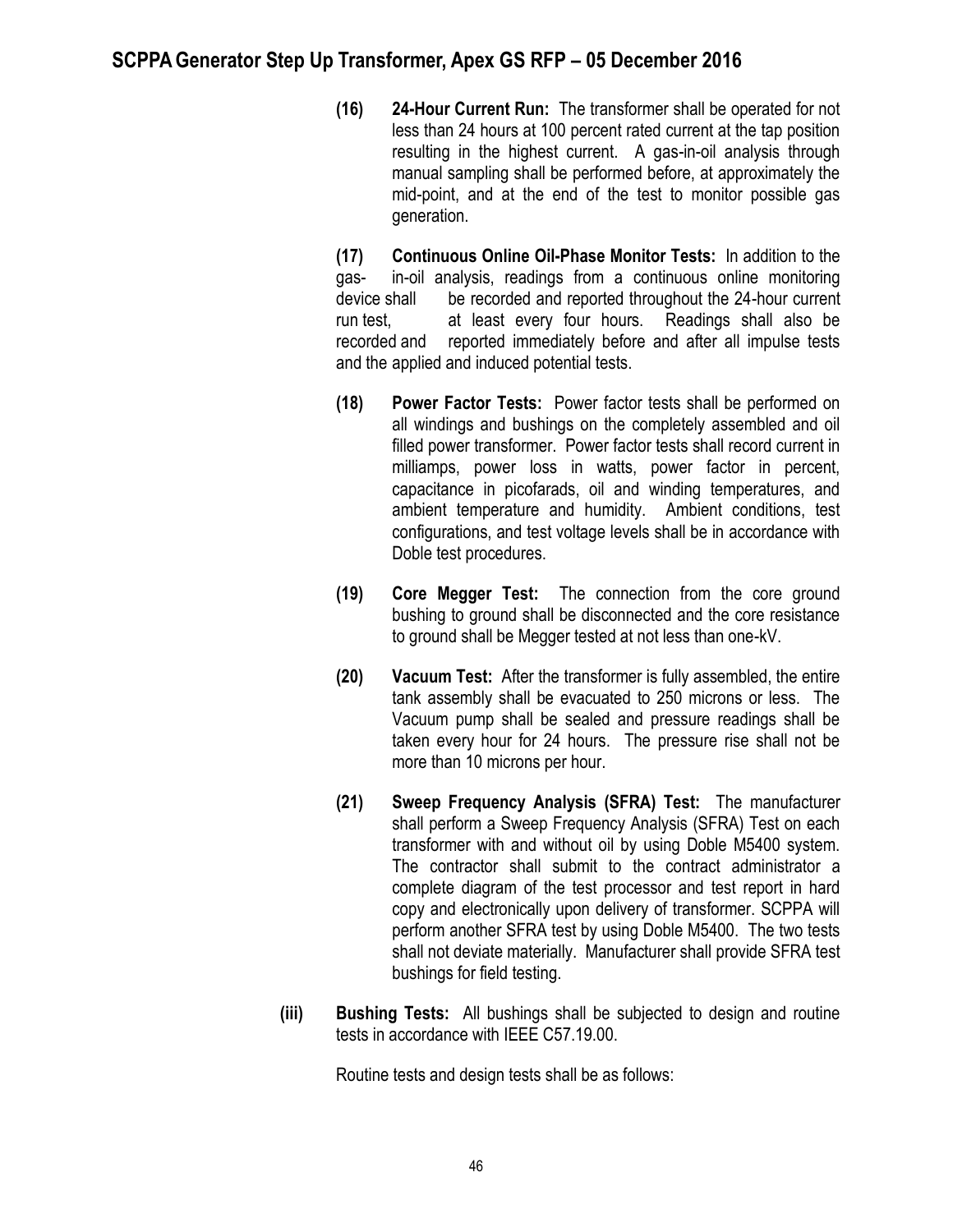**(16) 24-Hour Current Run:** The transformer shall be operated for not less than 24 hours at 100 percent rated current at the tap position resulting in the highest current. A gas-in-oil analysis through manual sampling shall be performed before, at approximately the mid-point, and at the end of the test to monitor possible gas generation.

**(17) Continuous Online Oil-Phase Monitor Tests:** In addition to the gas- in-oil analysis, readings from a continuous online monitoring device shall be recorded and reported throughout the 24-hour current run test, at least every four hours. Readings shall also be recorded and reported immediately before and after all impulse tests and the applied and induced potential tests.

**(18) Power Factor Tests:** Power factor tests shall be performed on all windings and bushings on the completely assembled and oil filled power transformer. Power factor tests shall record current in milliamps, power loss in watts, power factor in percent, capacitance in picofarads, oil and winding temperatures, and ambient temperature and humidity. Ambient conditions, test configurations, and test voltage levels shall be in accordance with Doble test procedures.

**(19) Core Megger Test:** The connection from the core ground bushing to ground shall be disconnected and the core resistance to ground shall be Megger tested at not less than one-kV.

**(20) Vacuum Test:** After the transformer is fully assembled, the entire tank assembly shall be evacuated to 250 microns or less. The Vacuum pump shall be sealed and pressure readings shall be taken every hour for 24 hours. The pressure rise shall not be more than 10 microns per hour.

**(21) Sweep Frequency Analysis (SFRA) Test:** The manufacturer shall perform a Sweep Frequency Analysis (SFRA) Test on each transformer with and without oil by using Doble M5400 system. The contractor shall submit to the contract administrator a complete diagram of the test processor and test report in hard copy and electronically upon delivery of transformer. SCPPA will perform another SFRA test by using Doble M5400. The two tests shall not deviate materially. Manufacturer shall provide SFRA test bushings for field testing.

**(iii) Bushing Tests:** All bushings shall be subjected to design and routine tests in accordance with IEEE C57.19.00.

Routine tests and design tests shall be as follows: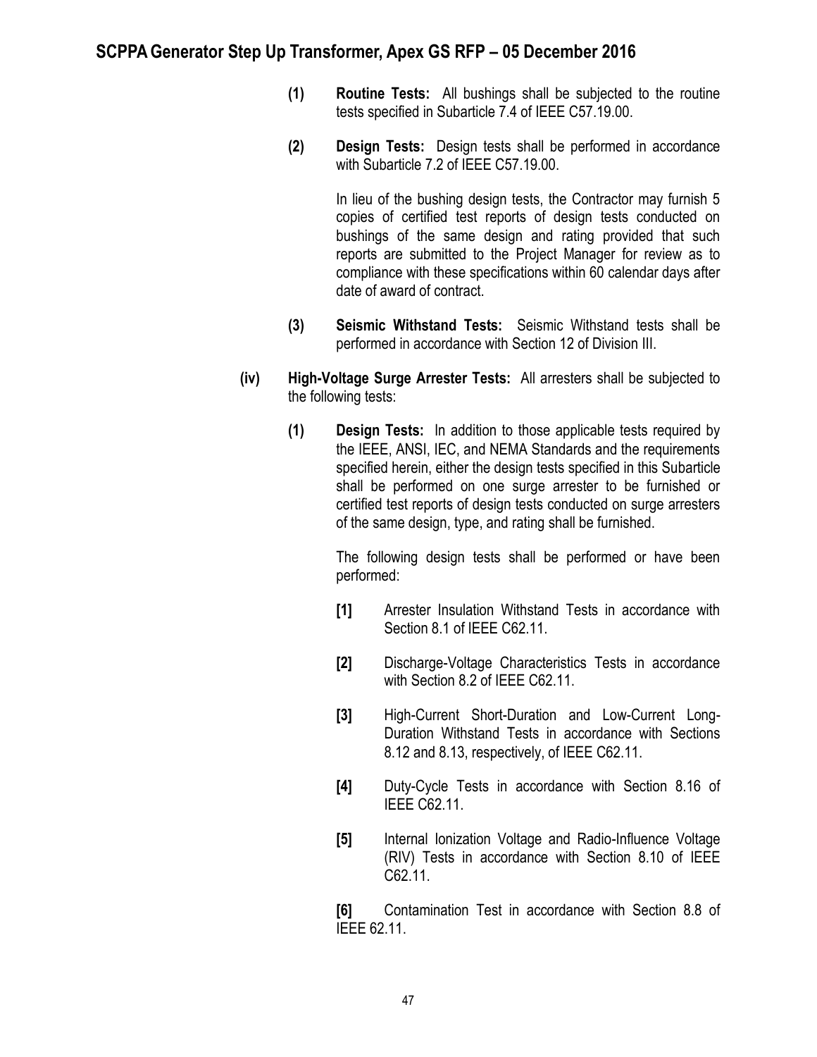(1) **Routine Tests:** All bushings shall be subjected to the routine tests specified in Subarticle 7.4 of IEEE C57.19.00.

(2) **Design Tests:** Design tests shall be performed in accordance with Subarticle 7.2 of IEEE C57.19.00.

In lieu of the bushing design tests, the Contractor may furnish 5 copies of certified test reports of design tests conducted on bushings of the same design and rating provided that such reports are submitted to the Project Manager for review as to compliance with these specifications within 60 calendar days after date of award of contract.

(3) **Seismic Withstand Tests:** Seismic Withstand tests shall be performed in accordance with Section 12 of Division III.

(iv) **High-Voltage Surge Arrester Tests:** All arresters shall be subjected to the following tests:

(1) **Design Tests:** In addition to those applicable tests required by the IEEE, ANSI, IEC, and NEMA Standards and the requirements specified herein, either the design tests specified in this Subarticle shall be performed on one surge arrester to be furnished or certified test reports of design tests conducted on surge arresters of the same design, type, and rating shall be furnished.

The following design tests shall be performed or have been performed:

[1] Arrester Insulation Withstand Tests in accordance with Section 8.1 of IEEE C62.11.

[2] Discharge-Voltage Characteristics Tests in accordance with Section 8.2 of IEEE C62.11.

[3] High-Current Short-Duration and Low-Current Long-Duration Withstand Tests in accordance with Sections 8.12 and 8.13, respectively, of IEEE C62.11.

[4] Duty-Cycle Tests in accordance with Section 8.16 of IEEE C62.11.

[5] Internal Ionization Voltage and Radio-Influence Voltage (RIV) Tests in accordance with Section 8.10 of IEEE C62.11.

[6] Contamination Test in accordance with Section 8.8 of IEEE 62.11.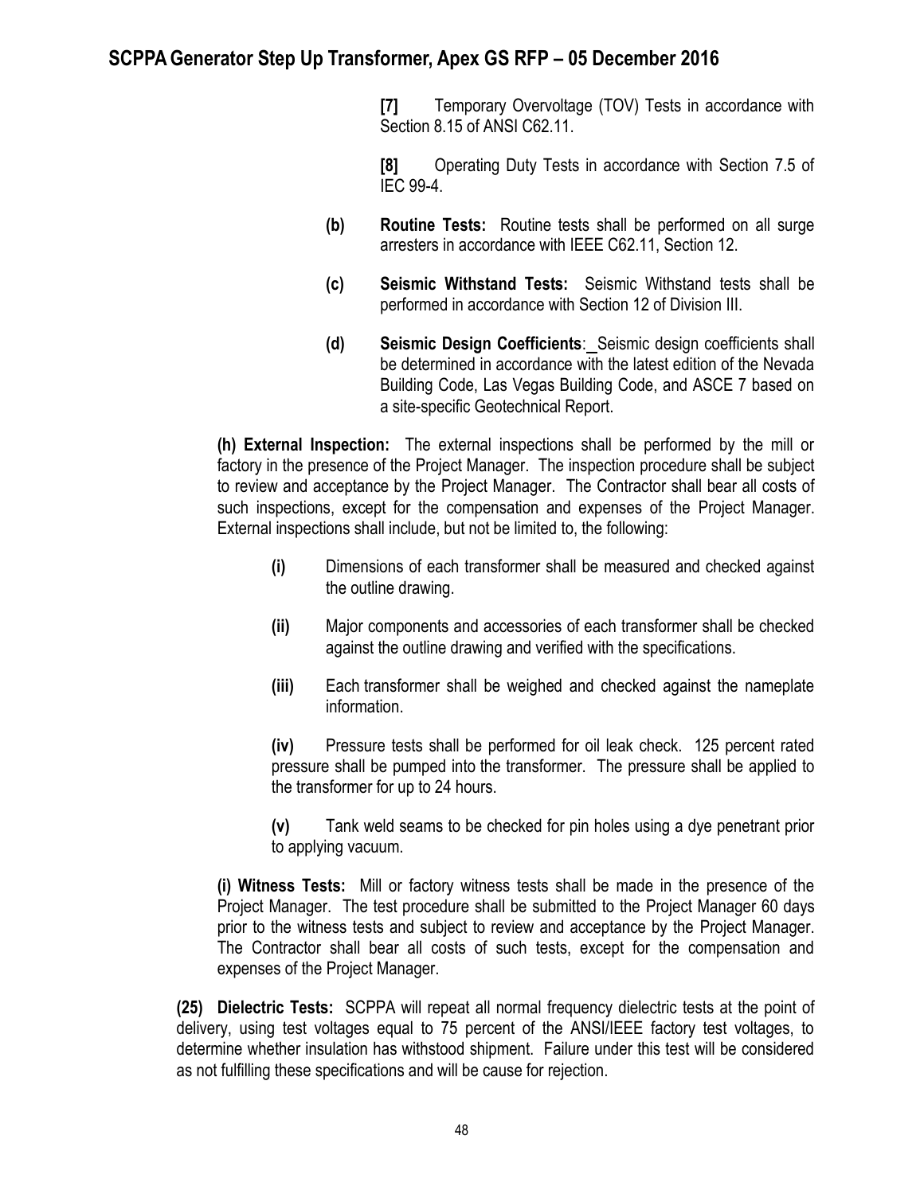**[7]** Temporary Overvoltage (TOV) Tests in accordance with Section 8.15 of ANSI C62.11.

**[8]** Operating Duty Tests in accordance with Section 7.5 of IEC 99-4.

**(b)** **Routine Tests:** Routine tests shall be performed on all surge arresters in accordance with IEEE C62.11, Section 12.

**(c)** **Seismic Withstand Tests:** Seismic Withstand tests shall be performed in accordance with Section 12 of Division III.

**(d)** **Seismic Design Coefficients**: Seismic design coefficients shall be determined in accordance with the latest edition of the Nevada Building Code, Las Vegas Building Code, and ASCE 7 based on a site-specific Geotechnical Report.

**(h) External Inspection:** The external inspections shall be performed by the mill or factory in the presence of the Project Manager. The inspection procedure shall be subject to review and acceptance by the Project Manager. The Contractor shall bear all costs of such inspections, except for the compensation and expenses of the Project Manager. External inspections shall include, but not be limited to, the following:

**(i)** Dimensions of each transformer shall be measured and checked against the outline drawing.

**(ii)** Major components and accessories of each transformer shall be checked against the outline drawing and verified with the specifications.

**(iii)** Each transformer shall be weighed and checked against the nameplate information.

**(iv)** Pressure tests shall be performed for oil leak check. 125 percent rated pressure shall be pumped into the transformer. The pressure shall be applied to the transformer for up to 24 hours.

**(v)** Tank weld seams to be checked for pin holes using a dye penetrant prior to applying vacuum.

**(i) Witness Tests:** Mill or factory witness tests shall be made in the presence of the Project Manager. The test procedure shall be submitted to the Project Manager 60 days prior to the witness tests and subject to review and acceptance by the Project Manager. The Contractor shall bear all costs of such tests, except for the compensation and expenses of the Project Manager.

**(25) Dielectric Tests:** SCPPA will repeat all normal frequency dielectric tests at the point of delivery, using test voltages equal to 75 percent of the ANSI/IEEE factory test voltages, to determine whether insulation has withstood shipment. Failure under this test will be considered as not fulfilling these specifications and will be cause for rejection.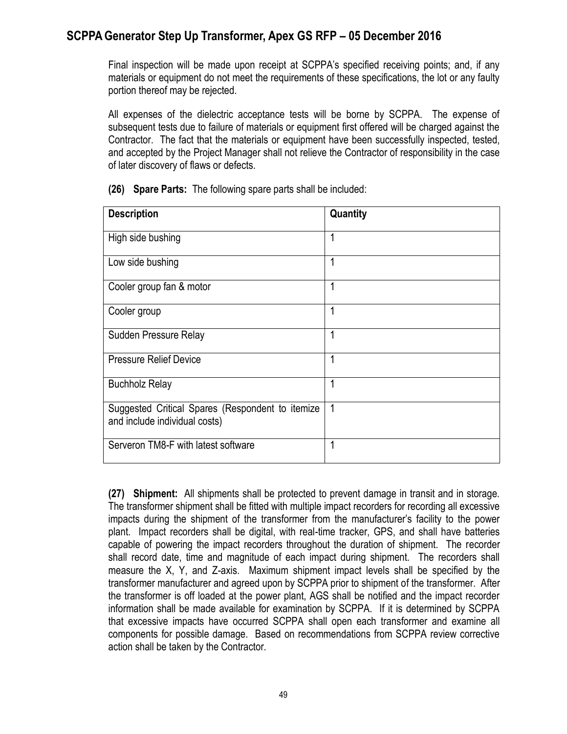Final inspection will be made upon receipt at SCPPA's specified receiving points; and, if any materials or equipment do not meet the requirements of these specifications, the lot or any faulty portion thereof may be rejected.

All expenses of the dielectric acceptance tests will be borne by SCPPA. The expense of subsequent tests due to failure of materials or equipment first offered will be charged against the Contractor. The fact that the materials or equipment have been successfully inspected, tested, and accepted by the Project Manager shall not relieve the Contractor of responsibility in the case of later discovery of flaws or defects.

**(26) Spare Parts:** The following spare parts shall be included:

| Description | Quantity |
|---|---|
| High side bushing | 1 |
| Low side bushing | 1 |
| Cooler group fan & motor | 1 |
| Cooler group | 1 |
| Sudden Pressure Relay | 1 |
| Pressure Relief Device | 1 |
| Buchholz Relay | 1 |
| Suggested Critical Spares (Respondent to itemize and include individual costs) | 1 |
| Serveron TM8-F with latest software | 1 |

**(27) Shipment:** All shipments shall be protected to prevent damage in transit and in storage. The transformer shipment shall be fitted with multiple impact recorders for recording all excessive impacts during the shipment of the transformer from the manufacturer's facility to the power plant. Impact recorders shall be digital, with real-time tracker, GPS, and shall have batteries capable of powering the impact recorders throughout the duration of shipment. The recorder shall record date, time and magnitude of each impact during shipment. The recorders shall measure the X, Y, and Z-axis. Maximum shipment impact levels shall be specified by the transformer manufacturer and agreed upon by SCPPA prior to shipment of the transformer. After the transformer is off loaded at the power plant, AGS shall be notified and the impact recorder information shall be made available for examination by SCPPA. If it is determined by SCPPA that excessive impacts have occurred SCPPA shall open each transformer and examine all components for possible damage. Based on recommendations from SCPPA review corrective action shall be taken by the Contractor.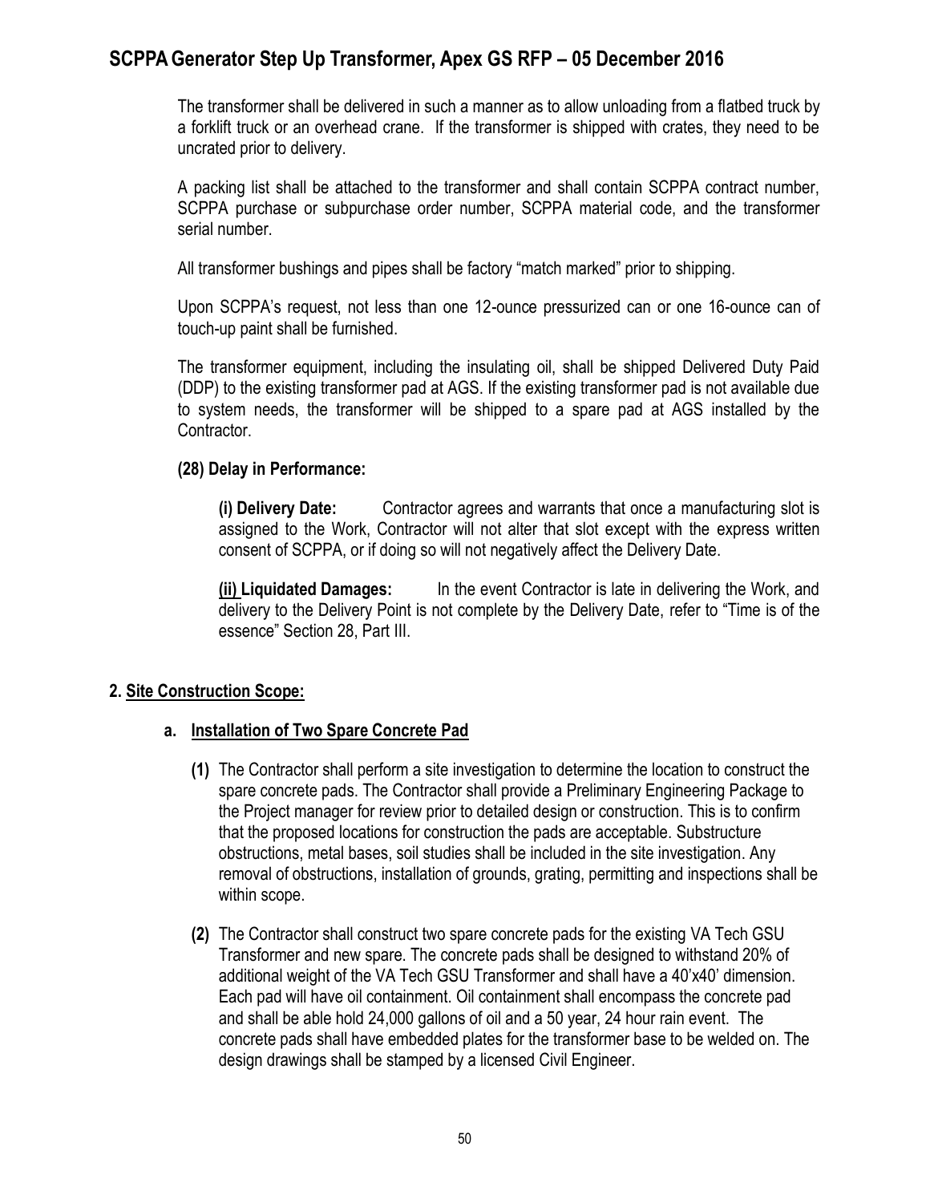The transformer shall be delivered in such a manner as to allow unloading from a flatbed truck by a forklift truck or an overhead crane. If the transformer is shipped with crates, they need to be uncrated prior to delivery.

A packing list shall be attached to the transformer and shall contain SCPPA contract number, SCPPA purchase or subpurchase order number, SCPPA material code, and the transformer serial number.

All transformer bushings and pipes shall be factory "match marked" prior to shipping.

Upon SCPPA's request, not less than one 12-ounce pressurized can or one 16-ounce can of touch-up paint shall be furnished.

The transformer equipment, including the insulating oil, shall be shipped Delivered Duty Paid (DDP) to the existing transformer pad at AGS. If the existing transformer pad is not available due to system needs, the transformer will be shipped to a spare pad at AGS installed by the Contractor.

**(28) Delay in Performance:**

**(i) Delivery Date:** Contractor agrees and warrants that once a manufacturing slot is assigned to the Work, Contractor will not alter that slot except with the express written consent of SCPPA, or if doing so will not negatively affect the Delivery Date.

**(ii) Liquidated Damages:** In the event Contractor is late in delivering the Work, and delivery to the Delivery Point is not complete by the Delivery Date, refer to "Time is of the essence" Section 28, Part III.

## 2. Site Construction Scope:

### a. Installation of Two Spare Concrete Pad

**(1)** The Contractor shall perform a site investigation to determine the location to construct the spare concrete pads. The Contractor shall provide a Preliminary Engineering Package to the Project manager for review prior to detailed design or construction. This is to confirm that the proposed locations for construction the pads are acceptable. Substructure obstructions, metal bases, soil studies shall be included in the site investigation. Any removal of obstructions, installation of grounds, grating, permitting and inspections shall be within scope.

**(2)** The Contractor shall construct two spare concrete pads for the existing VA Tech GSU Transformer and new spare. The concrete pads shall be designed to withstand 20% of additional weight of the VA Tech GSU Transformer and shall have a 40'x40' dimension. Each pad will have oil containment. Oil containment shall encompass the concrete pad and shall be able hold 24,000 gallons of oil and a 50 year, 24 hour rain event. The concrete pads shall have embedded plates for the transformer base to be welded on. The design drawings shall be stamped by a licensed Civil Engineer.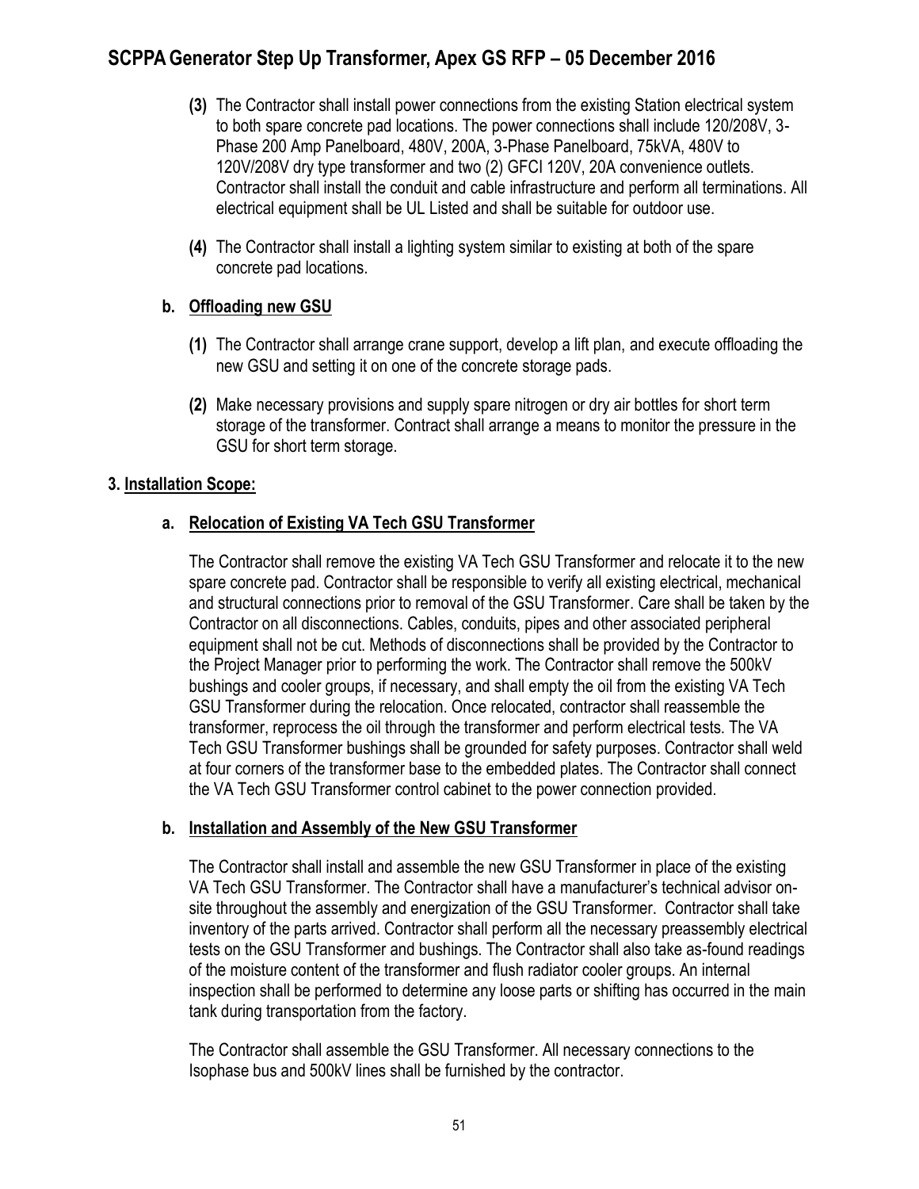**(3)** The Contractor shall install power connections from the existing Station electrical system to both spare concrete pad locations. The power connections shall include 120/208V, 3-Phase 200 Amp Panelboard, 480V, 200A, 3-Phase Panelboard, 75kVA, 480V to 120V/208V dry type transformer and two (2) GFCI 120V, 20A convenience outlets. Contractor shall install the conduit and cable infrastructure and perform all terminations. All electrical equipment shall be UL Listed and shall be suitable for outdoor use.

**(4)** The Contractor shall install a lighting system similar to existing at both of the spare concrete pad locations.

### b. Offloading new GSU

**(1)** The Contractor shall arrange crane support, develop a lift plan, and execute offloading the new GSU and setting it on one of the concrete storage pads.

**(2)** Make necessary provisions and supply spare nitrogen or dry air bottles for short term storage of the transformer. Contract shall arrange a means to monitor the pressure in the GSU for short term storage.

## 3. Installation Scope:

### a. Relocation of Existing VA Tech GSU Transformer

The Contractor shall remove the existing VA Tech GSU Transformer and relocate it to the new spare concrete pad. Contractor shall be responsible to verify all existing electrical, mechanical and structural connections prior to removal of the GSU Transformer. Care shall be taken by the Contractor on all disconnections. Cables, conduits, pipes and other associated peripheral equipment shall not be cut. Methods of disconnections shall be provided by the Contractor to the Project Manager prior to performing the work. The Contractor shall remove the 500kV bushings and cooler groups, if necessary, and shall empty the oil from the existing VA Tech GSU Transformer during the relocation. Once relocated, contractor shall reassemble the transformer, reprocess the oil through the transformer and perform electrical tests. The VA Tech GSU Transformer bushings shall be grounded for safety purposes. Contractor shall weld at four corners of the transformer base to the embedded plates. The Contractor shall connect the VA Tech GSU Transformer control cabinet to the power connection provided.

### b. Installation and Assembly of the New GSU Transformer

The Contractor shall install and assemble the new GSU Transformer in place of the existing VA Tech GSU Transformer. The Contractor shall have a manufacturer's technical advisor on-site throughout the assembly and energization of the GSU Transformer. Contractor shall take inventory of the parts arrived. Contractor shall perform all the necessary preassembly electrical tests on the GSU Transformer and bushings. The Contractor shall also take as-found readings of the moisture content of the transformer and flush radiator cooler groups. An internal inspection shall be performed to determine any loose parts or shifting has occurred in the main tank during transportation from the factory.

The Contractor shall assemble the GSU Transformer. All necessary connections to the Isophase bus and 500kV lines shall be furnished by the contractor.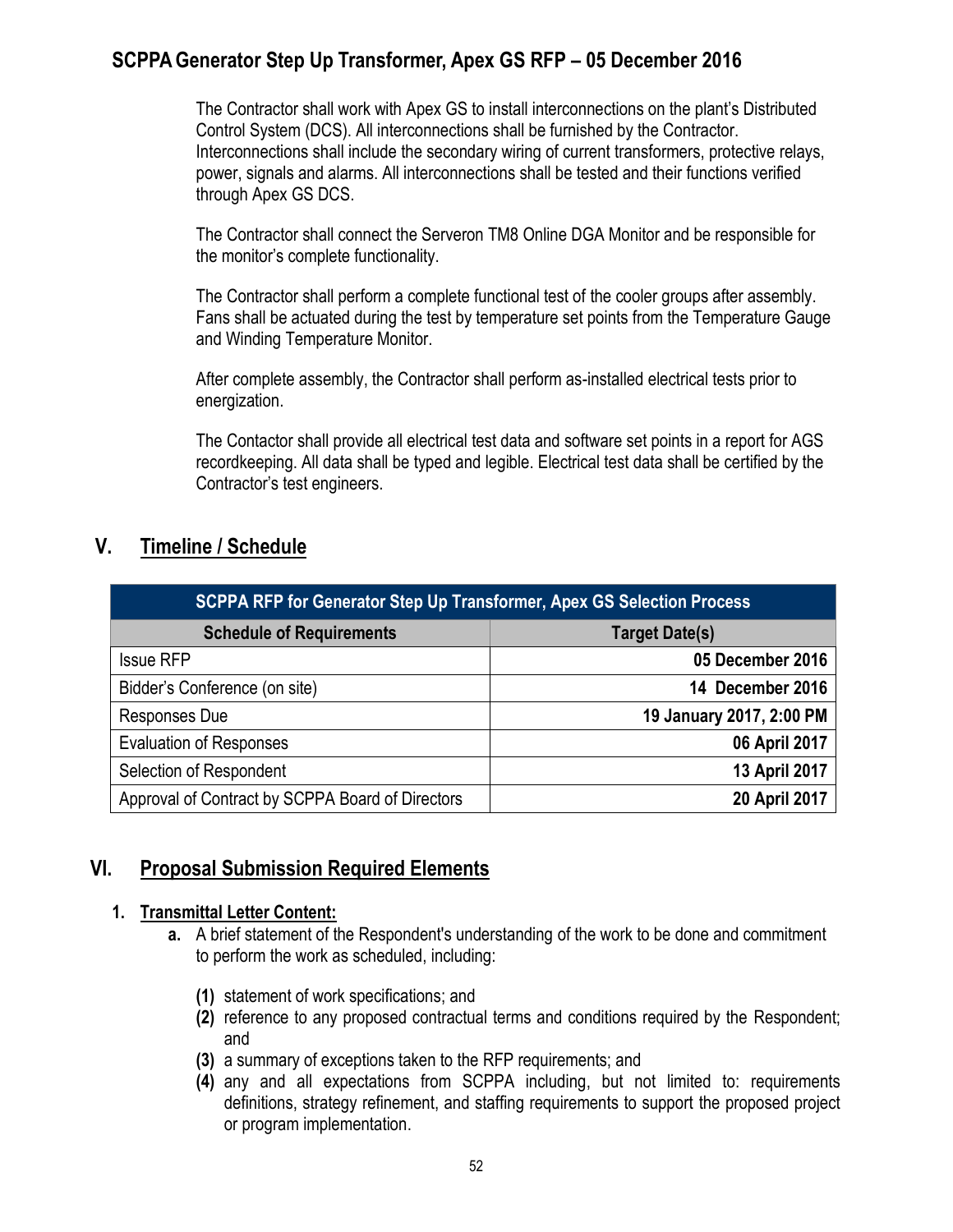The Contractor shall work with Apex GS to install interconnections on the plant's Distributed Control System (DCS). All interconnections shall be furnished by the Contractor. Interconnections shall include the secondary wiring of current transformers, protective relays, power, signals and alarms. All interconnections shall be tested and their functions verified through Apex GS DCS.

The Contractor shall connect the Serveron TM8 Online DGA Monitor and be responsible for the monitor's complete functionality.

The Contractor shall perform a complete functional test of the cooler groups after assembly. Fans shall be actuated during the test by temperature set points from the Temperature Gauge and Winding Temperature Monitor.

After complete assembly, the Contractor shall perform as-installed electrical tests prior to energization.

The Contactor shall provide all electrical test data and software set points in a report for AGS recordkeeping. All data shall be typed and legible. Electrical test data shall be certified by the Contractor's test engineers.

## V. Timeline / Schedule

| SCPPA RFP for Generator Step Up Transformer, Apex GS Selection Process | |
|---|---|
| **Schedule of Requirements** | **Target Date(s)** |
| Issue RFP | **05 December 2016** |
| Bidder's Conference (on site) | **14 December 2016** |
| Responses Due | **19 January 2017, 2:00 PM** |
| Evaluation of Responses | **06 April 2017** |
| Selection of Respondent | **13 April 2017** |
| Approval of Contract by SCPPA Board of Directors | **20 April 2017** |

## VI. Proposal Submission Required Elements

### 1. Transmittal Letter Content:

**a.** A brief statement of the Respondent's understanding of the work to be done and commitment to perform the work as scheduled, including:

**(1)** statement of work specifications; and

**(2)** reference to any proposed contractual terms and conditions required by the Respondent; and

**(3)** a summary of exceptions taken to the RFP requirements; and

**(4)** any and all expectations from SCPPA including, but not limited to: requirements definitions, strategy refinement, and staffing requirements to support the proposed project or program implementation.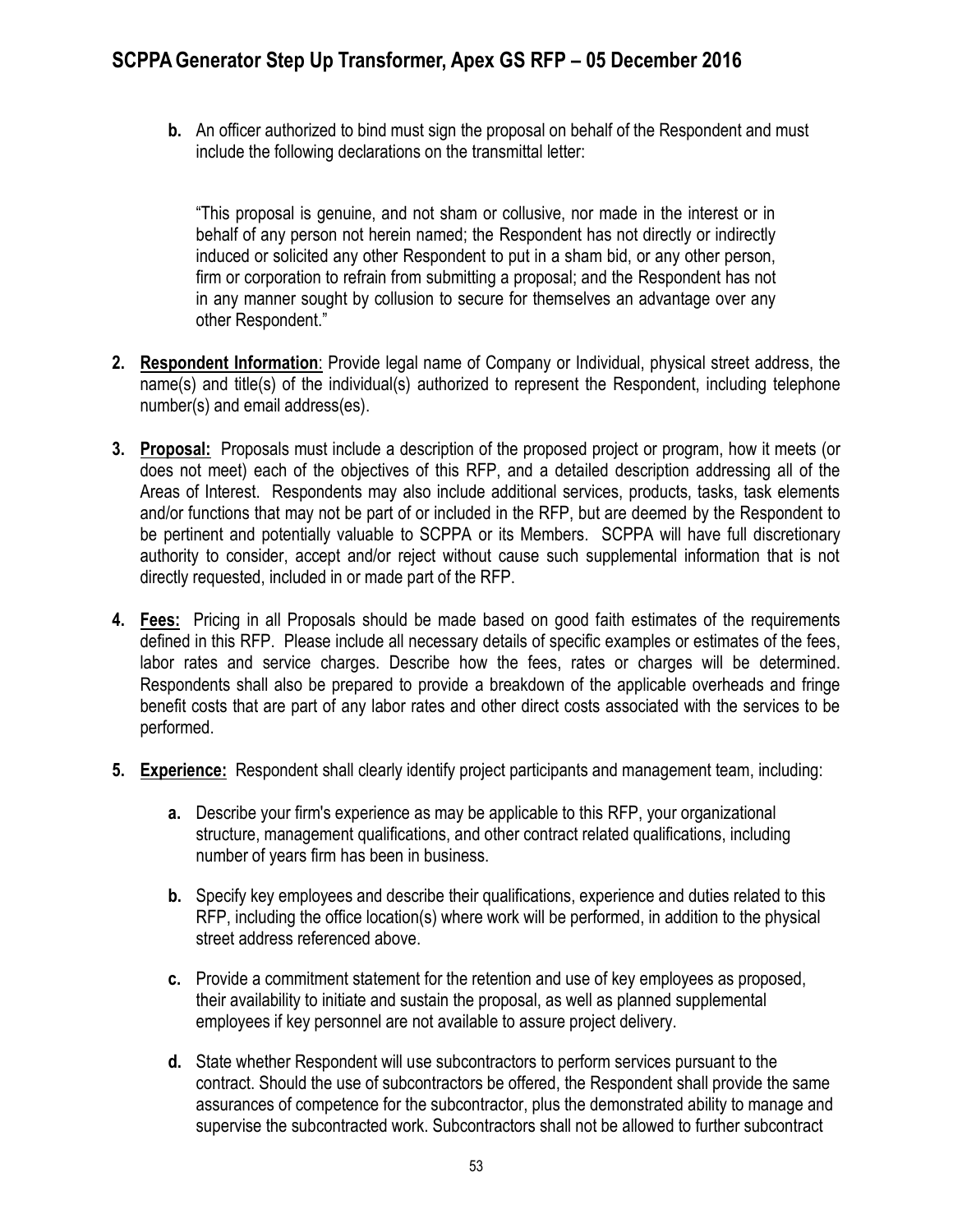b. An officer authorized to bind must sign the proposal on behalf of the Respondent and must include the following declarations on the transmittal letter:

"This proposal is genuine, and not sham or collusive, nor made in the interest or in behalf of any person not herein named; the Respondent has not directly or indirectly induced or solicited any other Respondent to put in a sham bid, or any other person, firm or corporation to refrain from submitting a proposal; and the Respondent has not in any manner sought by collusion to secure for themselves an advantage over any other Respondent."

2. **Respondent Information**: Provide legal name of Company or Individual, physical street address, the name(s) and title(s) of the individual(s) authorized to represent the Respondent, including telephone number(s) and email address(es).

3. **Proposal:** Proposals must include a description of the proposed project or program, how it meets (or does not meet) each of the objectives of this RFP, and a detailed description addressing all of the Areas of Interest. Respondents may also include additional services, products, tasks, task elements and/or functions that may not be part of or included in the RFP, but are deemed by the Respondent to be pertinent and potentially valuable to SCPPA or its Members. SCPPA will have full discretionary authority to consider, accept and/or reject without cause such supplemental information that is not directly requested, included in or made part of the RFP.

4. **Fees:** Pricing in all Proposals should be made based on good faith estimates of the requirements defined in this RFP. Please include all necessary details of specific examples or estimates of the fees, labor rates and service charges. Describe how the fees, rates or charges will be determined. Respondents shall also be prepared to provide a breakdown of the applicable overheads and fringe benefit costs that are part of any labor rates and other direct costs associated with the services to be performed.

5. **Experience:** Respondent shall clearly identify project participants and management team, including:

   a. Describe your firm's experience as may be applicable to this RFP, your organizational structure, management qualifications, and other contract related qualifications, including number of years firm has been in business.

   b. Specify key employees and describe their qualifications, experience and duties related to this RFP, including the office location(s) where work will be performed, in addition to the physical street address referenced above.

   c. Provide a commitment statement for the retention and use of key employees as proposed, their availability to initiate and sustain the proposal, as well as planned supplemental employees if key personnel are not available to assure project delivery.

   d. State whether Respondent will use subcontractors to perform services pursuant to the contract. Should the use of subcontractors be offered, the Respondent shall provide the same assurances of competence for the subcontractor, plus the demonstrated ability to manage and supervise the subcontracted work. Subcontractors shall not be allowed to further subcontract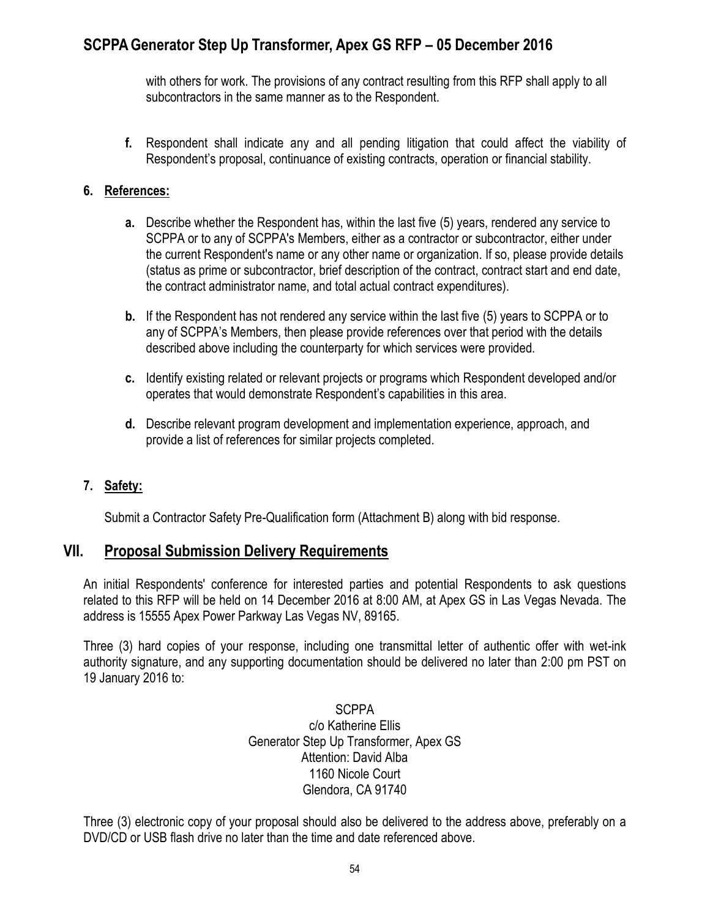with others for work. The provisions of any contract resulting from this RFP shall apply to all subcontractors in the same manner as to the Respondent.

**f.** Respondent shall indicate any and all pending litigation that could affect the viability of Respondent's proposal, continuance of existing contracts, operation or financial stability.

**6. References:**

**a.** Describe whether the Respondent has, within the last five (5) years, rendered any service to SCPPA or to any of SCPPA's Members, either as a contractor or subcontractor, either under the current Respondent's name or any other name or organization. If so, please provide details (status as prime or subcontractor, brief description of the contract, contract start and end date, the contract administrator name, and total actual contract expenditures).

**b.** If the Respondent has not rendered any service within the last five (5) years to SCPPA or to any of SCPPA's Members, then please provide references over that period with the details described above including the counterparty for which services were provided.

**c.** Identify existing related or relevant projects or programs which Respondent developed and/or operates that would demonstrate Respondent's capabilities in this area.

**d.** Describe relevant program development and implementation experience, approach, and provide a list of references for similar projects completed.

**7. Safety:**

Submit a Contractor Safety Pre-Qualification form (Attachment B) along with bid response.

## VII. Proposal Submission Delivery Requirements

An initial Respondents' conference for interested parties and potential Respondents to ask questions related to this RFP will be held on 14 December 2016 at 8:00 AM, at Apex GS in Las Vegas Nevada. The address is 15555 Apex Power Parkway Las Vegas NV, 89165.

Three (3) hard copies of your response, including one transmittal letter of authentic offer with wet-ink authority signature, and any supporting documentation should be delivered no later than 2:00 pm PST on 19 January 2016 to:

SCPPA  
c/o Katherine Ellis  
Generator Step Up Transformer, Apex GS  
Attention: David Alba  
1160 Nicole Court  
Glendora, CA 91740

Three (3) electronic copy of your proposal should also be delivered to the address above, preferably on a DVD/CD or USB flash drive no later than the time and date referenced above.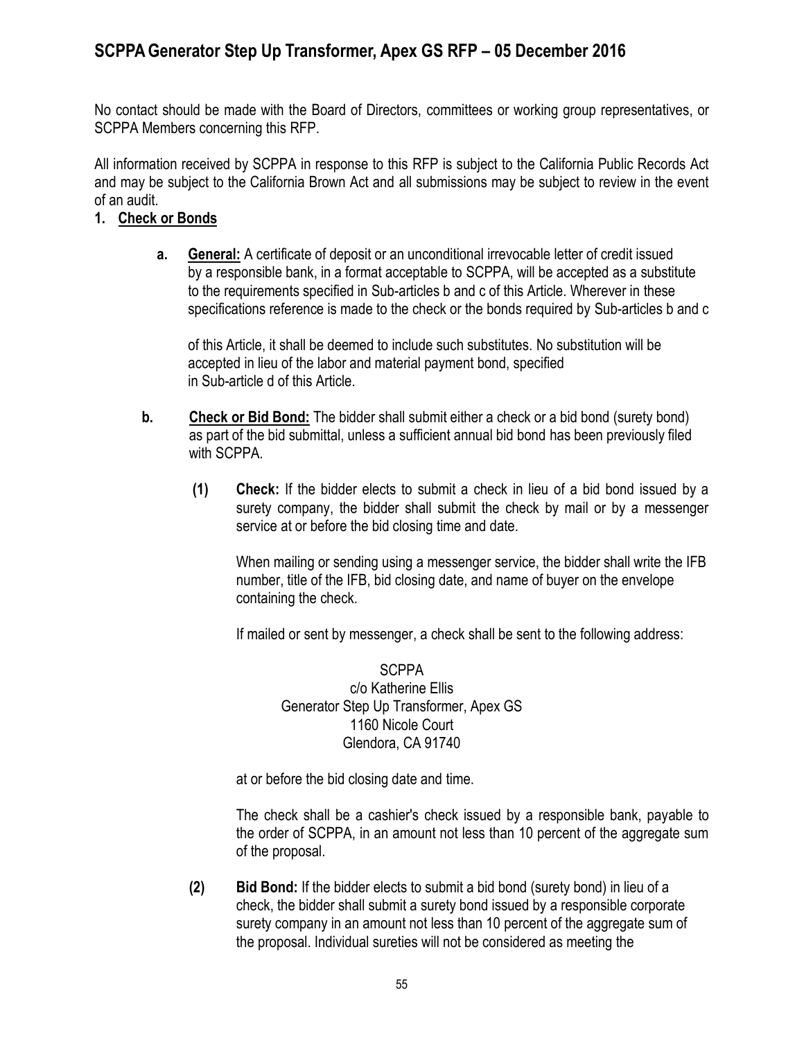No contact should be made with the Board of Directors, committees or working group representatives, or SCPPA Members concerning this RFP.

All information received by SCPPA in response to this RFP is subject to the California Public Records Act and may be subject to the California Brown Act and all submissions may be subject to review in the event of an audit.

1. **Check or Bonds**

   a. **General:** A certificate of deposit or an unconditional irrevocable letter of credit issued by a responsible bank, in a format acceptable to SCPPA, will be accepted as a substitute to the requirements specified in Sub-articles b and c of this Article. Wherever in these specifications reference is made to the check or the bonds required by Sub-articles b and c of this Article, it shall be deemed to include such substitutes. No substitution will be accepted in lieu of the labor and material payment bond, specified in Sub-article d of this Article.

   b. **Check or Bid Bond:** The bidder shall submit either a check or a bid bond (surety bond) as part of the bid submittal, unless a sufficient annual bid bond has been previously filed with SCPPA.

      (1) **Check:** If the bidder elects to submit a check in lieu of a bid bond issued by a surety company, the bidder shall submit the check by mail or by a messenger service at or before the bid closing time and date.

      When mailing or sending using a messenger service, the bidder shall write the IFB number, title of the IFB, bid closing date, and name of buyer on the envelope containing the check.

      If mailed or sent by messenger, a check shall be sent to the following address:

      SCPPA
      c/o Katherine Ellis
      Generator Step Up Transformer, Apex GS
      1160 Nicole Court
      Glendora, CA 91740

      at or before the bid closing date and time.

      The check shall be a cashier's check issued by a responsible bank, payable to the order of SCPPA, in an amount not less than 10 percent of the aggregate sum of the proposal.

      (2) **Bid Bond:** If the bidder elects to submit a bid bond (surety bond) in lieu of a check, the bidder shall submit a surety bond issued by a responsible corporate surety company in an amount not less than 10 percent of the aggregate sum of the proposal. Individual sureties will not be considered as meeting the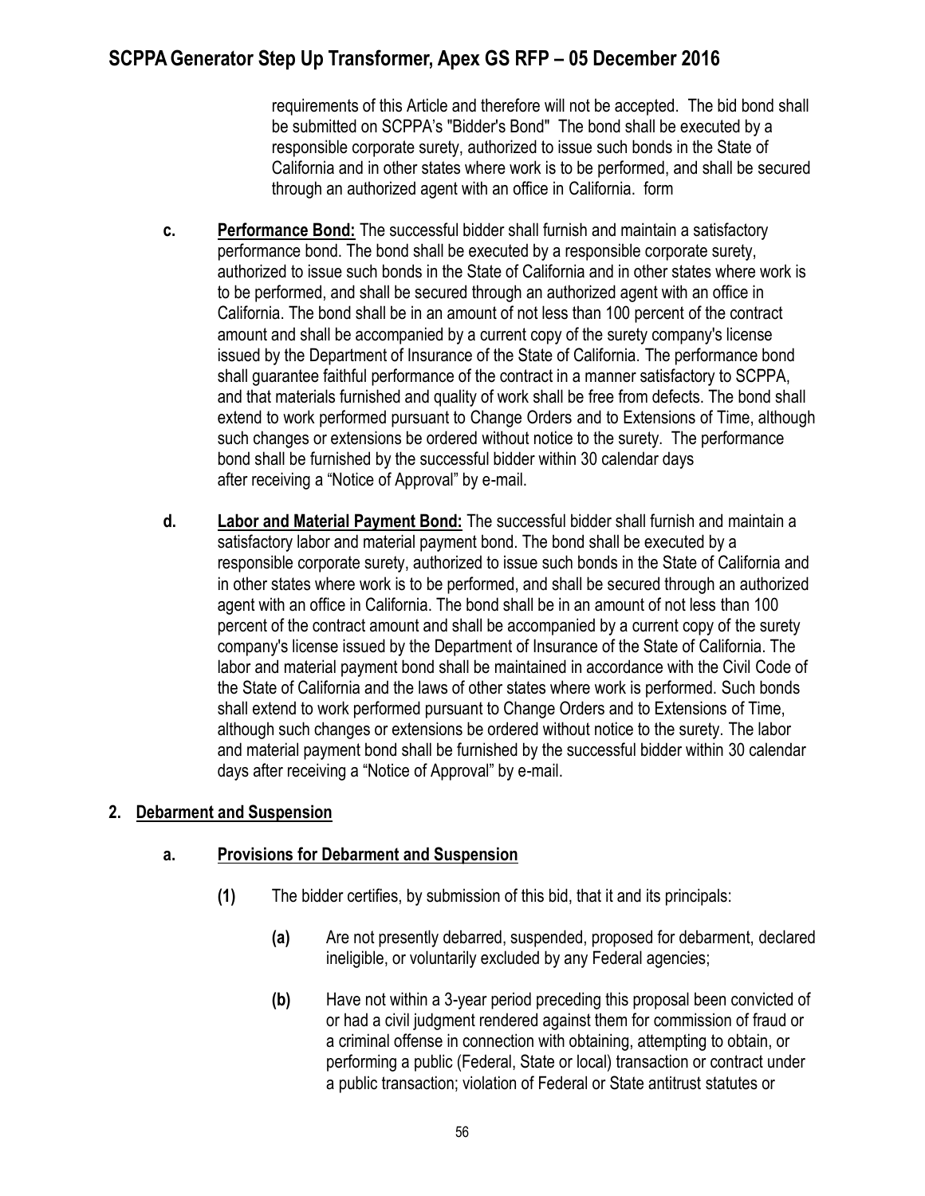requirements of this Article and therefore will not be accepted. The bid bond shall be submitted on SCPPA's "Bidder's Bond" The bond shall be executed by a responsible corporate surety, authorized to issue such bonds in the State of California and in other states where work is to be performed, and shall be secured through an authorized agent with an office in California. form

**c.** **Performance Bond:** The successful bidder shall furnish and maintain a satisfactory performance bond. The bond shall be executed by a responsible corporate surety, authorized to issue such bonds in the State of California and in other states where work is to be performed, and shall be secured through an authorized agent with an office in California. The bond shall be in an amount of not less than 100 percent of the contract amount and shall be accompanied by a current copy of the surety company's license issued by the Department of Insurance of the State of California. The performance bond shall guarantee faithful performance of the contract in a manner satisfactory to SCPPA, and that materials furnished and quality of work shall be free from defects. The bond shall extend to work performed pursuant to Change Orders and to Extensions of Time, although such changes or extensions be ordered without notice to the surety. The performance bond shall be furnished by the successful bidder within 30 calendar days after receiving a "Notice of Approval" by e-mail.

**d.** **Labor and Material Payment Bond:** The successful bidder shall furnish and maintain a satisfactory labor and material payment bond. The bond shall be executed by a responsible corporate surety, authorized to issue such bonds in the State of California and in other states where work is to be performed, and shall be secured through an authorized agent with an office in California. The bond shall be in an amount of not less than 100 percent of the contract amount and shall be accompanied by a current copy of the surety company's license issued by the Department of Insurance of the State of California. The labor and material payment bond shall be maintained in accordance with the Civil Code of the State of California and the laws of other states where work is performed. Such bonds shall extend to work performed pursuant to Change Orders and to Extensions of Time, although such changes or extensions be ordered without notice to the surety. The labor and material payment bond shall be furnished by the successful bidder within 30 calendar days after receiving a "Notice of Approval" by e-mail.

## 2. Debarment and Suspension

### a. Provisions for Debarment and Suspension

**(1)** The bidder certifies, by submission of this bid, that it and its principals:

**(a)** Are not presently debarred, suspended, proposed for debarment, declared ineligible, or voluntarily excluded by any Federal agencies;

**(b)** Have not within a 3-year period preceding this proposal been convicted of or had a civil judgment rendered against them for commission of fraud or a criminal offense in connection with obtaining, attempting to obtain, or performing a public (Federal, State or local) transaction or contract under a public transaction; violation of Federal or State antitrust statutes or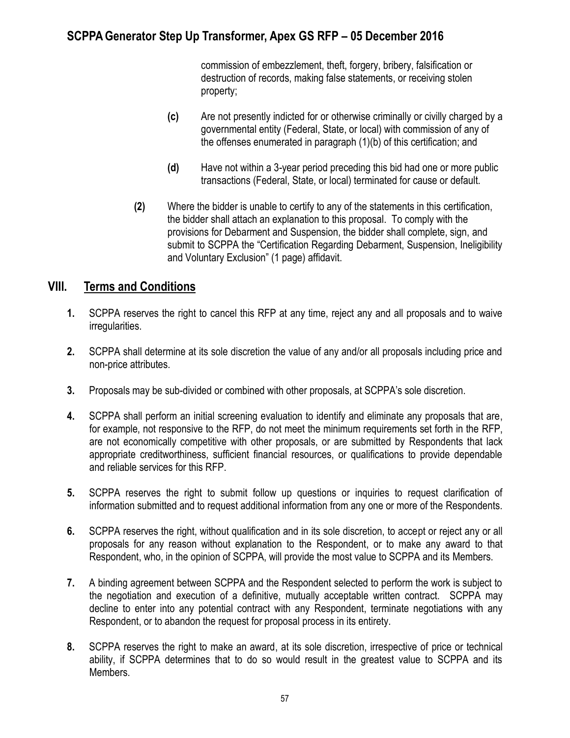commission of embezzlement, theft, forgery, bribery, falsification or destruction of records, making false statements, or receiving stolen property;

**(c)** Are not presently indicted for or otherwise criminally or civilly charged by a governmental entity (Federal, State, or local) with commission of any of the offenses enumerated in paragraph (1)(b) of this certification; and

**(d)** Have not within a 3-year period preceding this bid had one or more public transactions (Federal, State, or local) terminated for cause or default.

**(2)** Where the bidder is unable to certify to any of the statements in this certification, the bidder shall attach an explanation to this proposal. To comply with the provisions for Debarment and Suspension, the bidder shall complete, sign, and submit to SCPPA the "Certification Regarding Debarment, Suspension, Ineligibility and Voluntary Exclusion" (1 page) affidavit.

## VIII. Terms and Conditions

**1.** SCPPA reserves the right to cancel this RFP at any time, reject any and all proposals and to waive irregularities.

**2.** SCPPA shall determine at its sole discretion the value of any and/or all proposals including price and non-price attributes.

**3.** Proposals may be sub-divided or combined with other proposals, at SCPPA's sole discretion.

**4.** SCPPA shall perform an initial screening evaluation to identify and eliminate any proposals that are, for example, not responsive to the RFP, do not meet the minimum requirements set forth in the RFP, are not economically competitive with other proposals, or are submitted by Respondents that lack appropriate creditworthiness, sufficient financial resources, or qualifications to provide dependable and reliable services for this RFP.

**5.** SCPPA reserves the right to submit follow up questions or inquiries to request clarification of information submitted and to request additional information from any one or more of the Respondents.

**6.** SCPPA reserves the right, without qualification and in its sole discretion, to accept or reject any or all proposals for any reason without explanation to the Respondent, or to make any award to that Respondent, who, in the opinion of SCPPA, will provide the most value to SCPPA and its Members.

**7.** A binding agreement between SCPPA and the Respondent selected to perform the work is subject to the negotiation and execution of a definitive, mutually acceptable written contract. SCPPA may decline to enter into any potential contract with any Respondent, terminate negotiations with any Respondent, or to abandon the request for proposal process in its entirety.

**8.** SCPPA reserves the right to make an award, at its sole discretion, irrespective of price or technical ability, if SCPPA determines that to do so would result in the greatest value to SCPPA and its Members.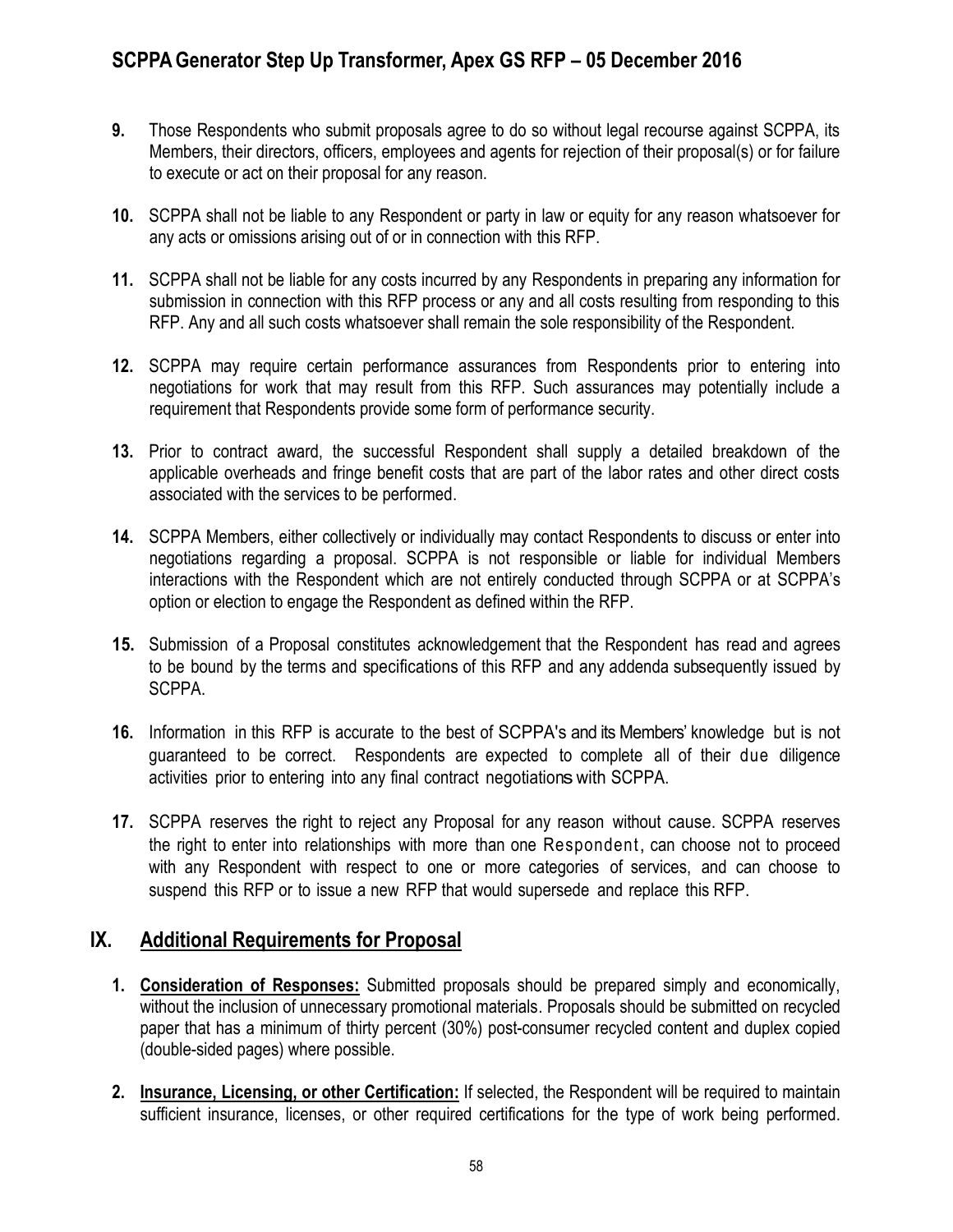**9.** Those Respondents who submit proposals agree to do so without legal recourse against SCPPA, its Members, their directors, officers, employees and agents for rejection of their proposal(s) or for failure to execute or act on their proposal for any reason.

**10.** SCPPA shall not be liable to any Respondent or party in law or equity for any reason whatsoever for any acts or omissions arising out of or in connection with this RFP.

**11.** SCPPA shall not be liable for any costs incurred by any Respondents in preparing any information for submission in connection with this RFP process or any and all costs resulting from responding to this RFP. Any and all such costs whatsoever shall remain the sole responsibility of the Respondent.

**12.** SCPPA may require certain performance assurances from Respondents prior to entering into negotiations for work that may result from this RFP. Such assurances may potentially include a requirement that Respondents provide some form of performance security.

**13.** Prior to contract award, the successful Respondent shall supply a detailed breakdown of the applicable overheads and fringe benefit costs that are part of the labor rates and other direct costs associated with the services to be performed.

**14.** SCPPA Members, either collectively or individually may contact Respondents to discuss or enter into negotiations regarding a proposal. SCPPA is not responsible or liable for individual Members interactions with the Respondent which are not entirely conducted through SCPPA or at SCPPA's option or election to engage the Respondent as defined within the RFP.

**15.** Submission of a Proposal constitutes acknowledgement that the Respondent has read and agrees to be bound by the terms and specifications of this RFP and any addenda subsequently issued by SCPPA.

**16.** Information in this RFP is accurate to the best of SCPPA's and its Members' knowledge but is not guaranteed to be correct. Respondents are expected to complete all of their due diligence activities prior to entering into any final contract negotiations with SCPPA.

**17.** SCPPA reserves the right to reject any Proposal for any reason without cause. SCPPA reserves the right to enter into relationships with more than one Respondent, can choose not to proceed with any Respondent with respect to one or more categories of services, and can choose to suspend this RFP or to issue a new RFP that would supersede and replace this RFP.

## IX. Additional Requirements for Proposal

1. **Consideration of Responses:** Submitted proposals should be prepared simply and economically, without the inclusion of unnecessary promotional materials. Proposals should be submitted on recycled paper that has a minimum of thirty percent (30%) post-consumer recycled content and duplex copied (double-sided pages) where possible.

2. **Insurance, Licensing, or other Certification:** If selected, the Respondent will be required to maintain sufficient insurance, licenses, or other required certifications for the type of work being performed.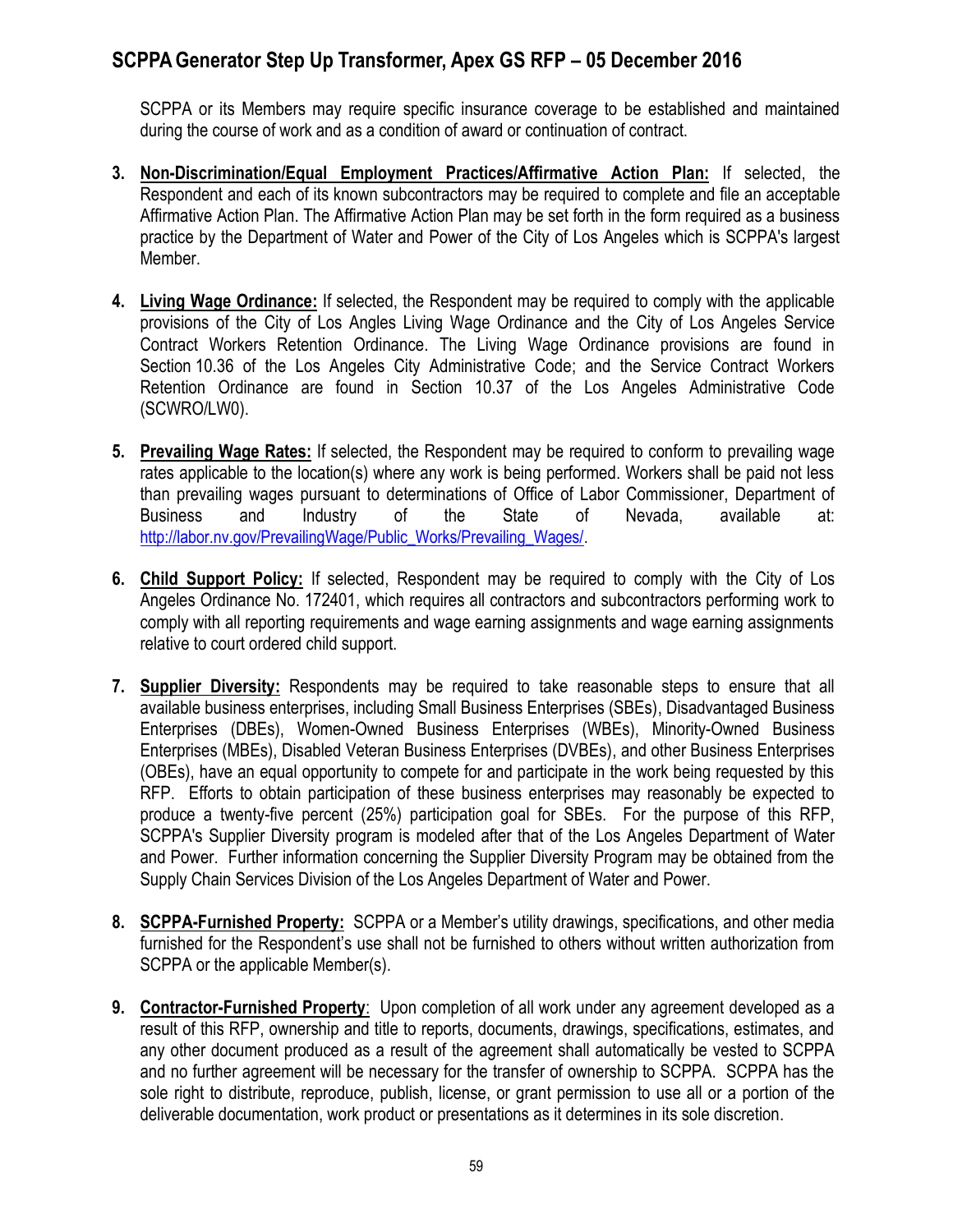SCPPA or its Members may require specific insurance coverage to be established and maintained during the course of work and as a condition of award or continuation of contract.

3. **Non-Discrimination/Equal Employment Practices/Affirmative Action Plan:** If selected, the Respondent and each of its known subcontractors may be required to complete and file an acceptable Affirmative Action Plan. The Affirmative Action Plan may be set forth in the form required as a business practice by the Department of Water and Power of the City of Los Angeles which is SCPPA's largest Member.

4. **Living Wage Ordinance:** If selected, the Respondent may be required to comply with the applicable provisions of the City of Los Angles Living Wage Ordinance and the City of Los Angeles Service Contract Workers Retention Ordinance. The Living Wage Ordinance provisions are found in Section 10.36 of the Los Angeles City Administrative Code; and the Service Contract Workers Retention Ordinance are found in Section 10.37 of the Los Angeles Administrative Code (SCWRO/LW0).

5. **Prevailing Wage Rates:** If selected, the Respondent may be required to conform to prevailing wage rates applicable to the location(s) where any work is being performed. Workers shall be paid not less than prevailing wages pursuant to determinations of Office of Labor Commissioner, Department of Business and Industry of the State of Nevada, available at: http://labor.nv.gov/PrevailingWage/Public_Works/Prevailing_Wages/.

6. **Child Support Policy:** If selected, Respondent may be required to comply with the City of Los Angeles Ordinance No. 172401, which requires all contractors and subcontractors performing work to comply with all reporting requirements and wage earning assignments and wage earning assignments relative to court ordered child support.

7. **Supplier Diversity:** Respondents may be required to take reasonable steps to ensure that all available business enterprises, including Small Business Enterprises (SBEs), Disadvantaged Business Enterprises (DBEs), Women-Owned Business Enterprises (WBEs), Minority-Owned Business Enterprises (MBEs), Disabled Veteran Business Enterprises (DVBEs), and other Business Enterprises (OBEs), have an equal opportunity to compete for and participate in the work being requested by this RFP. Efforts to obtain participation of these business enterprises may reasonably be expected to produce a twenty-five percent (25%) participation goal for SBEs. For the purpose of this RFP, SCPPA's Supplier Diversity program is modeled after that of the Los Angeles Department of Water and Power. Further information concerning the Supplier Diversity Program may be obtained from the Supply Chain Services Division of the Los Angeles Department of Water and Power.

8. **SCPPA-Furnished Property:** SCPPA or a Member's utility drawings, specifications, and other media furnished for the Respondent's use shall not be furnished to others without written authorization from SCPPA or the applicable Member(s).

9. **Contractor-Furnished Property**: Upon completion of all work under any agreement developed as a result of this RFP, ownership and title to reports, documents, drawings, specifications, estimates, and any other document produced as a result of the agreement shall automatically be vested to SCPPA and no further agreement will be necessary for the transfer of ownership to SCPPA. SCPPA has the sole right to distribute, reproduce, publish, license, or grant permission to use all or a portion of the deliverable documentation, work product or presentations as it determines in its sole discretion.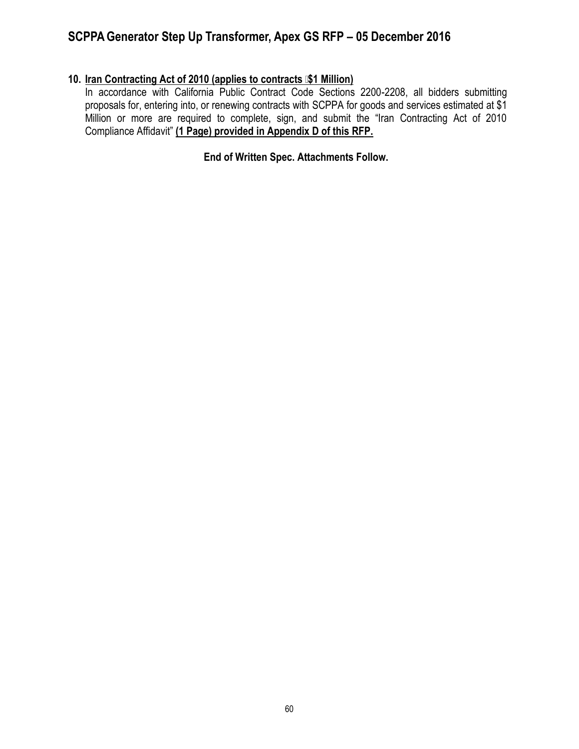**10. Iran Contracting Act of 2010 (applies to contracts ≥$1 Million)**

In accordance with California Public Contract Code Sections 2200-2208, all bidders submitting proposals for, entering into, or renewing contracts with SCPPA for goods and services estimated at $1 Million or more are required to complete, sign, and submit the "Iran Contracting Act of 2010 Compliance Affidavit" **(1 Page) provided in Appendix D of this RFP.**

**End of Written Spec. Attachments Follow.**